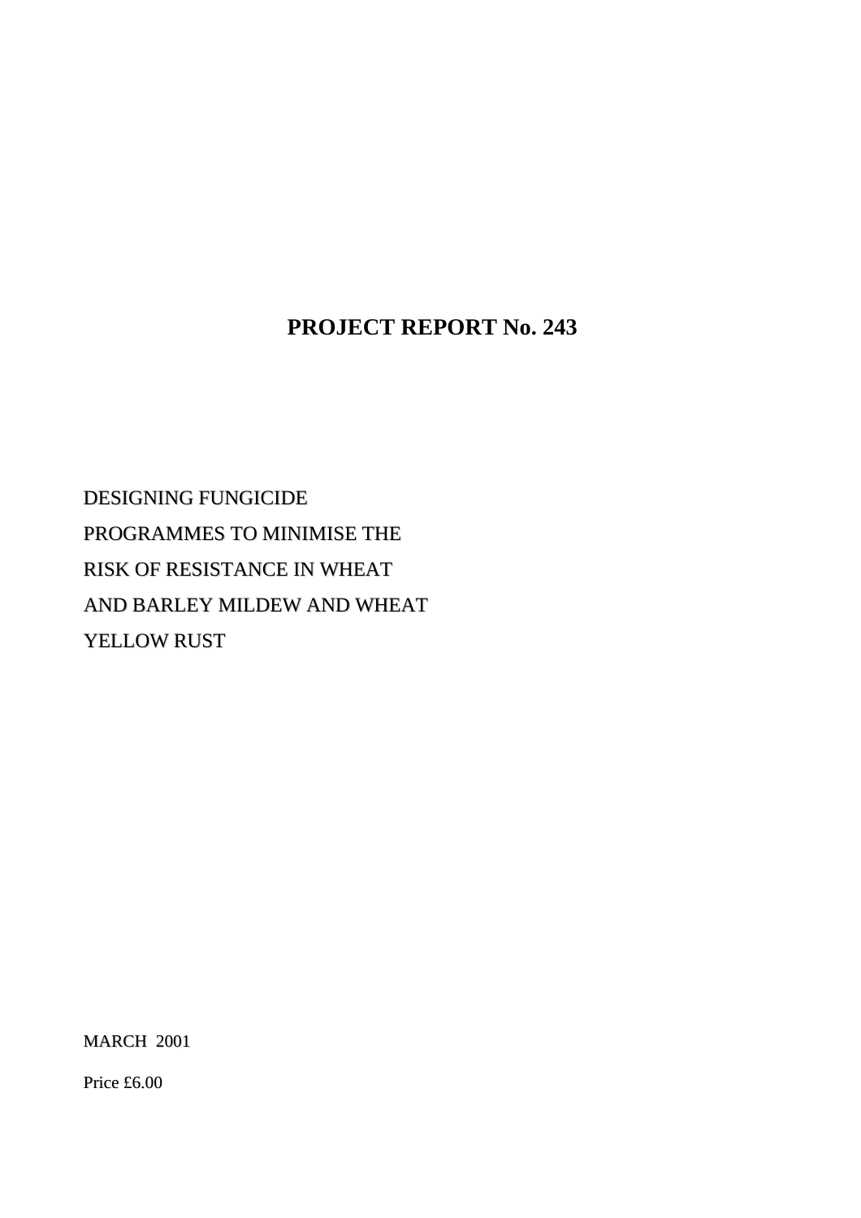# PROJECT REPORT No. 243

DESIGNING FUNGICIDE PROGRAMMES TO MINIMISE THE RISK OF RESISTANCE IN WHEAT AND BARLEY MILDEW AND WHEAT YELLOW RUST

MARCH 2001

Price £6.00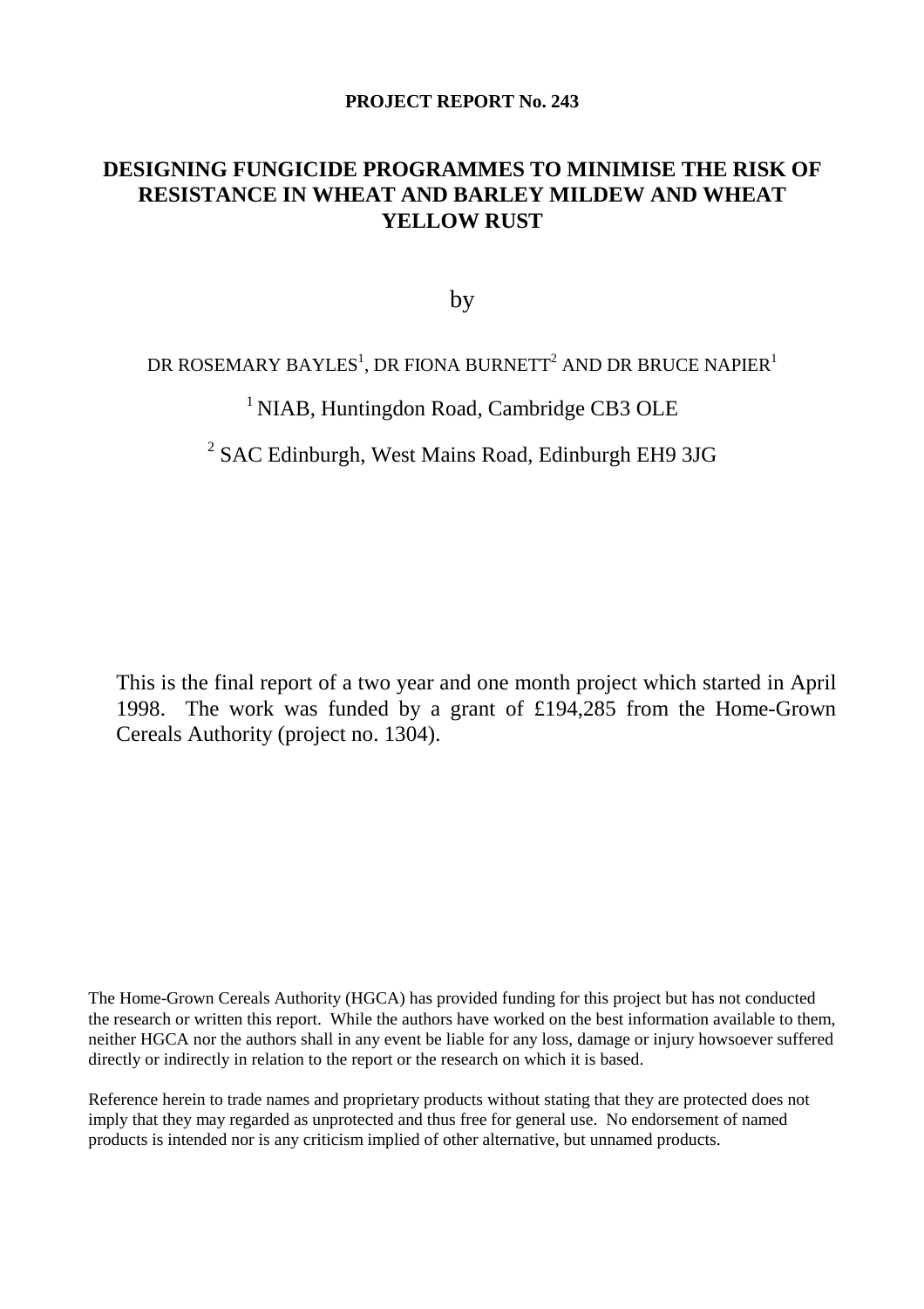**PROJECT REPORT No. 243**

# DESIGNING FUNGICIDE PROGRAMMES TO MINIMISE THE RISK OF RESISTANCE IN WHEAT AND BARLEY MILDEW AND WHEAT YELLOW RUST

by

DR ROSEMARY BAYLES[1], DR FIONA BURNETT[2] AND DR BRUCE NAPIER[1]

[1] NIAB, Huntingdon Road, Cambridge CB3 OLE

[2] SAC Edinburgh, West Mains Road, Edinburgh EH9 3JG

This is the final report of a two year and one month project which started in April 1998. The work was funded by a grant of £194,285 from the Home-Grown Cereals Authority (project no. 1304).

The Home-Grown Cereals Authority (HGCA) has provided funding for this project but has not conducted the research or written this report. While the authors have worked on the best information available to them, neither HGCA nor the authors shall in any event be liable for any loss, damage or injury howsoever suffered directly or indirectly in relation to the report or the research on which it is based.

Reference herein to trade names and proprietary products without stating that they are protected does not imply that they may regarded as unprotected and thus free for general use. No endorsement of named products is intended nor is any criticism implied of other alternative, but unnamed products.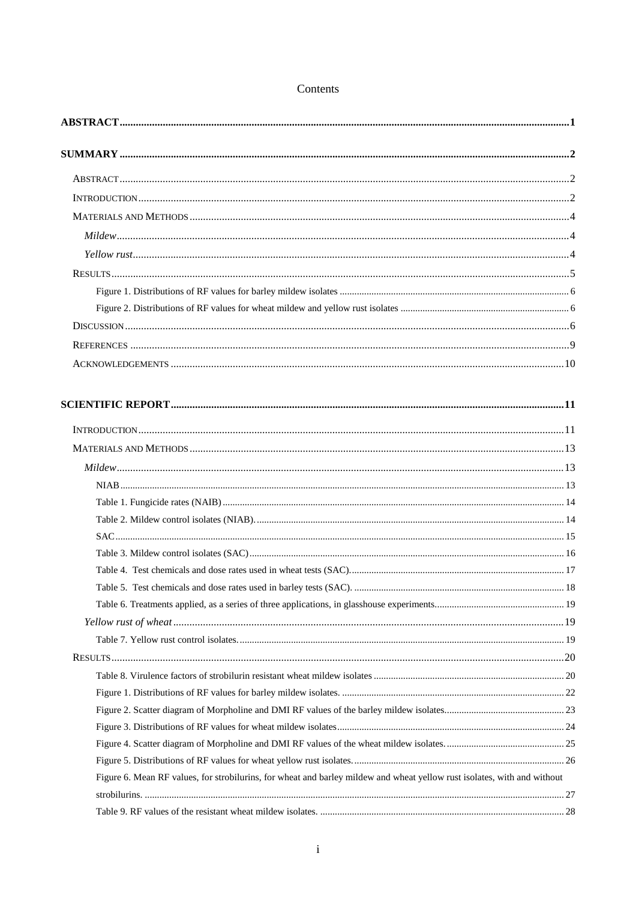# Contents

**ABSTRACT** ........ 1

**SUMMARY** ........ 2

- ABSTRACT ........ 2
- INTRODUCTION ........ 2
- MATERIALS AND METHODS ........ 4
  - *Mildew* ........ 4
  - *Yellow rust* ........ 4
- RESULTS ........ 5
  - Figure 1. Distributions of RF values for barley mildew isolates ........ 6
  - Figure 2. Distributions of RF values for wheat mildew and yellow rust isolates ........ 6
- DISCUSSION ........ 6
- REFERENCES ........ 9
- ACKNOWLEDGEMENTS ........ 10

**SCIENTIFIC REPORT** ........ 11

- INTRODUCTION ........ 11
- MATERIALS AND METHODS ........ 13
  - *Mildew* ........ 13
    - NIAB ........ 13
    - Table 1. Fungicide rates (NAIB) ........ 14
    - Table 2. Mildew control isolates (NIAB). ........ 14
    - SAC ........ 15
    - Table 3. Mildew control isolates (SAC) ........ 16
    - Table 4. Test chemicals and dose rates used in wheat tests (SAC). ........ 17
    - Table 5. Test chemicals and dose rates used in barley tests (SAC). ........ 18
    - Table 6. Treatments applied, as a series of three applications, in glasshouse experiments ........ 19
  - *Yellow rust of wheat* ........ 19
    - Table 7. Yellow rust control isolates. ........ 19
- RESULTS ........ 20
  - Table 8. Virulence factors of strobilurin resistant wheat mildew isolates ........ 20
  - Figure 1. Distributions of RF values for barley mildew isolates. ........ 22
  - Figure 2. Scatter diagram of Morpholine and DMI RF values of the barley mildew isolates ........ 23
  - Figure 3. Distributions of RF values for wheat mildew isolates ........ 24
  - Figure 4. Scatter diagram of Morpholine and DMI RF values of the wheat mildew isolates. ........ 25
  - Figure 5. Distributions of RF values for wheat yellow rust isolates. ........ 26
  - Figure 6. Mean RF values, for strobilurins, for wheat and barley mildew and wheat yellow rust isolates, with and without strobilurins. ........ 27
  - Table 9. RF values of the resistant wheat mildew isolates. ........ 28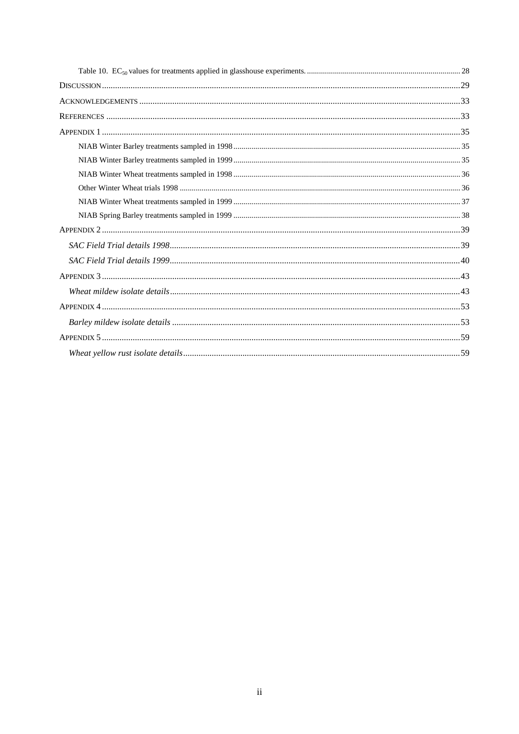Table 10. $EC_{50}$ values for treatments applied in glasshouse experiments. ............................................................................. 28

DISCUSSION ................................................................................................................................................................29

ACKNOWLEDGEMENTS ................................................................................................................................................33

REFERENCES ...............................................................................................................................................................33

APPENDIX 1 .................................................................................................................................................................35

NIAB Winter Barley treatments sampled in 1998 ................................................................................................. 35

NIAB Winter Barley treatments sampled in 1999 ................................................................................................. 35

NIAB Winter Wheat treatments sampled in 1998 ................................................................................................. 36

Other Winter Wheat trials 1998 ............................................................................................................................. 36

NIAB Winter Wheat treatments sampled in 1999 ................................................................................................. 37

NIAB Spring Barley treatments sampled in 1999 ................................................................................................. 38

APPENDIX 2 .................................................................................................................................................................39

*SAC Field Trial details 1998* ..................................................................................................................................39

*SAC Field Trial details 1999* ..................................................................................................................................40

APPENDIX 3 .................................................................................................................................................................43

*Wheat mildew isolate details* ..................................................................................................................................43

APPENDIX 4 .................................................................................................................................................................53

*Barley mildew isolate details* .................................................................................................................................53

APPENDIX 5 .................................................................................................................................................................59

*Wheat yellow rust isolate details* ............................................................................................................................59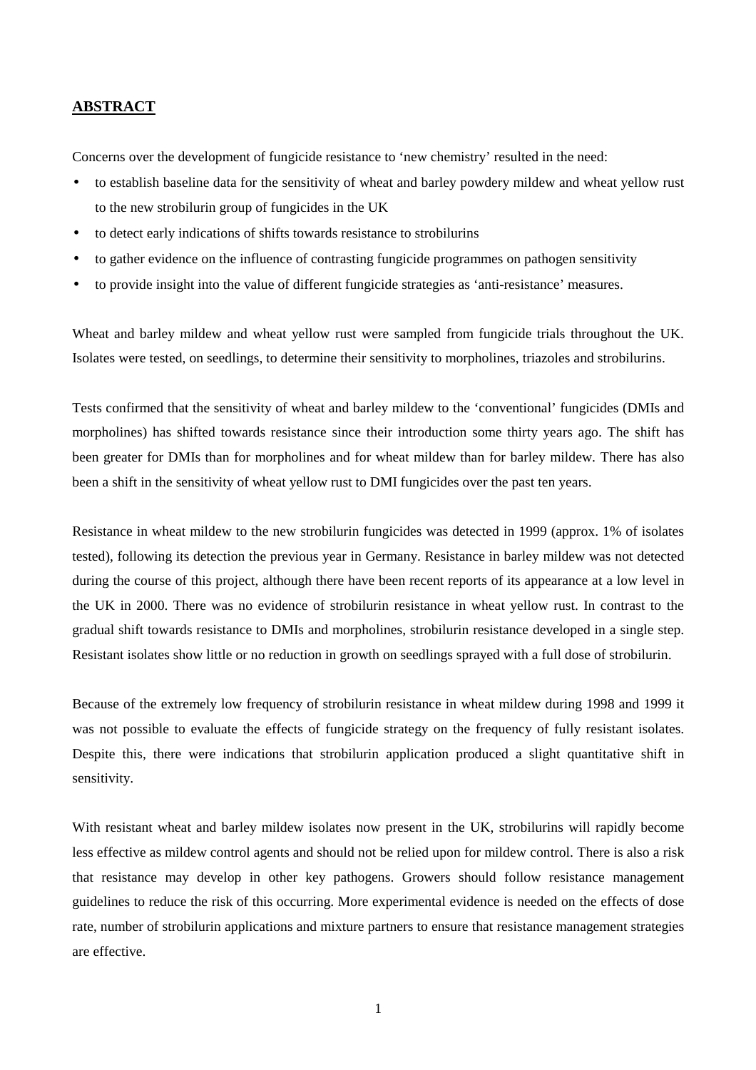## ABSTRACT

Concerns over the development of fungicide resistance to 'new chemistry' resulted in the need:

- to establish baseline data for the sensitivity of wheat and barley powdery mildew and wheat yellow rust to the new strobilurin group of fungicides in the UK
- to detect early indications of shifts towards resistance to strobilurins
- to gather evidence on the influence of contrasting fungicide programmes on pathogen sensitivity
- to provide insight into the value of different fungicide strategies as 'anti-resistance' measures.

Wheat and barley mildew and wheat yellow rust were sampled from fungicide trials throughout the UK. Isolates were tested, on seedlings, to determine their sensitivity to morpholines, triazoles and strobilurins.

Tests confirmed that the sensitivity of wheat and barley mildew to the 'conventional' fungicides (DMIs and morpholines) has shifted towards resistance since their introduction some thirty years ago. The shift has been greater for DMIs than for morpholines and for wheat mildew than for barley mildew. There has also been a shift in the sensitivity of wheat yellow rust to DMI fungicides over the past ten years.

Resistance in wheat mildew to the new strobilurin fungicides was detected in 1999 (approx. 1% of isolates tested), following its detection the previous year in Germany. Resistance in barley mildew was not detected during the course of this project, although there have been recent reports of its appearance at a low level in the UK in 2000. There was no evidence of strobilurin resistance in wheat yellow rust. In contrast to the gradual shift towards resistance to DMIs and morpholines, strobilurin resistance developed in a single step. Resistant isolates show little or no reduction in growth on seedlings sprayed with a full dose of strobilurin.

Because of the extremely low frequency of strobilurin resistance in wheat mildew during 1998 and 1999 it was not possible to evaluate the effects of fungicide strategy on the frequency of fully resistant isolates. Despite this, there were indications that strobilurin application produced a slight quantitative shift in sensitivity.

With resistant wheat and barley mildew isolates now present in the UK, strobilurins will rapidly become less effective as mildew control agents and should not be relied upon for mildew control. There is also a risk that resistance may develop in other key pathogens. Growers should follow resistance management guidelines to reduce the risk of this occurring. More experimental evidence is needed on the effects of dose rate, number of strobilurin applications and mixture partners to ensure that resistance management strategies are effective.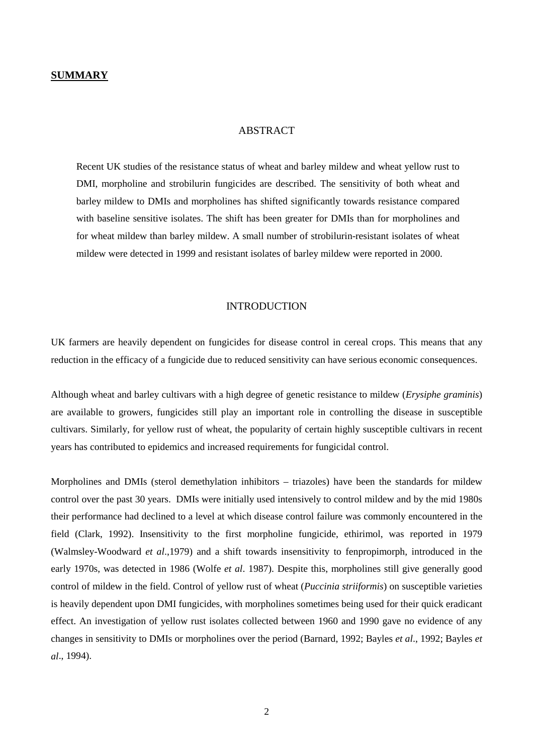**SUMMARY**

## ABSTRACT

Recent UK studies of the resistance status of wheat and barley mildew and wheat yellow rust to DMI, morpholine and strobilurin fungicides are described. The sensitivity of both wheat and barley mildew to DMIs and morpholines has shifted significantly towards resistance compared with baseline sensitive isolates. The shift has been greater for DMIs than for morpholines and for wheat mildew than barley mildew. A small number of strobilurin-resistant isolates of wheat mildew were detected in 1999 and resistant isolates of barley mildew were reported in 2000.

## INTRODUCTION

UK farmers are heavily dependent on fungicides for disease control in cereal crops. This means that any reduction in the efficacy of a fungicide due to reduced sensitivity can have serious economic consequences.

Although wheat and barley cultivars with a high degree of genetic resistance to mildew (*Erysiphe graminis*) are available to growers, fungicides still play an important role in controlling the disease in susceptible cultivars. Similarly, for yellow rust of wheat, the popularity of certain highly susceptible cultivars in recent years has contributed to epidemics and increased requirements for fungicidal control.

Morpholines and DMIs (sterol demethylation inhibitors – triazoles) have been the standards for mildew control over the past 30 years. DMIs were initially used intensively to control mildew and by the mid 1980s their performance had declined to a level at which disease control failure was commonly encountered in the field (Clark, 1992). Insensitivity to the first morpholine fungicide, ethirimol, was reported in 1979 (Walmsley-Woodward *et al*.,1979) and a shift towards insensitivity to fenpropimorph, introduced in the early 1970s, was detected in 1986 (Wolfe *et al*. 1987). Despite this, morpholines still give generally good control of mildew in the field. Control of yellow rust of wheat (*Puccinia striiformis*) on susceptible varieties is heavily dependent upon DMI fungicides, with morpholines sometimes being used for their quick eradicant effect. An investigation of yellow rust isolates collected between 1960 and 1990 gave no evidence of any changes in sensitivity to DMIs or morpholines over the period (Barnard, 1992; Bayles *et al*., 1992; Bayles *et al*., 1994).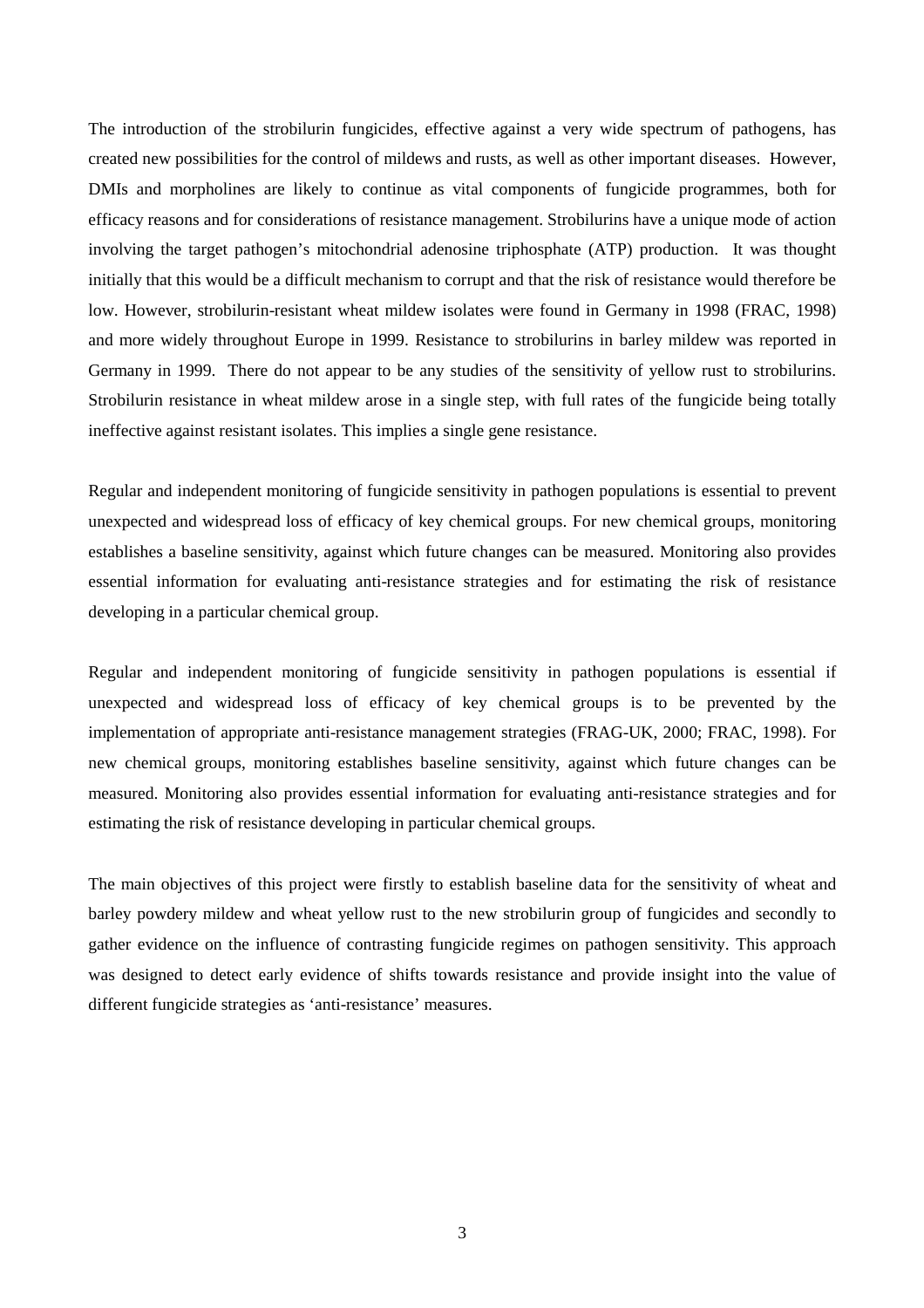The introduction of the strobilurin fungicides, effective against a very wide spectrum of pathogens, has created new possibilities for the control of mildews and rusts, as well as other important diseases. However, DMIs and morpholines are likely to continue as vital components of fungicide programmes, both for efficacy reasons and for considerations of resistance management. Strobilurins have a unique mode of action involving the target pathogen's mitochondrial adenosine triphosphate (ATP) production. It was thought initially that this would be a difficult mechanism to corrupt and that the risk of resistance would therefore be low. However, strobilurin-resistant wheat mildew isolates were found in Germany in 1998 (FRAC, 1998) and more widely throughout Europe in 1999. Resistance to strobilurins in barley mildew was reported in Germany in 1999. There do not appear to be any studies of the sensitivity of yellow rust to strobilurins. Strobilurin resistance in wheat mildew arose in a single step, with full rates of the fungicide being totally ineffective against resistant isolates. This implies a single gene resistance.

Regular and independent monitoring of fungicide sensitivity in pathogen populations is essential to prevent unexpected and widespread loss of efficacy of key chemical groups. For new chemical groups, monitoring establishes a baseline sensitivity, against which future changes can be measured. Monitoring also provides essential information for evaluating anti-resistance strategies and for estimating the risk of resistance developing in a particular chemical group.

Regular and independent monitoring of fungicide sensitivity in pathogen populations is essential if unexpected and widespread loss of efficacy of key chemical groups is to be prevented by the implementation of appropriate anti-resistance management strategies (FRAG-UK, 2000; FRAC, 1998). For new chemical groups, monitoring establishes baseline sensitivity, against which future changes can be measured. Monitoring also provides essential information for evaluating anti-resistance strategies and for estimating the risk of resistance developing in particular chemical groups.

The main objectives of this project were firstly to establish baseline data for the sensitivity of wheat and barley powdery mildew and wheat yellow rust to the new strobilurin group of fungicides and secondly to gather evidence on the influence of contrasting fungicide regimes on pathogen sensitivity. This approach was designed to detect early evidence of shifts towards resistance and provide insight into the value of different fungicide strategies as 'anti-resistance' measures.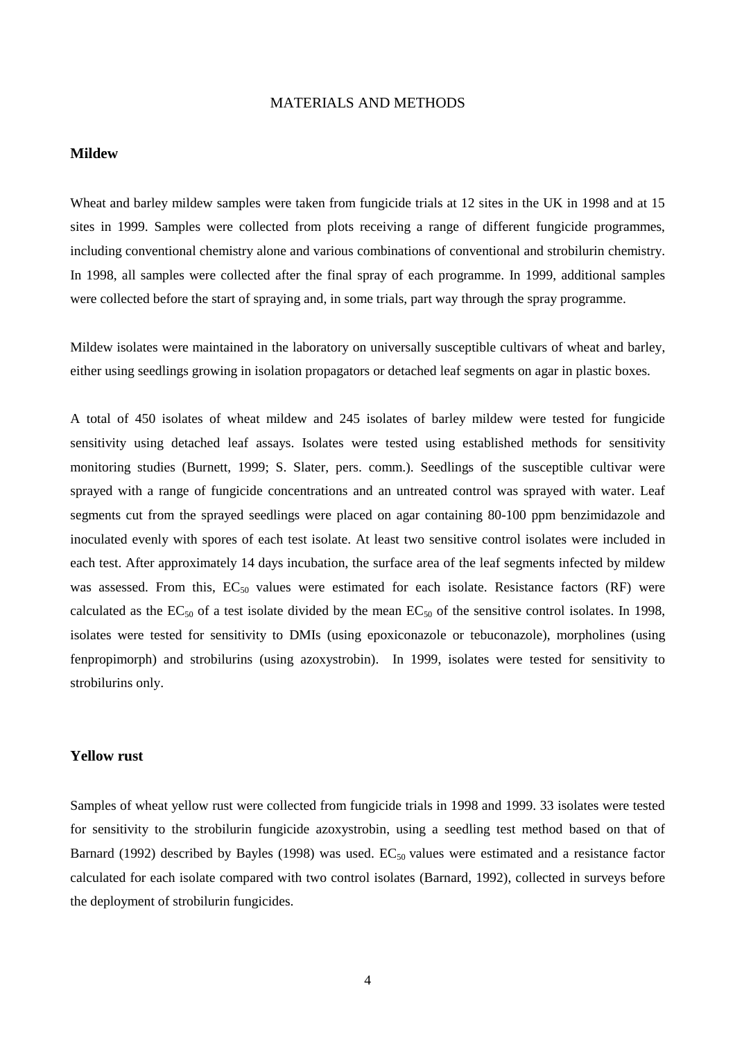# MATERIALS AND METHODS

## Mildew

Wheat and barley mildew samples were taken from fungicide trials at 12 sites in the UK in 1998 and at 15 sites in 1999. Samples were collected from plots receiving a range of different fungicide programmes, including conventional chemistry alone and various combinations of conventional and strobilurin chemistry. In 1998, all samples were collected after the final spray of each programme. In 1999, additional samples were collected before the start of spraying and, in some trials, part way through the spray programme.

Mildew isolates were maintained in the laboratory on universally susceptible cultivars of wheat and barley, either using seedlings growing in isolation propagators or detached leaf segments on agar in plastic boxes.

A total of 450 isolates of wheat mildew and 245 isolates of barley mildew were tested for fungicide sensitivity using detached leaf assays. Isolates were tested using established methods for sensitivity monitoring studies (Burnett, 1999; S. Slater, pers. comm.). Seedlings of the susceptible cultivar were sprayed with a range of fungicide concentrations and an untreated control was sprayed with water. Leaf segments cut from the sprayed seedlings were placed on agar containing 80-100 ppm benzimidazole and inoculated evenly with spores of each test isolate. At least two sensitive control isolates were included in each test. After approximately 14 days incubation, the surface area of the leaf segments infected by mildew was assessed. From this, $EC_{50}$ values were estimated for each isolate. Resistance factors (RF) were calculated as the $EC_{50}$ of a test isolate divided by the mean $EC_{50}$ of the sensitive control isolates. In 1998, isolates were tested for sensitivity to DMIs (using epoxiconazole or tebuconazole), morpholines (using fenpropimorph) and strobilurins (using azoxystrobin). In 1999, isolates were tested for sensitivity to strobilurins only.

## Yellow rust

Samples of wheat yellow rust were collected from fungicide trials in 1998 and 1999. 33 isolates were tested for sensitivity to the strobilurin fungicide azoxystrobin, using a seedling test method based on that of Barnard (1992) described by Bayles (1998) was used. $EC_{50}$ values were estimated and a resistance factor calculated for each isolate compared with two control isolates (Barnard, 1992), collected in surveys before the deployment of strobilurin fungicides.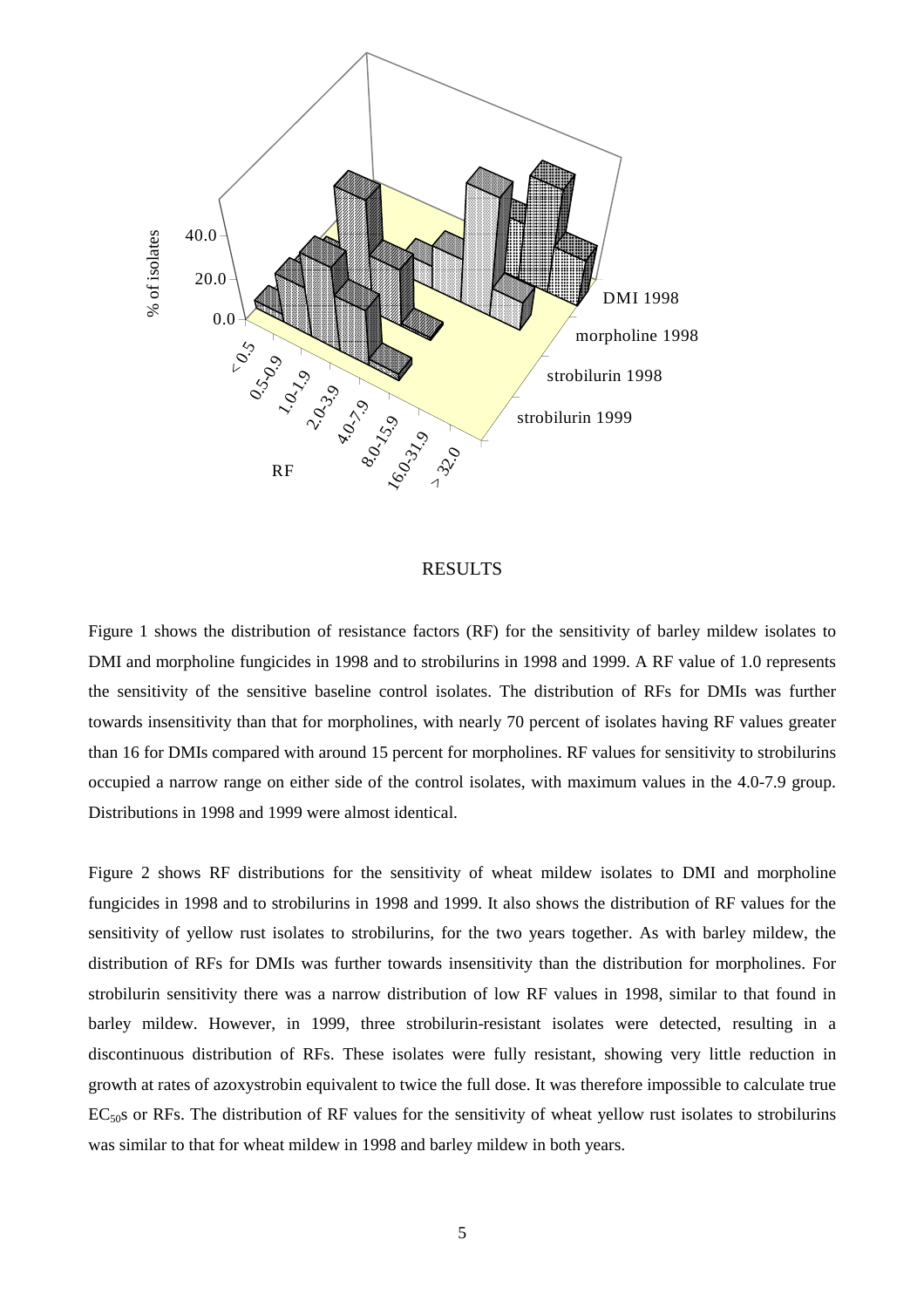## RESULTS

Figure 1 shows the distribution of resistance factors (RF) for the sensitivity of barley mildew isolates to DMI and morpholine fungicides in 1998 and to strobilurins in 1998 and 1999. A RF value of 1.0 represents the sensitivity of the sensitive baseline control isolates. The distribution of RFs for DMIs was further towards insensitivity than that for morpholines, with nearly 70 percent of isolates having RF values greater than 16 for DMIs compared with around 15 percent for morpholines. RF values for sensitivity to strobilurins occupied a narrow range on either side of the control isolates, with maximum values in the 4.0-7.9 group. Distributions in 1998 and 1999 were almost identical.

Figure 2 shows RF distributions for the sensitivity of wheat mildew isolates to DMI and morpholine fungicides in 1998 and to strobilurins in 1998 and 1999. It also shows the distribution of RF values for the sensitivity of yellow rust isolates to strobilurins, for the two years together. As with barley mildew, the distribution of RFs for DMIs was further towards insensitivity than the distribution for morpholines. For strobilurin sensitivity there was a narrow distribution of low RF values in 1998, similar to that found in barley mildew. However, in 1999, three strobilurin-resistant isolates were detected, resulting in a discontinuous distribution of RFs. These isolates were fully resistant, showing very little reduction in growth at rates of azoxystrobin equivalent to twice the full dose. It was therefore impossible to calculate true $EC_{50}$s or RFs. The distribution of RF values for the sensitivity of wheat yellow rust isolates to strobilurins was similar to that for wheat mildew in 1998 and barley mildew in both years.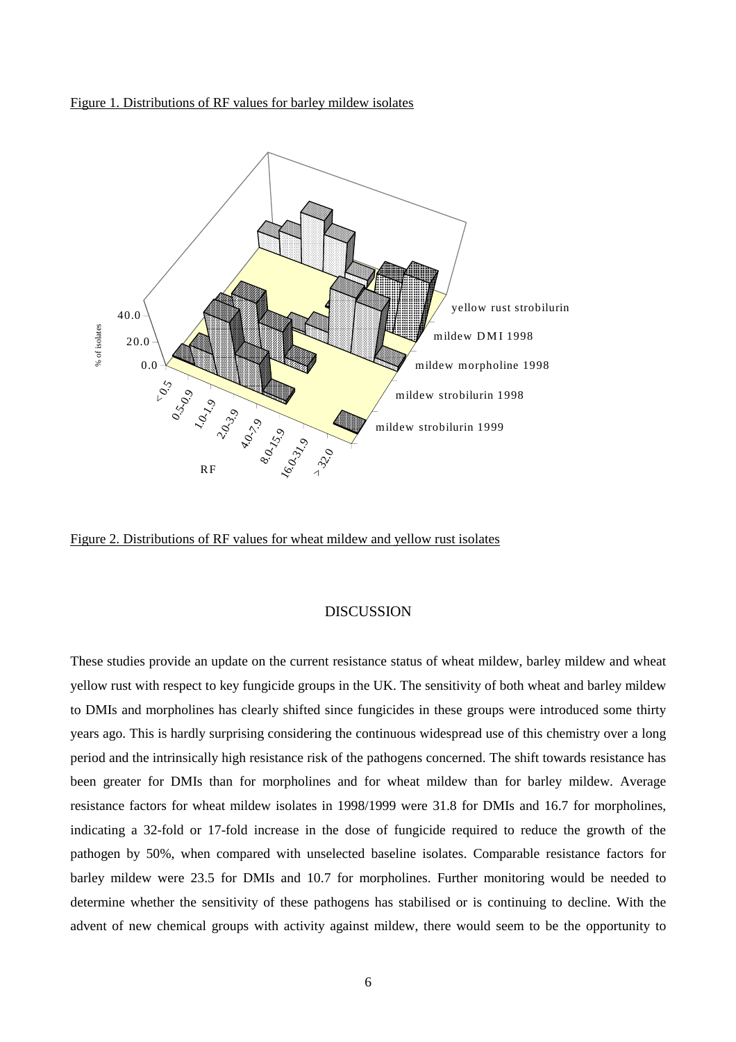Figure 1. Distributions of RF values for barley mildew isolates

Figure 2. Distributions of RF values for wheat mildew and yellow rust isolates

## DISCUSSION

These studies provide an update on the current resistance status of wheat mildew, barley mildew and wheat yellow rust with respect to key fungicide groups in the UK. The sensitivity of both wheat and barley mildew to DMIs and morpholines has clearly shifted since fungicides in these groups were introduced some thirty years ago. This is hardly surprising considering the continuous widespread use of this chemistry over a long period and the intrinsically high resistance risk of the pathogens concerned. The shift towards resistance has been greater for DMIs than for morpholines and for wheat mildew than for barley mildew. Average resistance factors for wheat mildew isolates in 1998/1999 were 31.8 for DMIs and 16.7 for morpholines, indicating a 32-fold or 17-fold increase in the dose of fungicide required to reduce the growth of the pathogen by 50%, when compared with unselected baseline isolates. Comparable resistance factors for barley mildew were 23.5 for DMIs and 10.7 for morpholines. Further monitoring would be needed to determine whether the sensitivity of these pathogens has stabilised or is continuing to decline. With the advent of new chemical groups with activity against mildew, there would seem to be the opportunity to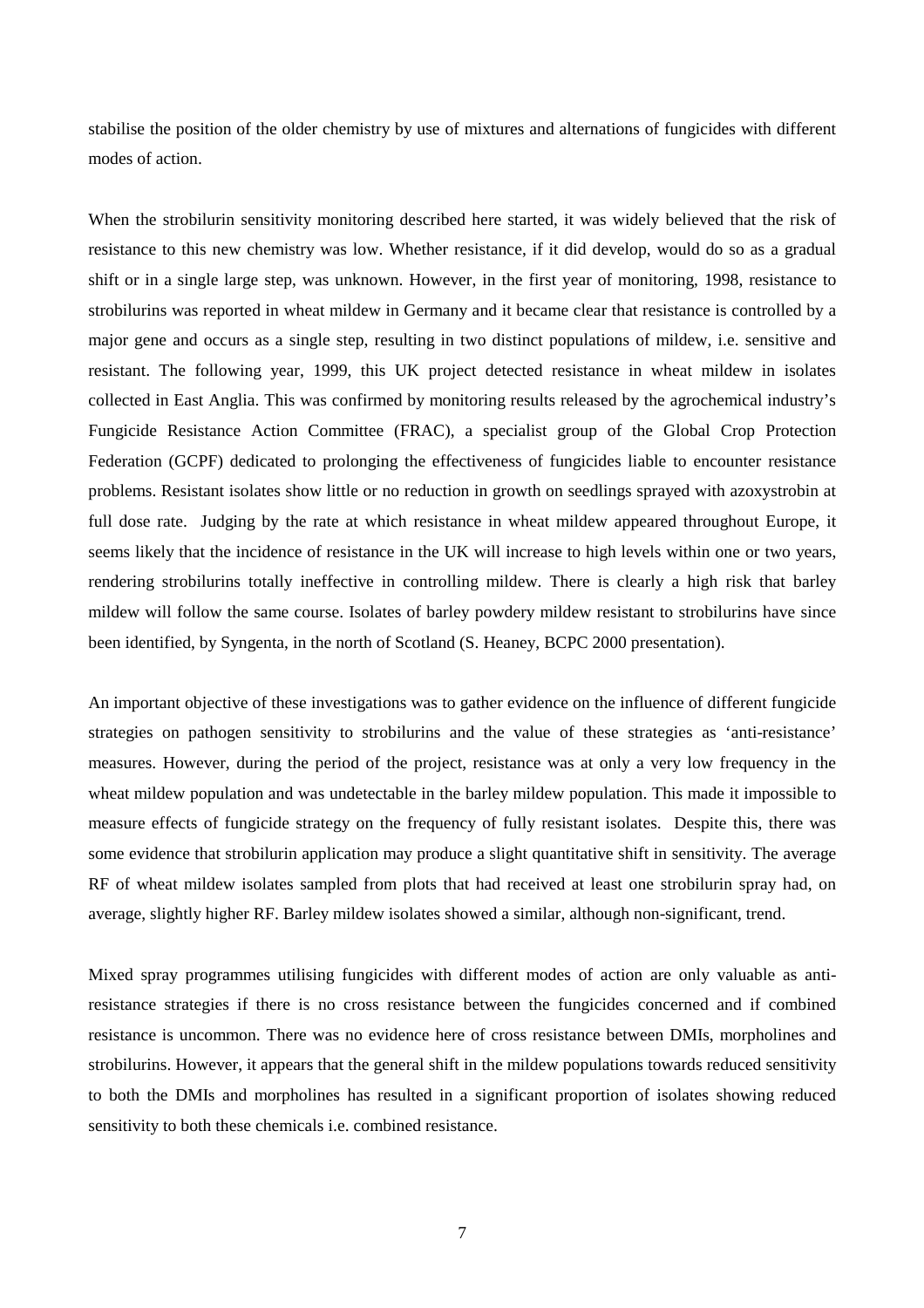stabilise the position of the older chemistry by use of mixtures and alternations of fungicides with different modes of action.

When the strobilurin sensitivity monitoring described here started, it was widely believed that the risk of resistance to this new chemistry was low. Whether resistance, if it did develop, would do so as a gradual shift or in a single large step, was unknown. However, in the first year of monitoring, 1998, resistance to strobilurins was reported in wheat mildew in Germany and it became clear that resistance is controlled by a major gene and occurs as a single step, resulting in two distinct populations of mildew, i.e. sensitive and resistant. The following year, 1999, this UK project detected resistance in wheat mildew in isolates collected in East Anglia. This was confirmed by monitoring results released by the agrochemical industry's Fungicide Resistance Action Committee (FRAC), a specialist group of the Global Crop Protection Federation (GCPF) dedicated to prolonging the effectiveness of fungicides liable to encounter resistance problems. Resistant isolates show little or no reduction in growth on seedlings sprayed with azoxystrobin at full dose rate. Judging by the rate at which resistance in wheat mildew appeared throughout Europe, it seems likely that the incidence of resistance in the UK will increase to high levels within one or two years, rendering strobilurins totally ineffective in controlling mildew. There is clearly a high risk that barley mildew will follow the same course. Isolates of barley powdery mildew resistant to strobilurins have since been identified, by Syngenta, in the north of Scotland (S. Heaney, BCPC 2000 presentation).

An important objective of these investigations was to gather evidence on the influence of different fungicide strategies on pathogen sensitivity to strobilurins and the value of these strategies as 'anti-resistance' measures. However, during the period of the project, resistance was at only a very low frequency in the wheat mildew population and was undetectable in the barley mildew population. This made it impossible to measure effects of fungicide strategy on the frequency of fully resistant isolates. Despite this, there was some evidence that strobilurin application may produce a slight quantitative shift in sensitivity. The average RF of wheat mildew isolates sampled from plots that had received at least one strobilurin spray had, on average, slightly higher RF. Barley mildew isolates showed a similar, although non-significant, trend.

Mixed spray programmes utilising fungicides with different modes of action are only valuable as anti-resistance strategies if there is no cross resistance between the fungicides concerned and if combined resistance is uncommon. There was no evidence here of cross resistance between DMIs, morpholines and strobilurins. However, it appears that the general shift in the mildew populations towards reduced sensitivity to both the DMIs and morpholines has resulted in a significant proportion of isolates showing reduced sensitivity to both these chemicals i.e. combined resistance.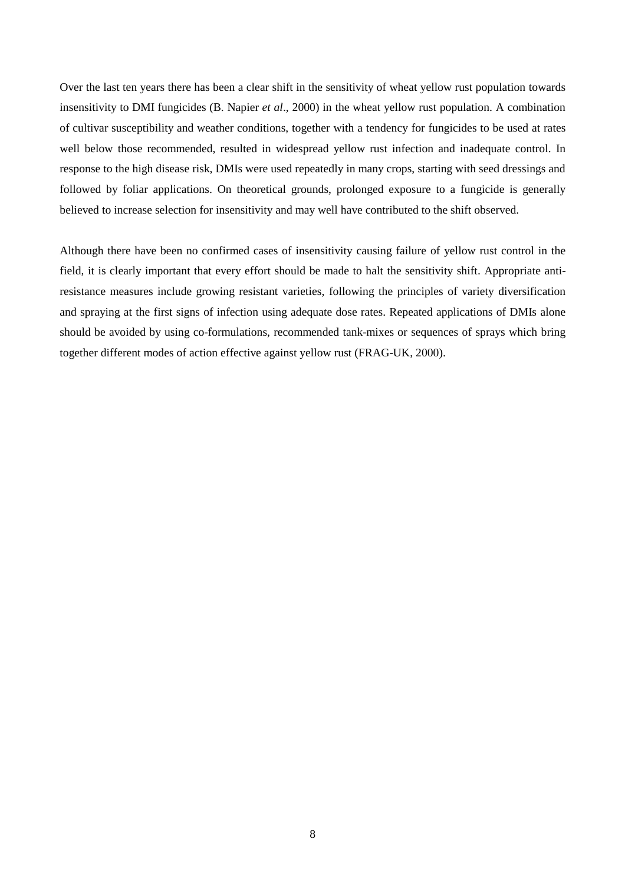Over the last ten years there has been a clear shift in the sensitivity of wheat yellow rust population towards insensitivity to DMI fungicides (B. Napier *et al*., 2000) in the wheat yellow rust population. A combination of cultivar susceptibility and weather conditions, together with a tendency for fungicides to be used at rates well below those recommended, resulted in widespread yellow rust infection and inadequate control. In response to the high disease risk, DMIs were used repeatedly in many crops, starting with seed dressings and followed by foliar applications. On theoretical grounds, prolonged exposure to a fungicide is generally believed to increase selection for insensitivity and may well have contributed to the shift observed.

Although there have been no confirmed cases of insensitivity causing failure of yellow rust control in the field, it is clearly important that every effort should be made to halt the sensitivity shift. Appropriate anti-resistance measures include growing resistant varieties, following the principles of variety diversification and spraying at the first signs of infection using adequate dose rates. Repeated applications of DMIs alone should be avoided by using co-formulations, recommended tank-mixes or sequences of sprays which bring together different modes of action effective against yellow rust (FRAG-UK, 2000).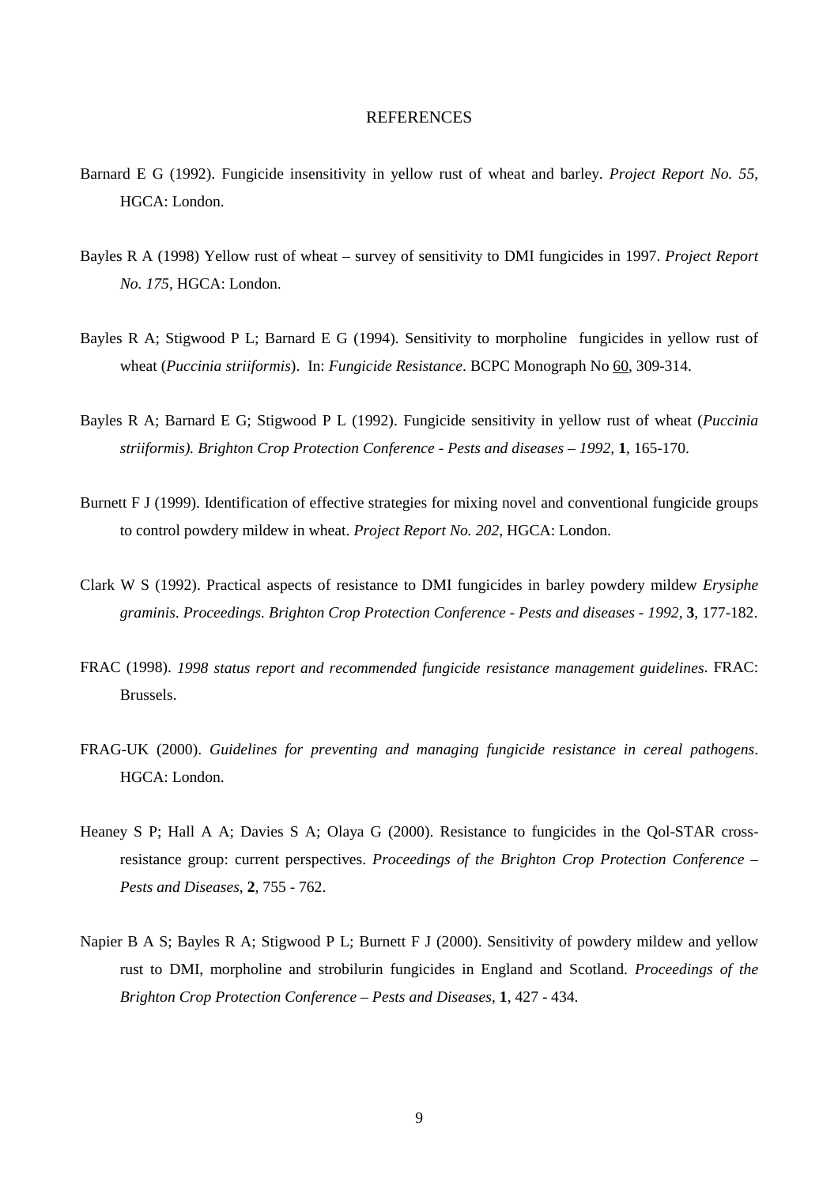# REFERENCES

Barnard E G (1992). Fungicide insensitivity in yellow rust of wheat and barley. *Project Report No. 55*, HGCA: London.

Bayles R A (1998) Yellow rust of wheat – survey of sensitivity to DMI fungicides in 1997. *Project Report No. 175*, HGCA: London.

Bayles R A; Stigwood P L; Barnard E G (1994). Sensitivity to morpholine fungicides in yellow rust of wheat (*Puccinia striiformis*). In: *Fungicide Resistance*. BCPC Monograph No 60, 309-314.

Bayles R A; Barnard E G; Stigwood P L (1992). Fungicide sensitivity in yellow rust of wheat (*Puccinia striiformis). Brighton Crop Protection Conference - Pests and diseases – 1992*, **1**, 165-170.

Burnett F J (1999). Identification of effective strategies for mixing novel and conventional fungicide groups to control powdery mildew in wheat. *Project Report No. 202*, HGCA: London.

Clark W S (1992). Practical aspects of resistance to DMI fungicides in barley powdery mildew *Erysiphe graminis*. *Proceedings. Brighton Crop Protection Conference - Pests and diseases - 1992*, **3**, 177-182.

FRAC (1998). *1998 status report and recommended fungicide resistance management guidelines*. FRAC: Brussels.

FRAG-UK (2000). *Guidelines for preventing and managing fungicide resistance in cereal pathogens*. HGCA: London.

Heaney S P; Hall A A; Davies S A; Olaya G (2000). Resistance to fungicides in the QoI-STAR cross-resistance group: current perspectives. *Proceedings of the Brighton Crop Protection Conference – Pests and Diseases*, **2**, 755 - 762.

Napier B A S; Bayles R A; Stigwood P L; Burnett F J (2000). Sensitivity of powdery mildew and yellow rust to DMI, morpholine and strobilurin fungicides in England and Scotland. *Proceedings of the Brighton Crop Protection Conference – Pests and Diseases*, **1**, 427 - 434.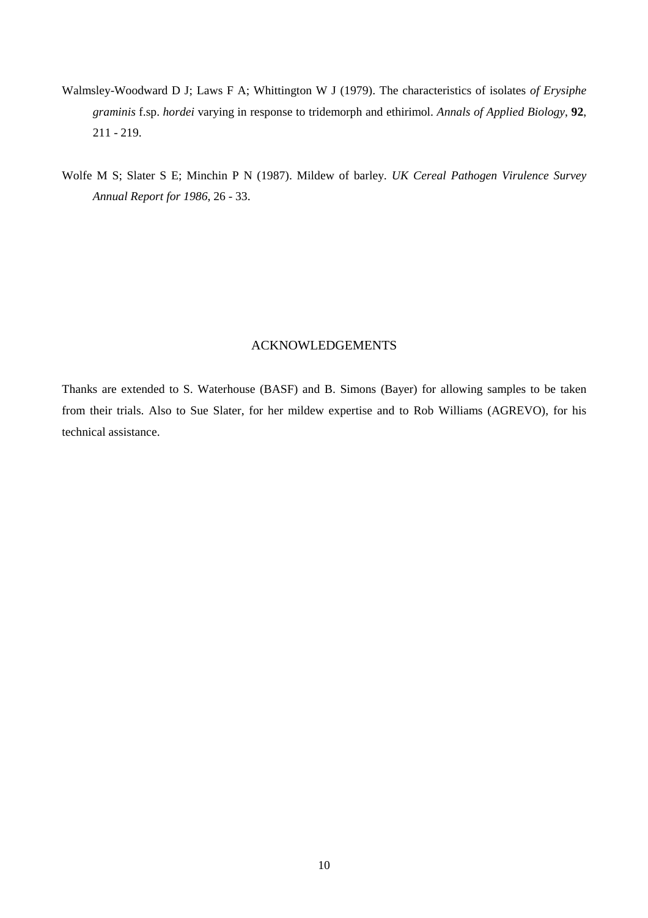Walmsley-Woodward D J; Laws F A; Whittington W J (1979). The characteristics of isolates *of Erysiphe graminis* f.sp. *hordei* varying in response to tridemorph and ethirimol. *Annals of Applied Biology*, **92**, 211 - 219.

Wolfe M S; Slater S E; Minchin P N (1987). Mildew of barley. *UK Cereal Pathogen Virulence Survey Annual Report for 1986*, 26 - 33.

## ACKNOWLEDGEMENTS

Thanks are extended to S. Waterhouse (BASF) and B. Simons (Bayer) for allowing samples to be taken from their trials. Also to Sue Slater, for her mildew expertise and to Rob Williams (AGREVO), for his technical assistance.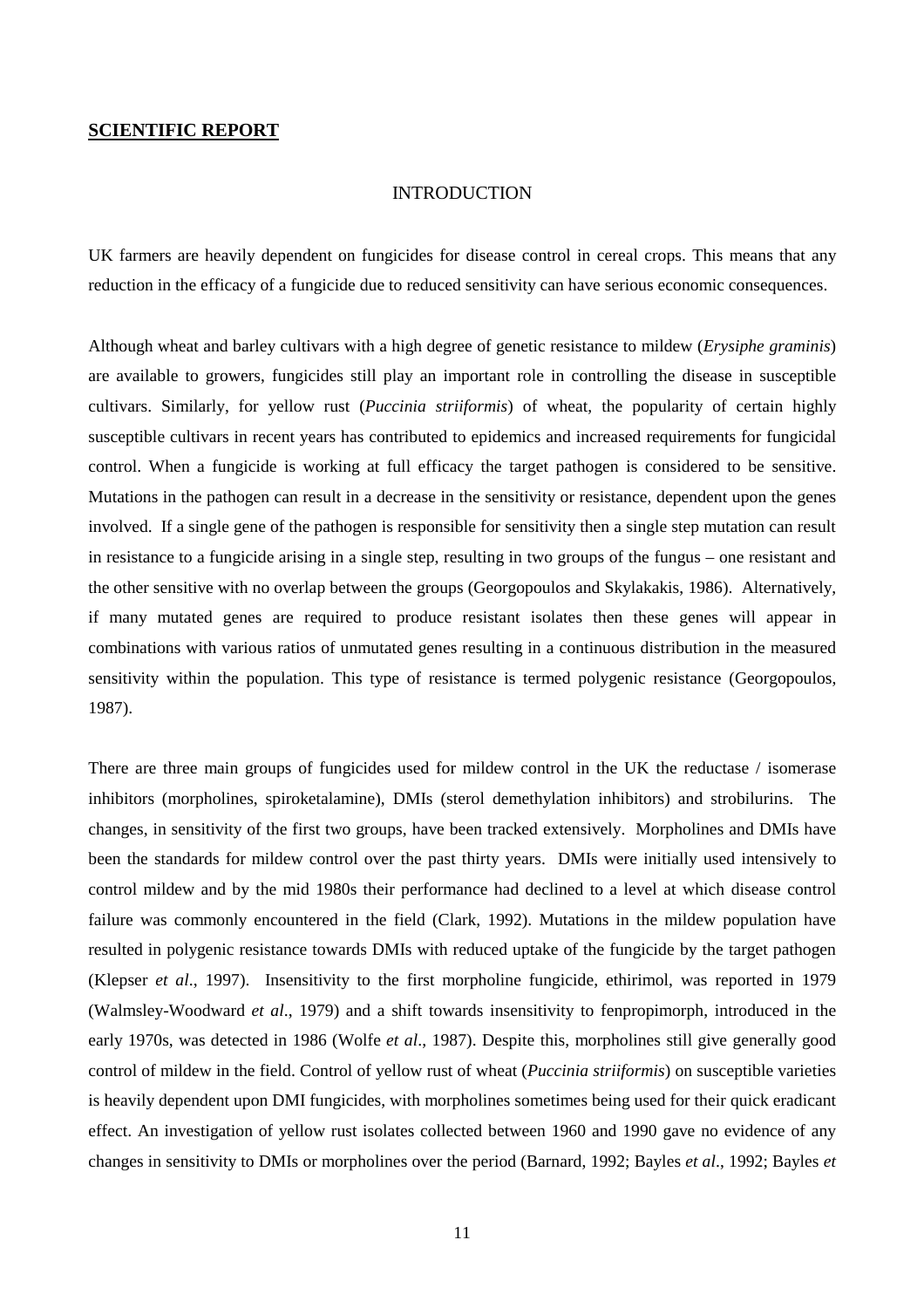**SCIENTIFIC REPORT**

## INTRODUCTION

UK farmers are heavily dependent on fungicides for disease control in cereal crops. This means that any reduction in the efficacy of a fungicide due to reduced sensitivity can have serious economic consequences.

Although wheat and barley cultivars with a high degree of genetic resistance to mildew (*Erysiphe graminis*) are available to growers, fungicides still play an important role in controlling the disease in susceptible cultivars. Similarly, for yellow rust (*Puccinia striiformis*) of wheat, the popularity of certain highly susceptible cultivars in recent years has contributed to epidemics and increased requirements for fungicidal control. When a fungicide is working at full efficacy the target pathogen is considered to be sensitive. Mutations in the pathogen can result in a decrease in the sensitivity or resistance, dependent upon the genes involved. If a single gene of the pathogen is responsible for sensitivity then a single step mutation can result in resistance to a fungicide arising in a single step, resulting in two groups of the fungus – one resistant and the other sensitive with no overlap between the groups (Georgopoulos and Skylakakis, 1986). Alternatively, if many mutated genes are required to produce resistant isolates then these genes will appear in combinations with various ratios of unmutated genes resulting in a continuous distribution in the measured sensitivity within the population. This type of resistance is termed polygenic resistance (Georgopoulos, 1987).

There are three main groups of fungicides used for mildew control in the UK the reductase / isomerase inhibitors (morpholines, spiroketalamine), DMIs (sterol demethylation inhibitors) and strobilurins. The changes, in sensitivity of the first two groups, have been tracked extensively. Morpholines and DMIs have been the standards for mildew control over the past thirty years. DMIs were initially used intensively to control mildew and by the mid 1980s their performance had declined to a level at which disease control failure was commonly encountered in the field (Clark, 1992). Mutations in the mildew population have resulted in polygenic resistance towards DMIs with reduced uptake of the fungicide by the target pathogen (Klepser *et al*., 1997). Insensitivity to the first morpholine fungicide, ethirimol, was reported in 1979 (Walmsley-Woodward *et al*., 1979) and a shift towards insensitivity to fenpropimorph, introduced in the early 1970s, was detected in 1986 (Wolfe *et al*., 1987). Despite this, morpholines still give generally good control of mildew in the field. Control of yellow rust of wheat (*Puccinia striiformis*) on susceptible varieties is heavily dependent upon DMI fungicides, with morpholines sometimes being used for their quick eradicant effect. An investigation of yellow rust isolates collected between 1960 and 1990 gave no evidence of any changes in sensitivity to DMIs or morpholines over the period (Barnard, 1992; Bayles *et al*., 1992; Bayles *et*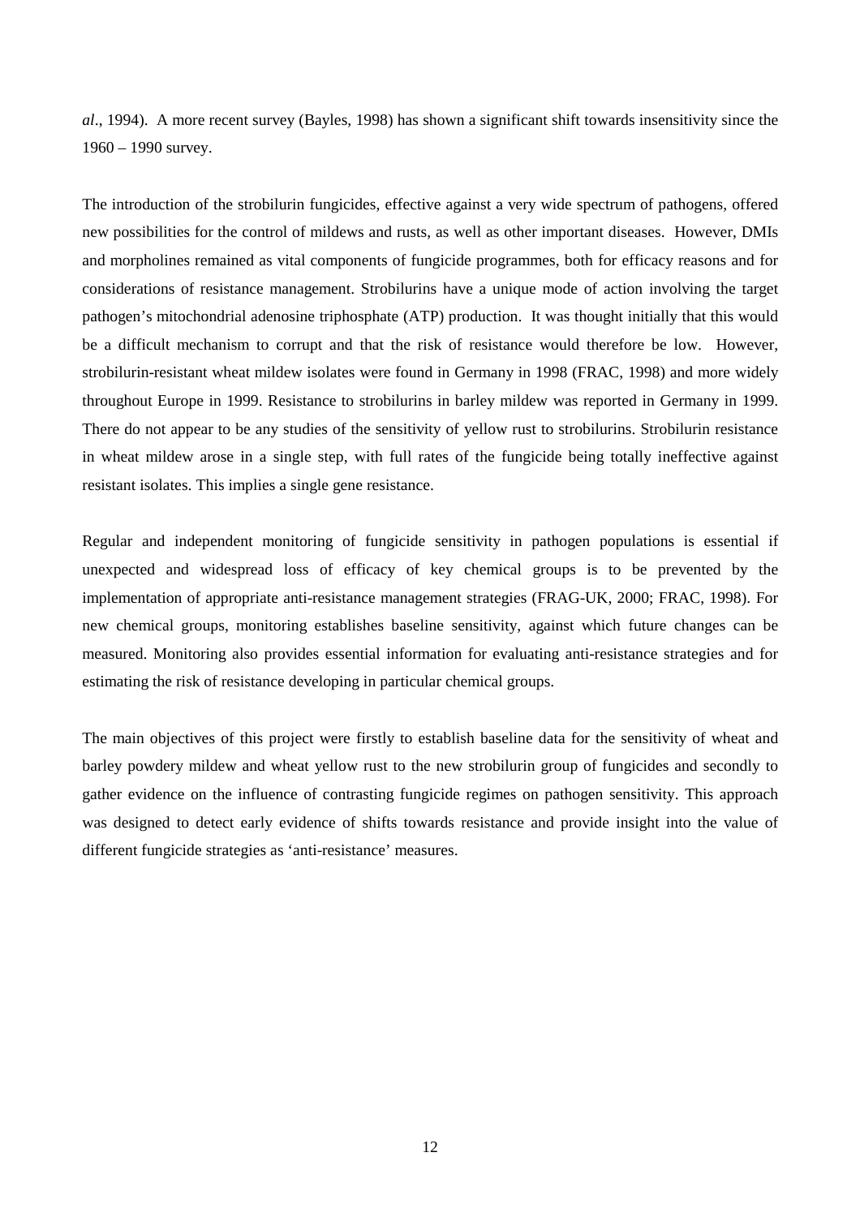*al*., 1994). A more recent survey (Bayles, 1998) has shown a significant shift towards insensitivity since the 1960 – 1990 survey.

The introduction of the strobilurin fungicides, effective against a very wide spectrum of pathogens, offered new possibilities for the control of mildews and rusts, as well as other important diseases. However, DMIs and morpholines remained as vital components of fungicide programmes, both for efficacy reasons and for considerations of resistance management. Strobilurins have a unique mode of action involving the target pathogen's mitochondrial adenosine triphosphate (ATP) production. It was thought initially that this would be a difficult mechanism to corrupt and that the risk of resistance would therefore be low. However, strobilurin-resistant wheat mildew isolates were found in Germany in 1998 (FRAC, 1998) and more widely throughout Europe in 1999. Resistance to strobilurins in barley mildew was reported in Germany in 1999. There do not appear to be any studies of the sensitivity of yellow rust to strobilurins. Strobilurin resistance in wheat mildew arose in a single step, with full rates of the fungicide being totally ineffective against resistant isolates. This implies a single gene resistance.

Regular and independent monitoring of fungicide sensitivity in pathogen populations is essential if unexpected and widespread loss of efficacy of key chemical groups is to be prevented by the implementation of appropriate anti-resistance management strategies (FRAG-UK, 2000; FRAC, 1998). For new chemical groups, monitoring establishes baseline sensitivity, against which future changes can be measured. Monitoring also provides essential information for evaluating anti-resistance strategies and for estimating the risk of resistance developing in particular chemical groups.

The main objectives of this project were firstly to establish baseline data for the sensitivity of wheat and barley powdery mildew and wheat yellow rust to the new strobilurin group of fungicides and secondly to gather evidence on the influence of contrasting fungicide regimes on pathogen sensitivity. This approach was designed to detect early evidence of shifts towards resistance and provide insight into the value of different fungicide strategies as 'anti-resistance' measures.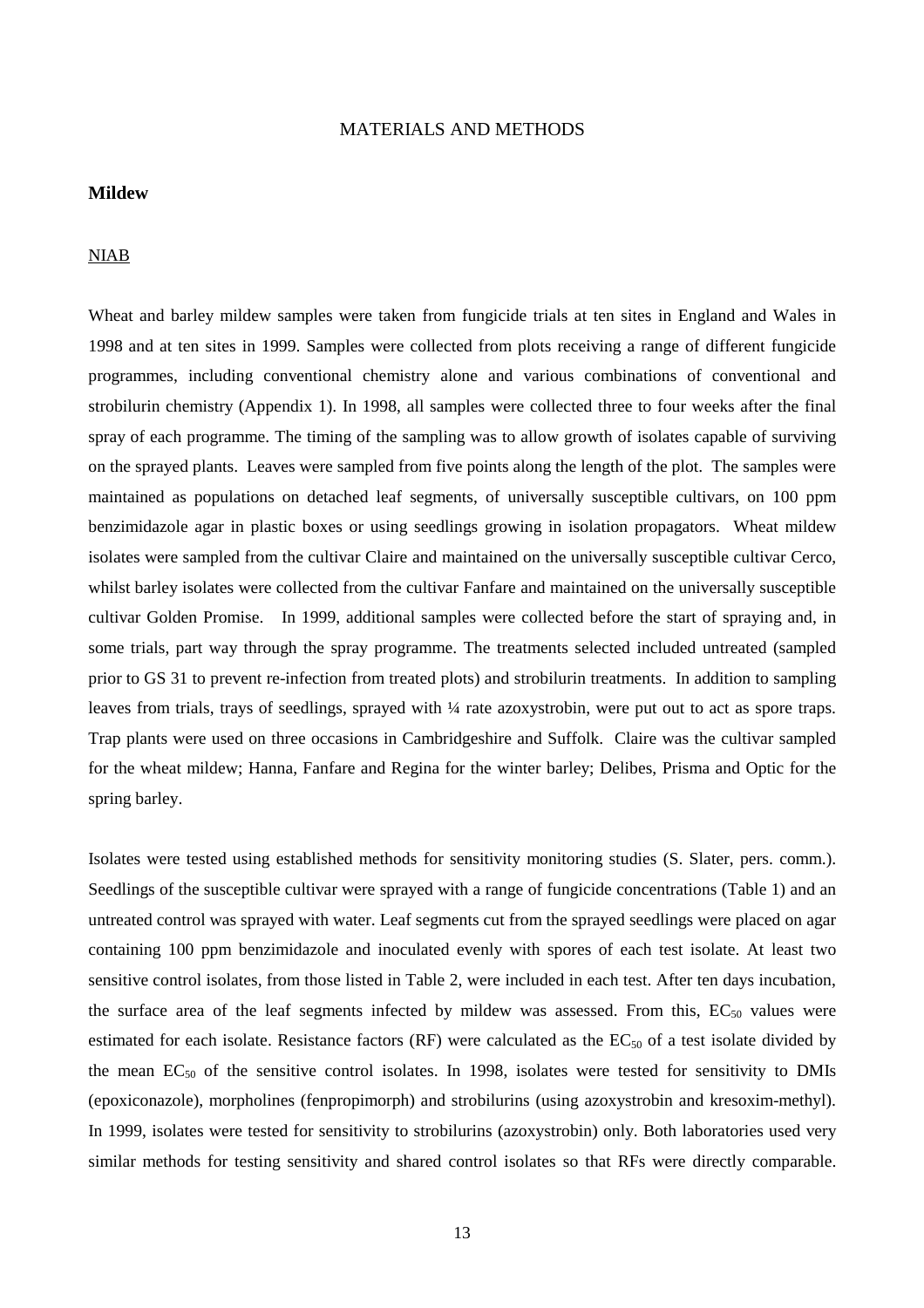# MATERIALS AND METHODS

## Mildew

### NIAB

Wheat and barley mildew samples were taken from fungicide trials at ten sites in England and Wales in 1998 and at ten sites in 1999. Samples were collected from plots receiving a range of different fungicide programmes, including conventional chemistry alone and various combinations of conventional and strobilurin chemistry (Appendix 1). In 1998, all samples were collected three to four weeks after the final spray of each programme. The timing of the sampling was to allow growth of isolates capable of surviving on the sprayed plants. Leaves were sampled from five points along the length of the plot. The samples were maintained as populations on detached leaf segments, of universally susceptible cultivars, on 100 ppm benzimidazole agar in plastic boxes or using seedlings growing in isolation propagators. Wheat mildew isolates were sampled from the cultivar Claire and maintained on the universally susceptible cultivar Cerco, whilst barley isolates were collected from the cultivar Fanfare and maintained on the universally susceptible cultivar Golden Promise. In 1999, additional samples were collected before the start of spraying and, in some trials, part way through the spray programme. The treatments selected included untreated (sampled prior to GS 31 to prevent re-infection from treated plots) and strobilurin treatments. In addition to sampling leaves from trials, trays of seedlings, sprayed with ¼ rate azoxystrobin, were put out to act as spore traps. Trap plants were used on three occasions in Cambridgeshire and Suffolk. Claire was the cultivar sampled for the wheat mildew; Hanna, Fanfare and Regina for the winter barley; Delibes, Prisma and Optic for the spring barley.

Isolates were tested using established methods for sensitivity monitoring studies (S. Slater, pers. comm.). Seedlings of the susceptible cultivar were sprayed with a range of fungicide concentrations (Table 1) and an untreated control was sprayed with water. Leaf segments cut from the sprayed seedlings were placed on agar containing 100 ppm benzimidazole and inoculated evenly with spores of each test isolate. At least two sensitive control isolates, from those listed in Table 2, were included in each test. After ten days incubation, the surface area of the leaf segments infected by mildew was assessed. From this, $EC_{50}$ values were estimated for each isolate. Resistance factors (RF) were calculated as the $EC_{50}$ of a test isolate divided by the mean $EC_{50}$ of the sensitive control isolates. In 1998, isolates were tested for sensitivity to DMIs (epoxiconazole), morpholines (fenpropimorph) and strobilurins (using azoxystrobin and kresoxim-methyl). In 1999, isolates were tested for sensitivity to strobilurins (azoxystrobin) only. Both laboratories used very similar methods for testing sensitivity and shared control isolates so that RFs were directly comparable.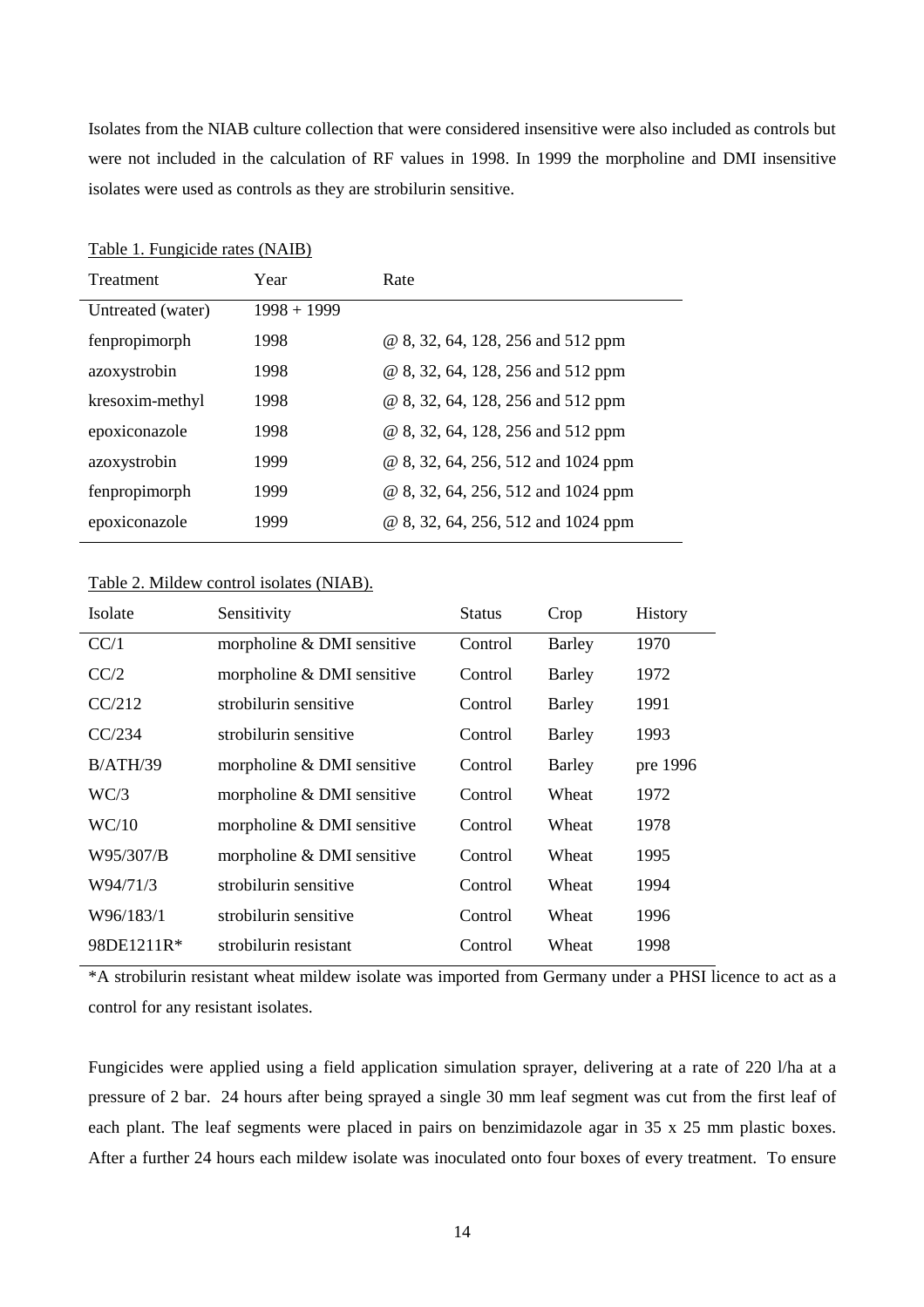Isolates from the NIAB culture collection that were considered insensitive were also included as controls but were not included in the calculation of RF values in 1998. In 1999 the morpholine and DMI insensitive isolates were used as controls as they are strobilurin sensitive.

Table 1. Fungicide rates (NAIB)

| Treatment | Year | Rate |
|---|---|---|
| Untreated (water) | 1998 + 1999 | |
| fenpropimorph | 1998 | @ 8, 32, 64, 128, 256 and 512 ppm |
| azoxystrobin | 1998 | @ 8, 32, 64, 128, 256 and 512 ppm |
| kresoxim-methyl | 1998 | @ 8, 32, 64, 128, 256 and 512 ppm |
| epoxiconazole | 1998 | @ 8, 32, 64, 128, 256 and 512 ppm |
| azoxystrobin | 1999 | @ 8, 32, 64, 256, 512 and 1024 ppm |
| fenpropimorph | 1999 | @ 8, 32, 64, 256, 512 and 1024 ppm |
| epoxiconazole | 1999 | @ 8, 32, 64, 256, 512 and 1024 ppm |

Table 2. Mildew control isolates (NIAB).

| Isolate | Sensitivity | Status | Crop | History |
|---|---|---|---|---|
| CC/1 | morpholine & DMI sensitive | Control | Barley | 1970 |
| CC/2 | morpholine & DMI sensitive | Control | Barley | 1972 |
| CC/212 | strobilurin sensitive | Control | Barley | 1991 |
| CC/234 | strobilurin sensitive | Control | Barley | 1993 |
| B/ATH/39 | morpholine & DMI sensitive | Control | Barley | pre 1996 |
| WC/3 | morpholine & DMI sensitive | Control | Wheat | 1972 |
| WC/10 | morpholine & DMI sensitive | Control | Wheat | 1978 |
| W95/307/B | morpholine & DMI sensitive | Control | Wheat | 1995 |
| W94/71/3 | strobilurin sensitive | Control | Wheat | 1994 |
| W96/183/1 | strobilurin sensitive | Control | Wheat | 1996 |
| 98DE1211R* | strobilurin resistant | Control | Wheat | 1998 |

*A strobilurin resistant wheat mildew isolate was imported from Germany under a PHSI licence to act as a control for any resistant isolates.

Fungicides were applied using a field application simulation sprayer, delivering at a rate of 220 l/ha at a pressure of 2 bar. 24 hours after being sprayed a single 30 mm leaf segment was cut from the first leaf of each plant. The leaf segments were placed in pairs on benzimidazole agar in 35 x 25 mm plastic boxes. After a further 24 hours each mildew isolate was inoculated onto four boxes of every treatment. To ensure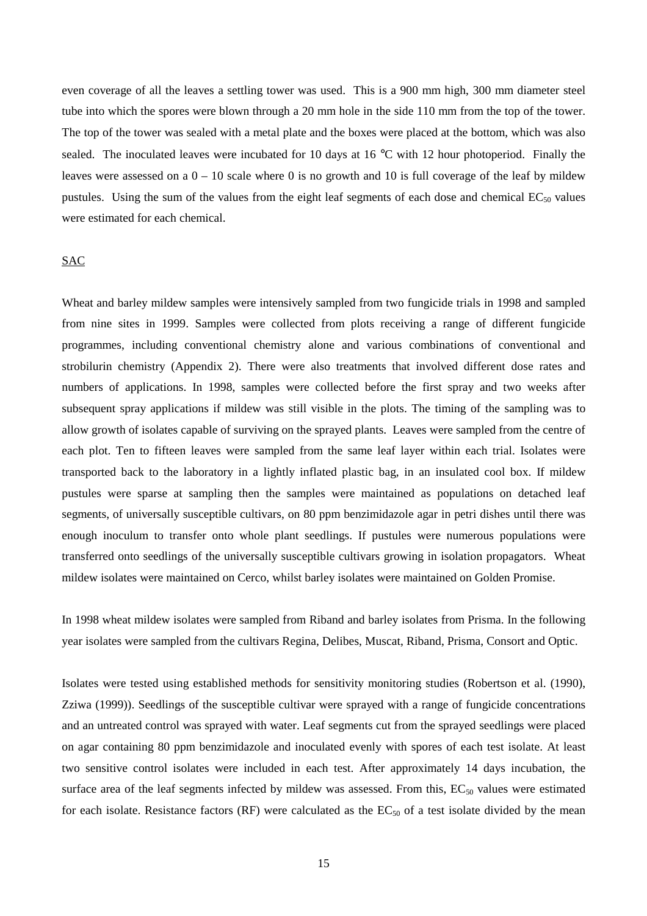even coverage of all the leaves a settling tower was used. This is a 900 mm high, 300 mm diameter steel tube into which the spores were blown through a 20 mm hole in the side 110 mm from the top of the tower. The top of the tower was sealed with a metal plate and the boxes were placed at the bottom, which was also sealed. The inoculated leaves were incubated for 10 days at 16 °C with 12 hour photoperiod. Finally the leaves were assessed on a 0 – 10 scale where 0 is no growth and 10 is full coverage of the leaf by mildew pustules. Using the sum of the values from the eight leaf segments of each dose and chemical $EC_{50}$ values were estimated for each chemical.

SAC

Wheat and barley mildew samples were intensively sampled from two fungicide trials in 1998 and sampled from nine sites in 1999. Samples were collected from plots receiving a range of different fungicide programmes, including conventional chemistry alone and various combinations of conventional and strobilurin chemistry (Appendix 2). There were also treatments that involved different dose rates and numbers of applications. In 1998, samples were collected before the first spray and two weeks after subsequent spray applications if mildew was still visible in the plots. The timing of the sampling was to allow growth of isolates capable of surviving on the sprayed plants. Leaves were sampled from the centre of each plot. Ten to fifteen leaves were sampled from the same leaf layer within each trial. Isolates were transported back to the laboratory in a lightly inflated plastic bag, in an insulated cool box. If mildew pustules were sparse at sampling then the samples were maintained as populations on detached leaf segments, of universally susceptible cultivars, on 80 ppm benzimidazole agar in petri dishes until there was enough inoculum to transfer onto whole plant seedlings. If pustules were numerous populations were transferred onto seedlings of the universally susceptible cultivars growing in isolation propagators. Wheat mildew isolates were maintained on Cerco, whilst barley isolates were maintained on Golden Promise.

In 1998 wheat mildew isolates were sampled from Riband and barley isolates from Prisma. In the following year isolates were sampled from the cultivars Regina, Delibes, Muscat, Riband, Prisma, Consort and Optic.

Isolates were tested using established methods for sensitivity monitoring studies (Robertson et al. (1990), Zziwa (1999)). Seedlings of the susceptible cultivar were sprayed with a range of fungicide concentrations and an untreated control was sprayed with water. Leaf segments cut from the sprayed seedlings were placed on agar containing 80 ppm benzimidazole and inoculated evenly with spores of each test isolate. At least two sensitive control isolates were included in each test. After approximately 14 days incubation, the surface area of the leaf segments infected by mildew was assessed. From this, $EC_{50}$ values were estimated for each isolate. Resistance factors (RF) were calculated as the $EC_{50}$ of a test isolate divided by the mean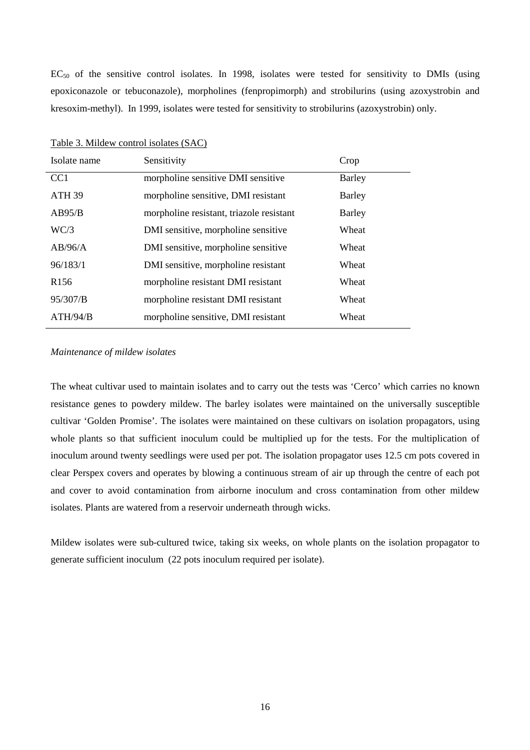$EC_{50}$ of the sensitive control isolates. In 1998, isolates were tested for sensitivity to DMIs (using epoxiconazole or tebuconazole), morpholines (fenpropimorph) and strobilurins (using azoxystrobin and kresoxim-methyl). In 1999, isolates were tested for sensitivity to strobilurins (azoxystrobin) only.

Table 3. Mildew control isolates (SAC)

| Isolate name | Sensitivity | Crop |
|---|---|---|
| CC1 | morpholine sensitive DMI sensitive | Barley |
| ATH 39 | morpholine sensitive, DMI resistant | Barley |
| AB95/B | morpholine resistant, triazole resistant | Barley |
| WC/3 | DMI sensitive, morpholine sensitive | Wheat |
| AB/96/A | DMI sensitive, morpholine sensitive | Wheat |
| 96/183/1 | DMI sensitive, morpholine resistant | Wheat |
| R156 | morpholine resistant DMI resistant | Wheat |
| 95/307/B | morpholine resistant DMI resistant | Wheat |
| ATH/94/B | morpholine sensitive, DMI resistant | Wheat |

*Maintenance of mildew isolates*

The wheat cultivar used to maintain isolates and to carry out the tests was 'Cerco' which carries no known resistance genes to powdery mildew. The barley isolates were maintained on the universally susceptible cultivar 'Golden Promise'. The isolates were maintained on these cultivars on isolation propagators, using whole plants so that sufficient inoculum could be multiplied up for the tests. For the multiplication of inoculum around twenty seedlings were used per pot. The isolation propagator uses 12.5 cm pots covered in clear Perspex covers and operates by blowing a continuous stream of air up through the centre of each pot and cover to avoid contamination from airborne inoculum and cross contamination from other mildew isolates. Plants are watered from a reservoir underneath through wicks.

Mildew isolates were sub-cultured twice, taking six weeks, on whole plants on the isolation propagator to generate sufficient inoculum (22 pots inoculum required per isolate).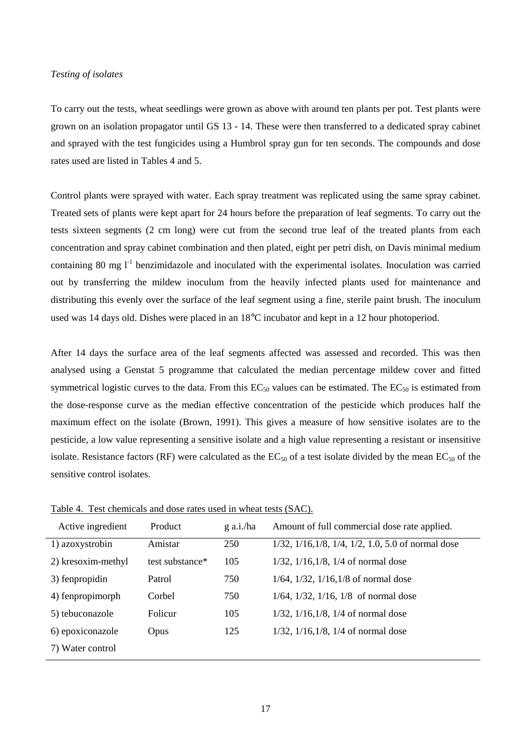*Testing of isolates*

To carry out the tests, wheat seedlings were grown as above with around ten plants per pot. Test plants were grown on an isolation propagator until GS 13 - 14. These were then transferred to a dedicated spray cabinet and sprayed with the test fungicides using a Humbrol spray gun for ten seconds. The compounds and dose rates used are listed in Tables 4 and 5.

Control plants were sprayed with water. Each spray treatment was replicated using the same spray cabinet. Treated sets of plants were kept apart for 24 hours before the preparation of leaf segments. To carry out the tests sixteen segments (2 cm long) were cut from the second true leaf of the treated plants from each concentration and spray cabinet combination and then plated, eight per petri dish, on Davis minimal medium containing 80 mg $l^{-1}$ benzimidazole and inoculated with the experimental isolates. Inoculation was carried out by transferring the mildew inoculum from the heavily infected plants used for maintenance and distributing this evenly over the surface of the leaf segment using a fine, sterile paint brush. The inoculum used was 14 days old. Dishes were placed in an 18°C incubator and kept in a 12 hour photoperiod.

After 14 days the surface area of the leaf segments affected was assessed and recorded. This was then analysed using a Genstat 5 programme that calculated the median percentage mildew cover and fitted symmetrical logistic curves to the data. From this $EC_{50}$ values can be estimated. The $EC_{50}$ is estimated from the dose-response curve as the median effective concentration of the pesticide which produces half the maximum effect on the isolate (Brown, 1991). This gives a measure of how sensitive isolates are to the pesticide, a low value representing a sensitive isolate and a high value representing a resistant or insensitive isolate. Resistance factors (RF) were calculated as the $EC_{50}$ of a test isolate divided by the mean $EC_{50}$ of the sensitive control isolates.

Table 4. Test chemicals and dose rates used in wheat tests (SAC).

| Active ingredient | Product | g a.i./ha | Amount of full commercial dose rate applied. |
|---|---|---|---|
| 1) azoxystrobin | Amistar | 250 | 1/32, 1/16,1/8, 1/4, 1/2, 1.0, 5.0 of normal dose |
| 2) kresoxim-methyl | test substance* | 105 | 1/32, 1/16,1/8, 1/4 of normal dose |
| 3) fenpropidin | Patrol | 750 | 1/64, 1/32, 1/16,1/8 of normal dose |
| 4) fenpropimorph | Corbel | 750 | 1/64, 1/32, 1/16, 1/8 of normal dose |
| 5) tebuconazole | Folicur | 105 | 1/32, 1/16,1/8, 1/4 of normal dose |
| 6) epoxiconazole | Opus | 125 | 1/32, 1/16,1/8, 1/4 of normal dose |
| 7) Water control | | | |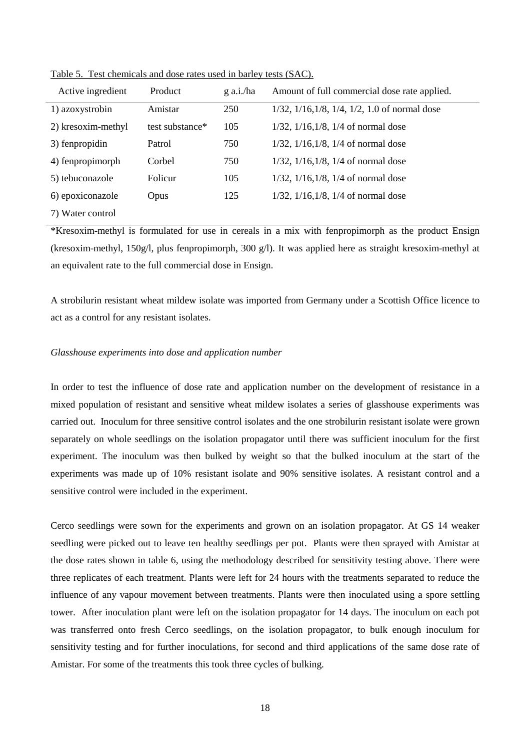Table 5. Test chemicals and dose rates used in barley tests (SAC).

| Active ingredient | Product | g a.i./ha | Amount of full commercial dose rate applied. |
|---|---|---|---|
| 1) azoxystrobin | Amistar | 250 | 1/32, 1/16,1/8, 1/4, 1/2, 1.0 of normal dose |
| 2) kresoxim-methyl | test substance* | 105 | 1/32, 1/16,1/8, 1/4 of normal dose |
| 3) fenpropidin | Patrol | 750 | 1/32, 1/16,1/8, 1/4 of normal dose |
| 4) fenpropimorph | Corbel | 750 | 1/32, 1/16,1/8, 1/4 of normal dose |
| 5) tebuconazole | Folicur | 105 | 1/32, 1/16,1/8, 1/4 of normal dose |
| 6) epoxiconazole | Opus | 125 | 1/32, 1/16,1/8, 1/4 of normal dose |
| 7) Water control | | | |

*Kresoxim-methyl is formulated for use in cereals in a mix with fenpropimorph as the product Ensign (kresoxim-methyl, 150g/l, plus fenpropimorph, 300 g/l). It was applied here as straight kresoxim-methyl at an equivalent rate to the full commercial dose in Ensign.

A strobilurin resistant wheat mildew isolate was imported from Germany under a Scottish Office licence to act as a control for any resistant isolates.

*Glasshouse experiments into dose and application number*

In order to test the influence of dose rate and application number on the development of resistance in a mixed population of resistant and sensitive wheat mildew isolates a series of glasshouse experiments was carried out. Inoculum for three sensitive control isolates and the one strobilurin resistant isolate were grown separately on whole seedlings on the isolation propagator until there was sufficient inoculum for the first experiment. The inoculum was then bulked by weight so that the bulked inoculum at the start of the experiments was made up of 10% resistant isolate and 90% sensitive isolates. A resistant control and a sensitive control were included in the experiment.

Cerco seedlings were sown for the experiments and grown on an isolation propagator. At GS 14 weaker seedling were picked out to leave ten healthy seedlings per pot. Plants were then sprayed with Amistar at the dose rates shown in table 6, using the methodology described for sensitivity testing above. There were three replicates of each treatment. Plants were left for 24 hours with the treatments separated to reduce the influence of any vapour movement between treatments. Plants were then inoculated using a spore settling tower. After inoculation plant were left on the isolation propagator for 14 days. The inoculum on each pot was transferred onto fresh Cerco seedlings, on the isolation propagator, to bulk enough inoculum for sensitivity testing and for further inoculations, for second and third applications of the same dose rate of Amistar. For some of the treatments this took three cycles of bulking.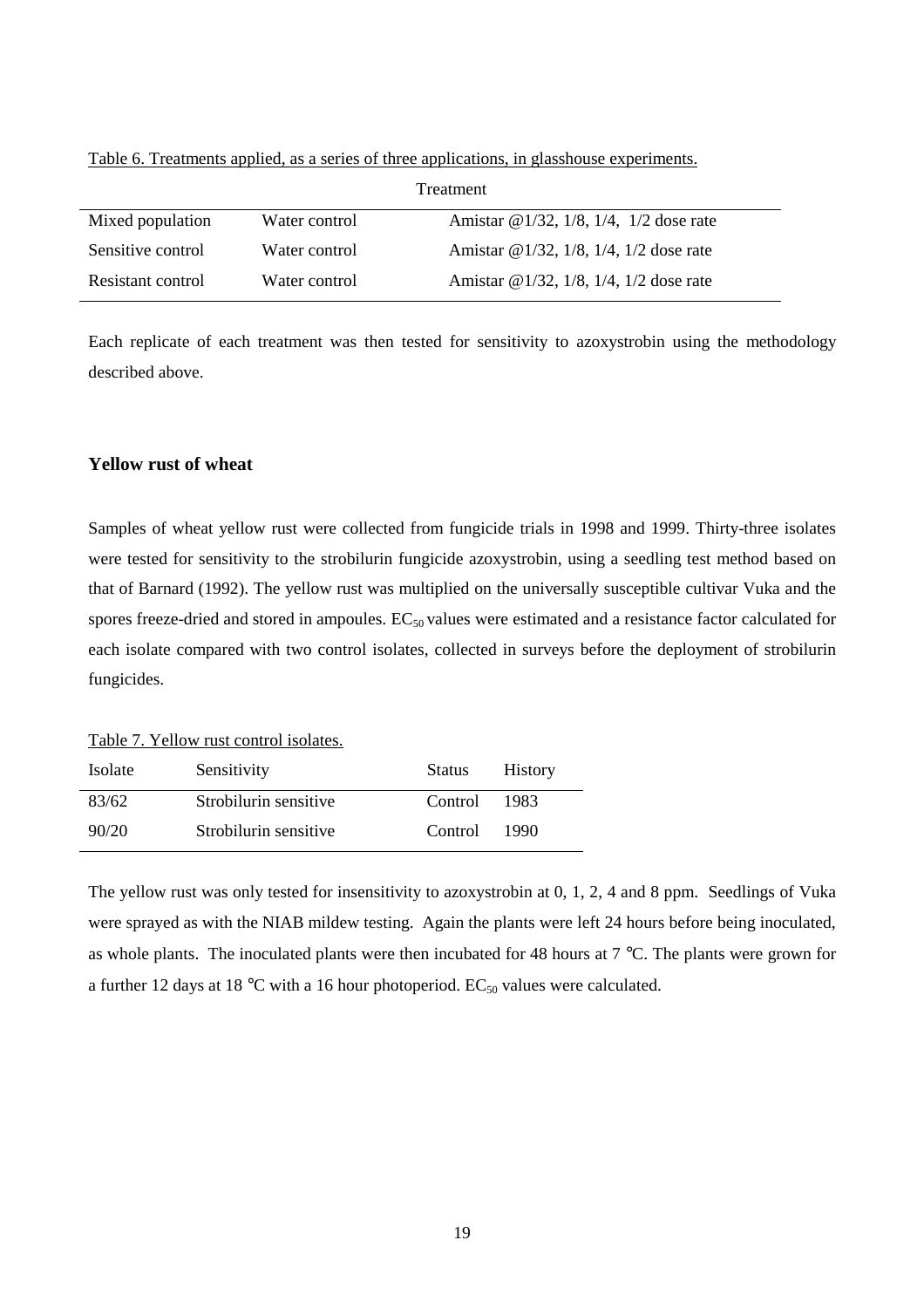Table 6. Treatments applied, as a series of three applications, in glasshouse experiments.

| | Treatment | |
|---|---|---|
| Mixed population | Water control | Amistar @1/32, 1/8, 1/4, 1/2 dose rate |
| Sensitive control | Water control | Amistar @1/32, 1/8, 1/4, 1/2 dose rate |
| Resistant control | Water control | Amistar @1/32, 1/8, 1/4, 1/2 dose rate |

Each replicate of each treatment was then tested for sensitivity to azoxystrobin using the methodology described above.

### Yellow rust of wheat

Samples of wheat yellow rust were collected from fungicide trials in 1998 and 1999. Thirty-three isolates were tested for sensitivity to the strobilurin fungicide azoxystrobin, using a seedling test method based on that of Barnard (1992). The yellow rust was multiplied on the universally susceptible cultivar Vuka and the spores freeze-dried and stored in ampoules. $EC_{50}$ values were estimated and a resistance factor calculated for each isolate compared with two control isolates, collected in surveys before the deployment of strobilurin fungicides.

Table 7. Yellow rust control isolates.

| Isolate | Sensitivity | Status | History |
|---|---|---|---|
| 83/62 | Strobilurin sensitive | Control | 1983 |
| 90/20 | Strobilurin sensitive | Control | 1990 |

The yellow rust was only tested for insensitivity to azoxystrobin at 0, 1, 2, 4 and 8 ppm. Seedlings of Vuka were sprayed as with the NIAB mildew testing. Again the plants were left 24 hours before being inoculated, as whole plants. The inoculated plants were then incubated for 48 hours at 7 °C. The plants were grown for a further 12 days at 18 °C with a 16 hour photoperiod. $EC_{50}$ values were calculated.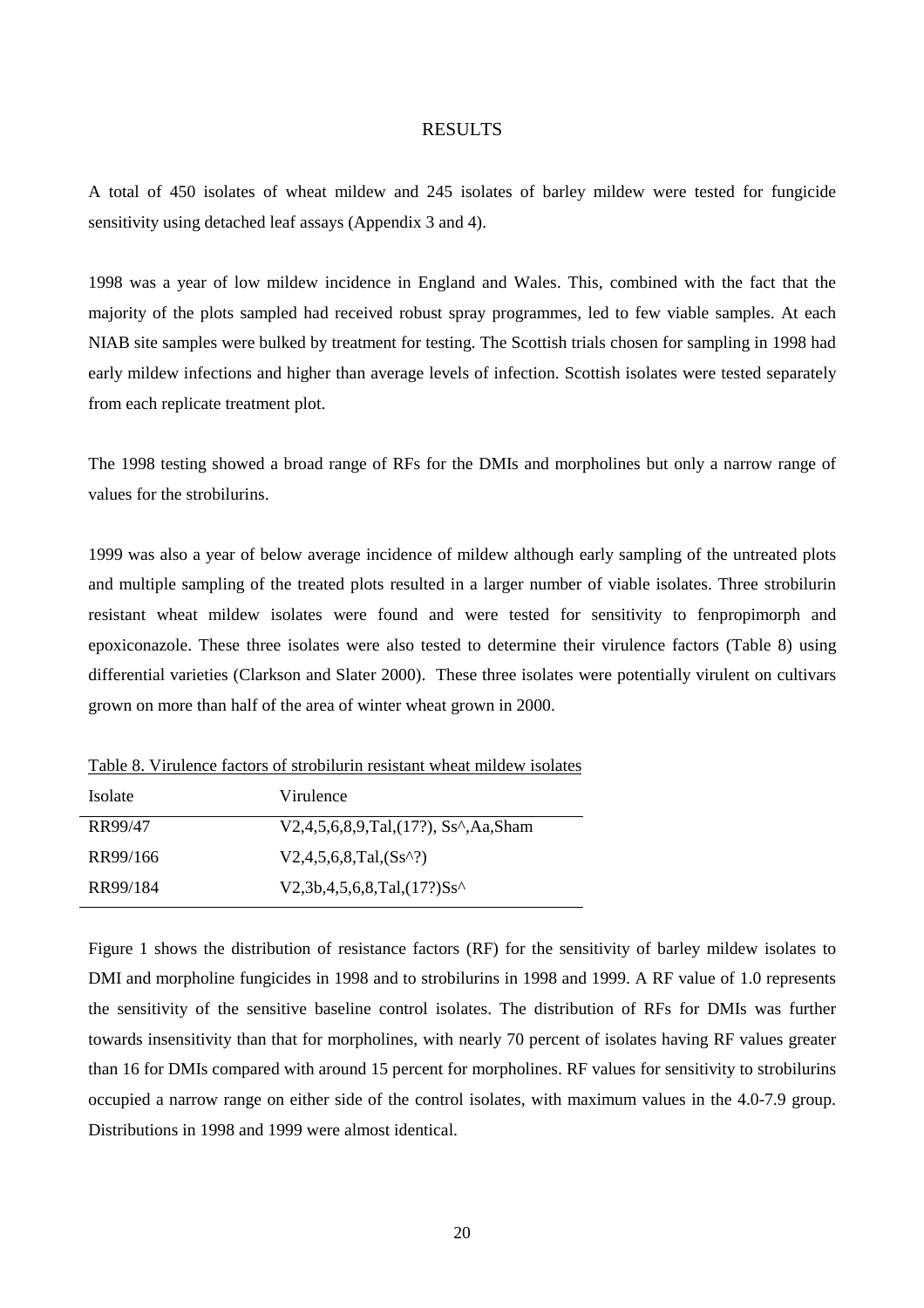# RESULTS

A total of 450 isolates of wheat mildew and 245 isolates of barley mildew were tested for fungicide sensitivity using detached leaf assays (Appendix 3 and 4).

1998 was a year of low mildew incidence in England and Wales. This, combined with the fact that the majority of the plots sampled had received robust spray programmes, led to few viable samples. At each NIAB site samples were bulked by treatment for testing. The Scottish trials chosen for sampling in 1998 had early mildew infections and higher than average levels of infection. Scottish isolates were tested separately from each replicate treatment plot.

The 1998 testing showed a broad range of RFs for the DMIs and morpholines but only a narrow range of values for the strobilurins.

1999 was also a year of below average incidence of mildew although early sampling of the untreated plots and multiple sampling of the treated plots resulted in a larger number of viable isolates. Three strobilurin resistant wheat mildew isolates were found and were tested for sensitivity to fenpropimorph and epoxiconazole. These three isolates were also tested to determine their virulence factors (Table 8) using differential varieties (Clarkson and Slater 2000). These three isolates were potentially virulent on cultivars grown on more than half of the area of winter wheat grown in 2000.

Table 8. Virulence factors of strobilurin resistant wheat mildew isolates

| Isolate | Virulence |
|---|---|
| RR99/47 | V2,4,5,6,8,9,Tal,(17?), Ss^,Aa,Sham |
| RR99/166 | V2,4,5,6,8,Tal,(Ss^?) |
| RR99/184 | V2,3b,4,5,6,8,Tal,(17?)Ss^ |

Figure 1 shows the distribution of resistance factors (RF) for the sensitivity of barley mildew isolates to DMI and morpholine fungicides in 1998 and to strobilurins in 1998 and 1999. A RF value of 1.0 represents the sensitivity of the sensitive baseline control isolates. The distribution of RFs for DMIs was further towards insensitivity than that for morpholines, with nearly 70 percent of isolates having RF values greater than 16 for DMIs compared with around 15 percent for morpholines. RF values for sensitivity to strobilurins occupied a narrow range on either side of the control isolates, with maximum values in the 4.0-7.9 group. Distributions in 1998 and 1999 were almost identical.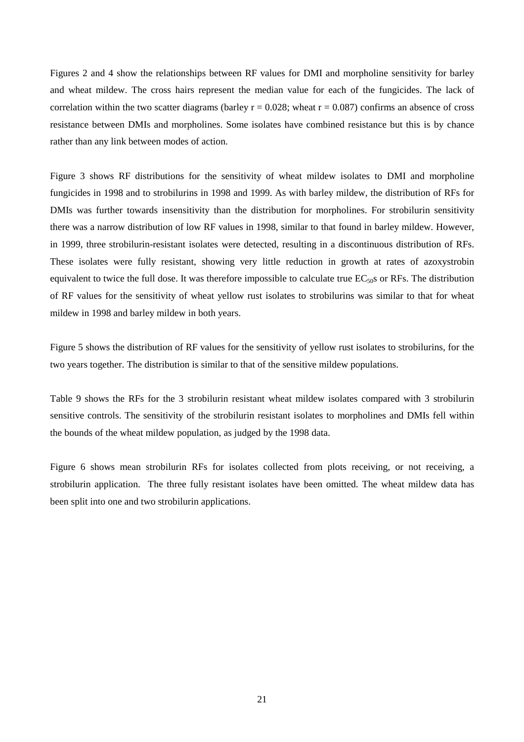Figures 2 and 4 show the relationships between RF values for DMI and morpholine sensitivity for barley and wheat mildew. The cross hairs represent the median value for each of the fungicides. The lack of correlation within the two scatter diagrams (barley $r = 0.028$; wheat $r = 0.087$) confirms an absence of cross resistance between DMIs and morpholines. Some isolates have combined resistance but this is by chance rather than any link between modes of action.

Figure 3 shows RF distributions for the sensitivity of wheat mildew isolates to DMI and morpholine fungicides in 1998 and to strobilurins in 1998 and 1999. As with barley mildew, the distribution of RFs for DMIs was further towards insensitivity than the distribution for morpholines. For strobilurin sensitivity there was a narrow distribution of low RF values in 1998, similar to that found in barley mildew. However, in 1999, three strobilurin-resistant isolates were detected, resulting in a discontinuous distribution of RFs. These isolates were fully resistant, showing very little reduction in growth at rates of azoxystrobin equivalent to twice the full dose. It was therefore impossible to calculate true $EC_{50}$s or RFs. The distribution of RF values for the sensitivity of wheat yellow rust isolates to strobilurins was similar to that for wheat mildew in 1998 and barley mildew in both years.

Figure 5 shows the distribution of RF values for the sensitivity of yellow rust isolates to strobilurins, for the two years together. The distribution is similar to that of the sensitive mildew populations.

Table 9 shows the RFs for the 3 strobilurin resistant wheat mildew isolates compared with 3 strobilurin sensitive controls. The sensitivity of the strobilurin resistant isolates to morpholines and DMIs fell within the bounds of the wheat mildew population, as judged by the 1998 data.

Figure 6 shows mean strobilurin RFs for isolates collected from plots receiving, or not receiving, a strobilurin application. The three fully resistant isolates have been omitted. The wheat mildew data has been split into one and two strobilurin applications.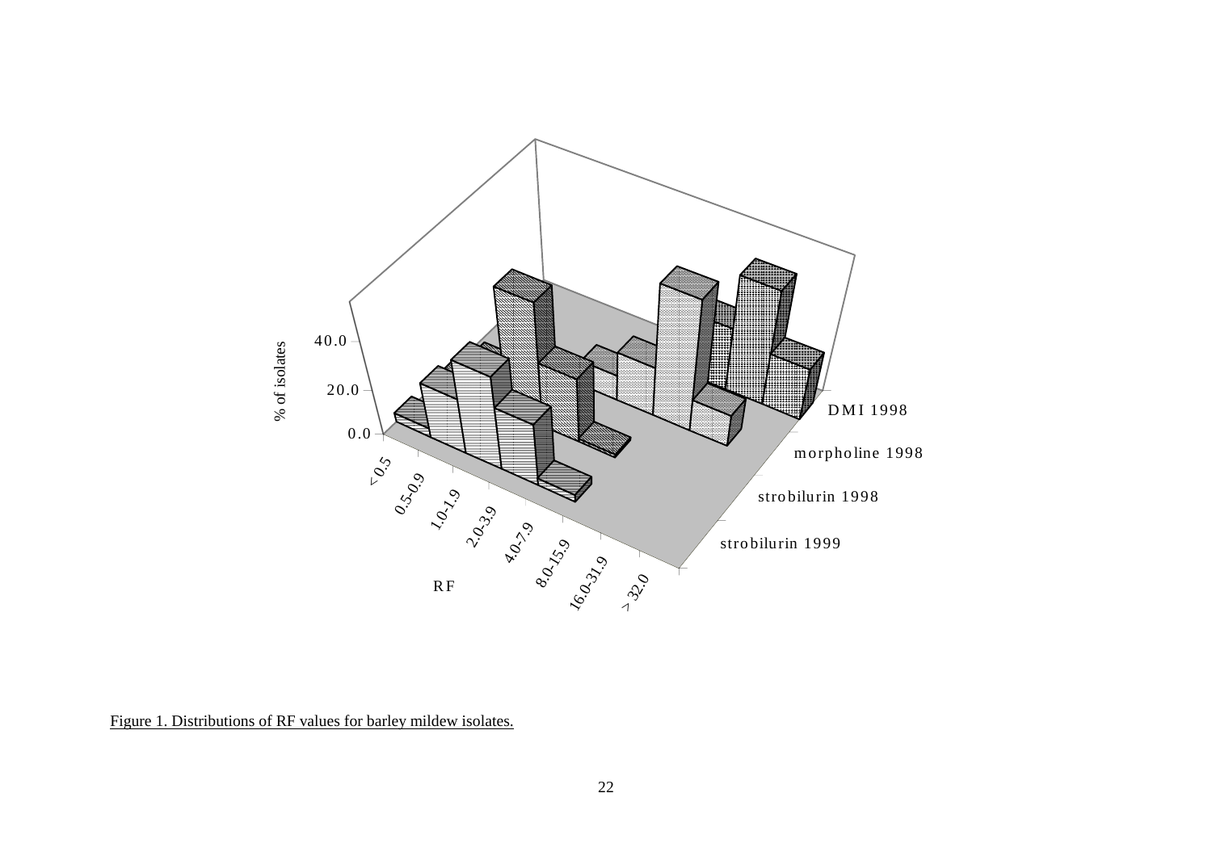Figure 1. Distributions of RF values for barley mildew isolates.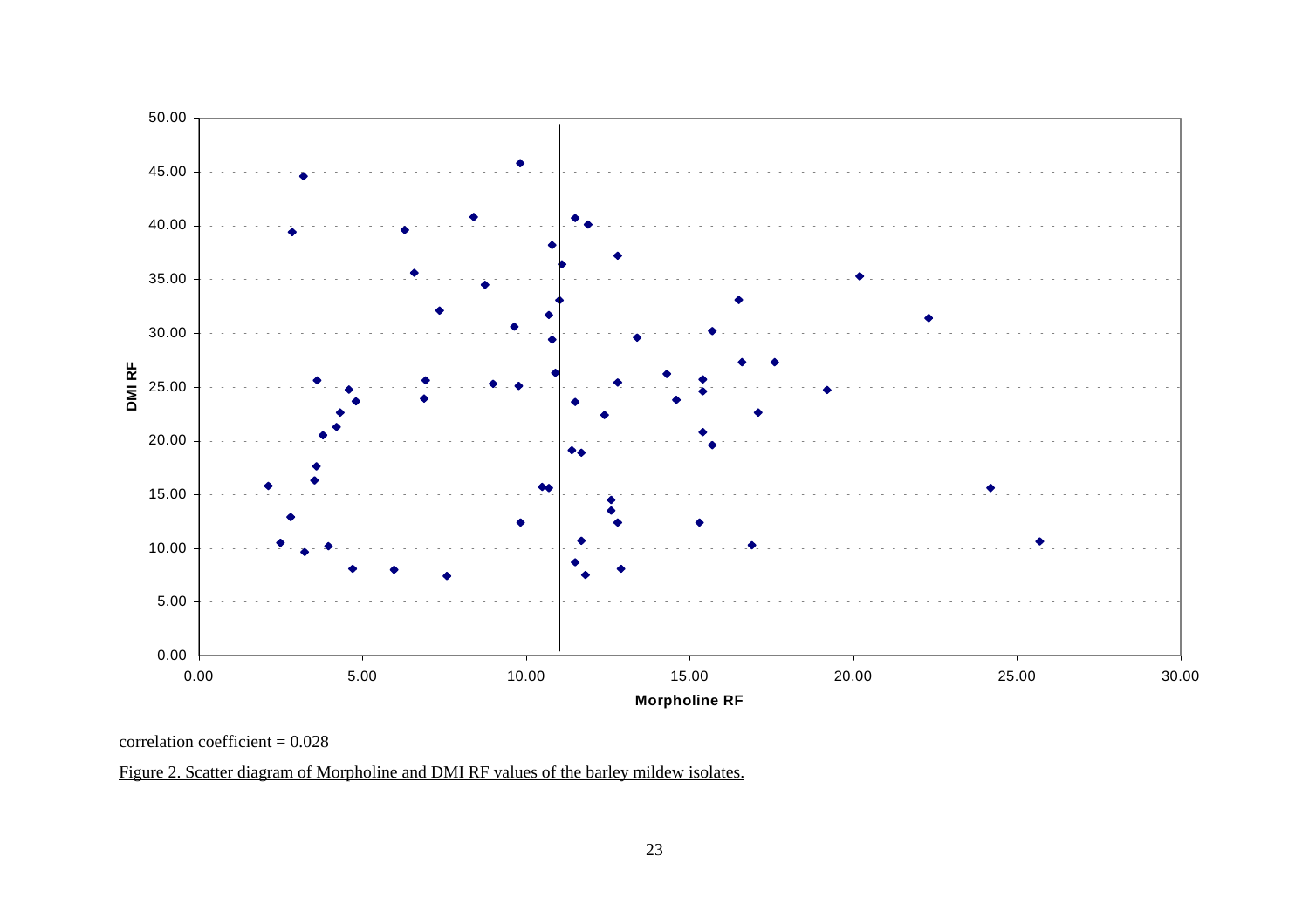correlation coefficient = 0.028

Figure 2. Scatter diagram of Morpholine and DMI RF values of the barley mildew isolates.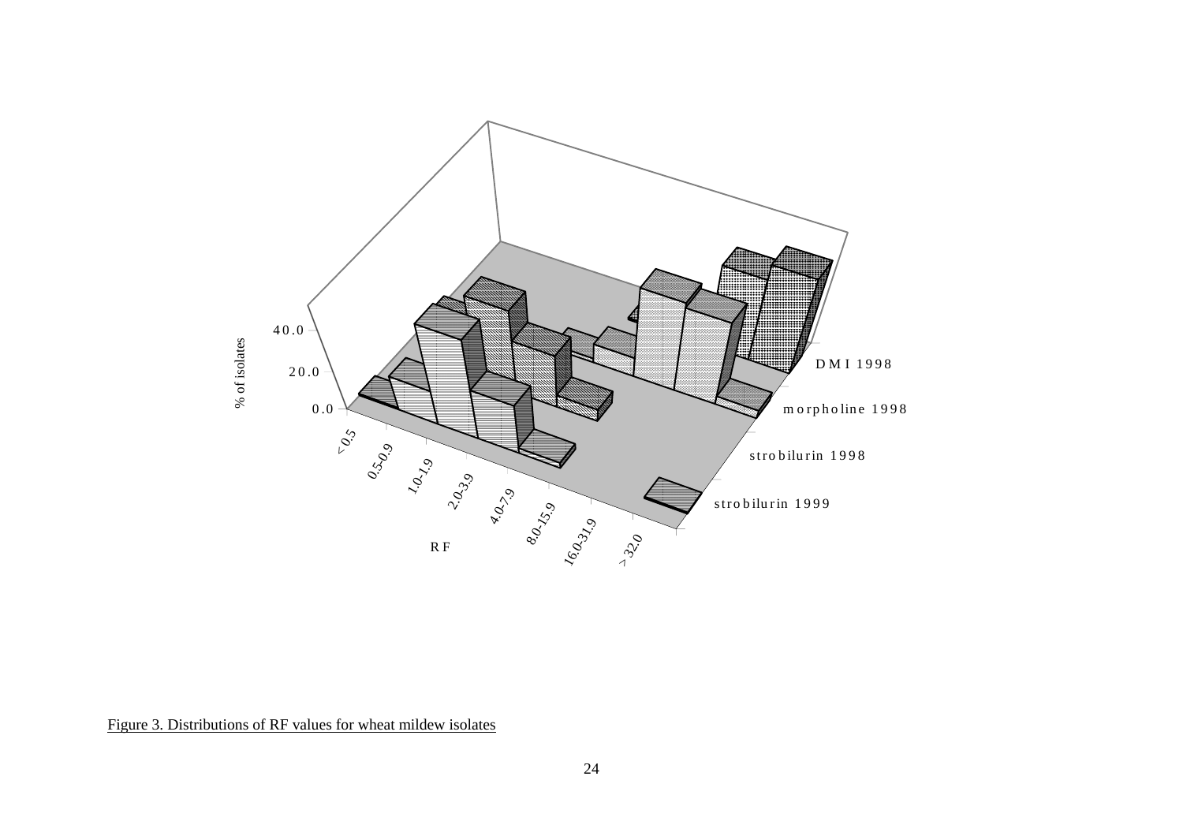Figure 3. Distributions of RF values for wheat mildew isolates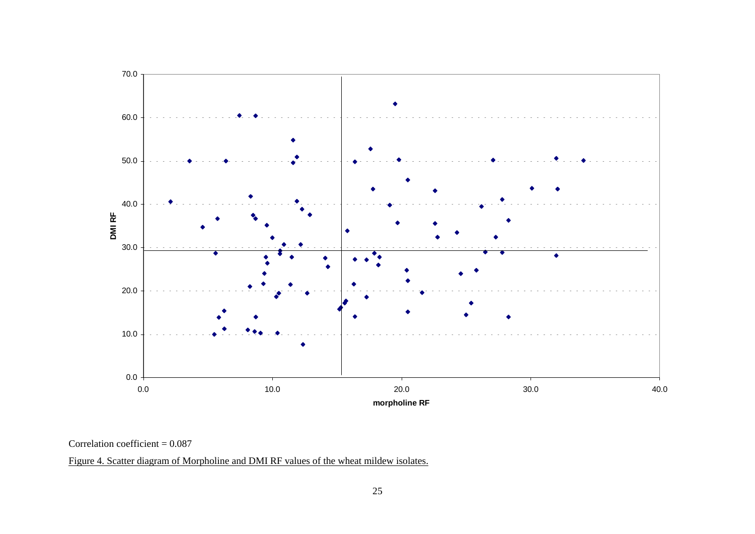Correlation coefficient = 0.087

Figure 4. Scatter diagram of Morpholine and DMI RF values of the wheat mildew isolates.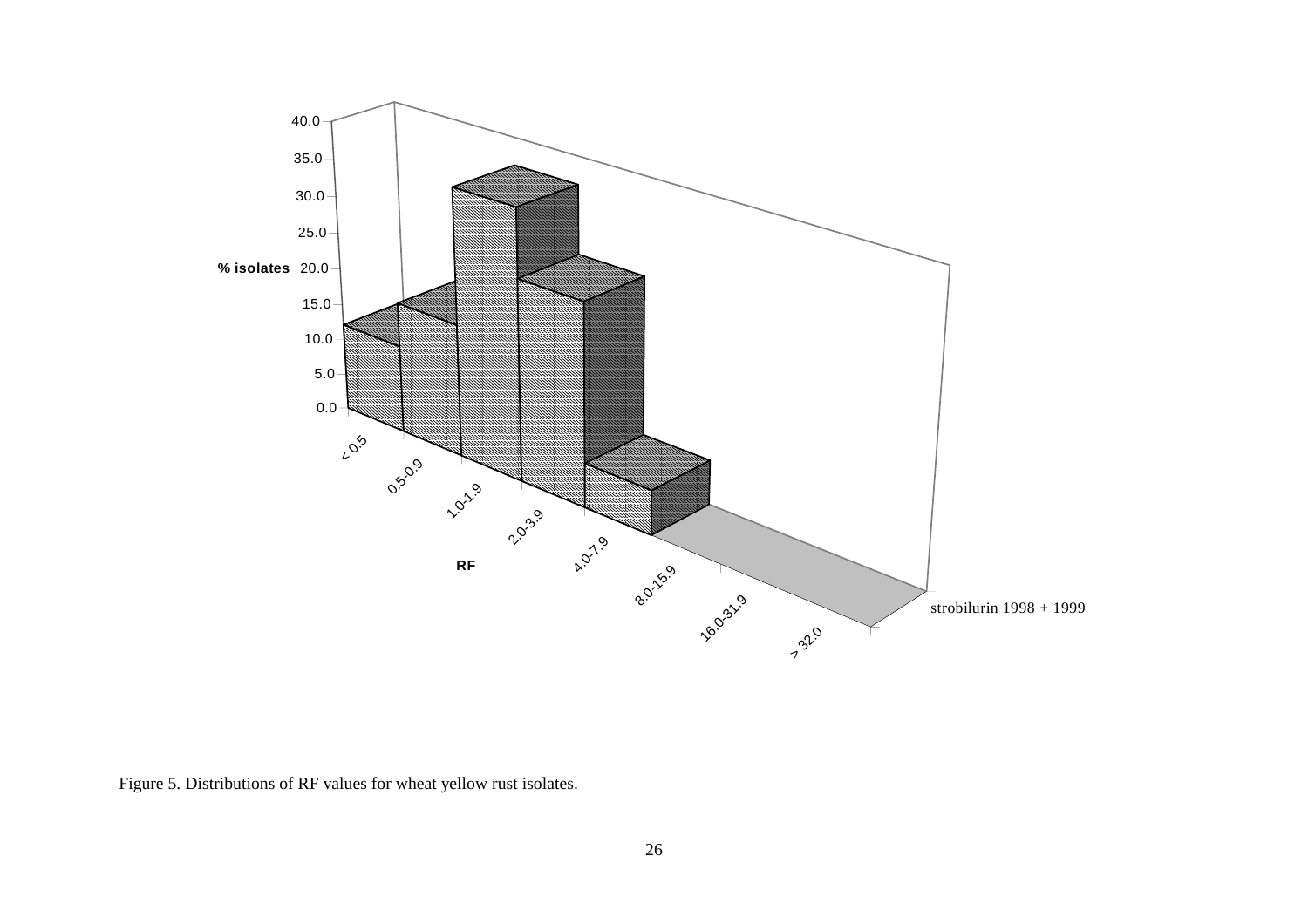Figure 5. Distributions of RF values for wheat yellow rust isolates.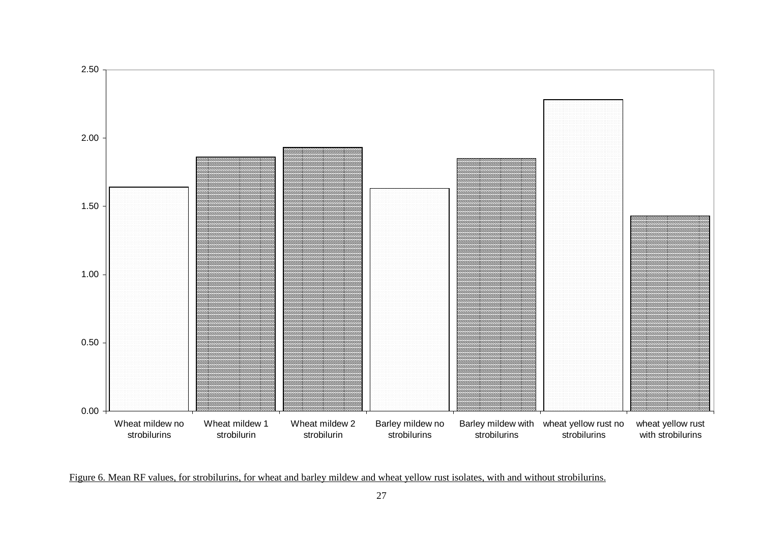Figure 6. Mean RF values, for strobilurins, for wheat and barley mildew and wheat yellow rust isolates, with and without strobilurins.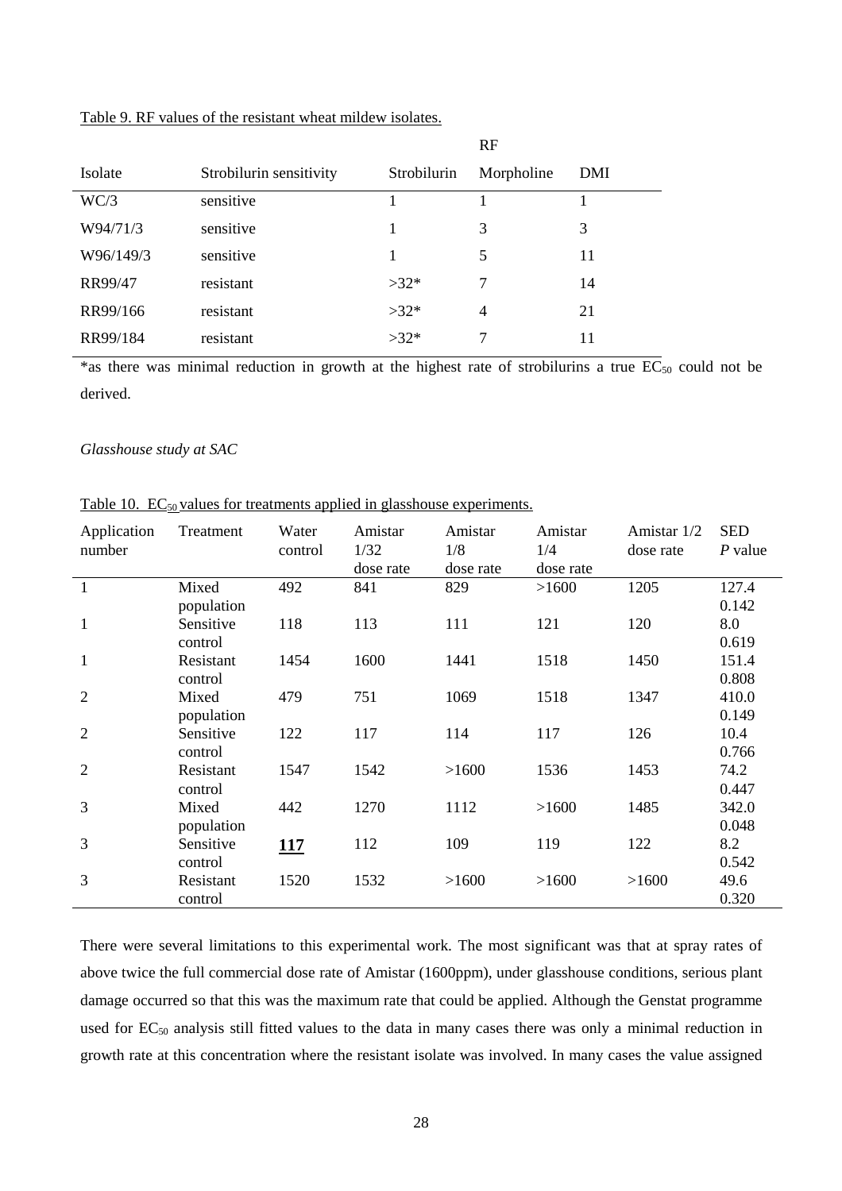Table 9. RF values of the resistant wheat mildew isolates.

| | | RF | | |
|---|---|---|---|---|
| Isolate | Strobilurin sensitivity | Strobilurin | Morpholine | DMI |
| WC/3 | sensitive | 1 | 1 | 1 |
| W94/71/3 | sensitive | 1 | 3 | 3 |
| W96/149/3 | sensitive | 1 | 5 | 11 |
| RR99/47 | resistant | >32* | 7 | 14 |
| RR99/166 | resistant | >32* | 4 | 21 |
| RR99/184 | resistant | >32* | 7 | 11 |

*as there was minimal reduction in growth at the highest rate of strobilurins a true $EC_{50}$ could not be derived.

*Glasshouse study at SAC*

Table 10. $EC_{50}$ values for treatments applied in glasshouse experiments.

| Application number | Treatment | Water control | Amistar 1/32 dose rate | Amistar 1/8 dose rate | Amistar 1/4 dose rate | Amistar 1/2 dose rate | SED *P* value |
|---|---|---|---|---|---|---|---|
| 1 | Mixed population | 492 | 841 | 829 | >1600 | 1205 | 127.4 0.142 |
| 1 | Sensitive control | 118 | 113 | 111 | 121 | 120 | 8.0 0.619 |
| 1 | Resistant control | 1454 | 1600 | 1441 | 1518 | 1450 | 151.4 0.808 |
| 2 | Mixed population | 479 | 751 | 1069 | 1518 | 1347 | 410.0 0.149 |
| 2 | Sensitive control | 122 | 117 | 114 | 117 | 126 | 10.4 0.766 |
| 2 | Resistant control | 1547 | 1542 | >1600 | 1536 | 1453 | 74.2 0.447 |
| 3 | Mixed population | 442 | 1270 | 1112 | >1600 | 1485 | 342.0 0.048 |
| 3 | Sensitive control | **117** | 112 | 109 | 119 | 122 | 8.2 0.542 |
| 3 | Resistant control | 1520 | 1532 | >1600 | >1600 | >1600 | 49.6 0.320 |

There were several limitations to this experimental work. The most significant was that at spray rates of above twice the full commercial dose rate of Amistar (1600ppm), under glasshouse conditions, serious plant damage occurred so that this was the maximum rate that could be applied. Although the Genstat programme used for $EC_{50}$ analysis still fitted values to the data in many cases there was only a minimal reduction in growth rate at this concentration where the resistant isolate was involved. In many cases the value assigned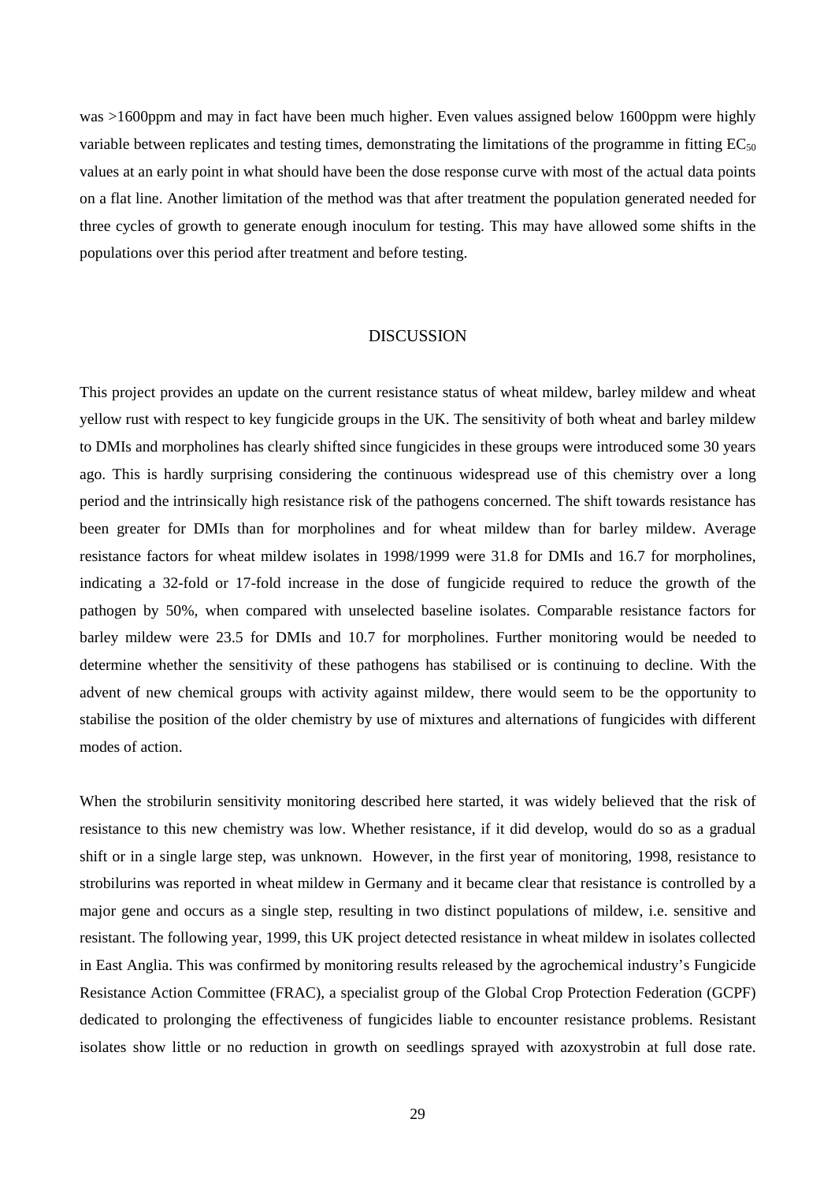was >1600ppm and may in fact have been much higher. Even values assigned below 1600ppm were highly variable between replicates and testing times, demonstrating the limitations of the programme in fitting $EC_{50}$ values at an early point in what should have been the dose response curve with most of the actual data points on a flat line. Another limitation of the method was that after treatment the population generated needed for three cycles of growth to generate enough inoculum for testing. This may have allowed some shifts in the populations over this period after treatment and before testing.

## DISCUSSION

This project provides an update on the current resistance status of wheat mildew, barley mildew and wheat yellow rust with respect to key fungicide groups in the UK. The sensitivity of both wheat and barley mildew to DMIs and morpholines has clearly shifted since fungicides in these groups were introduced some 30 years ago. This is hardly surprising considering the continuous widespread use of this chemistry over a long period and the intrinsically high resistance risk of the pathogens concerned. The shift towards resistance has been greater for DMIs than for morpholines and for wheat mildew than for barley mildew. Average resistance factors for wheat mildew isolates in 1998/1999 were 31.8 for DMIs and 16.7 for morpholines, indicating a 32-fold or 17-fold increase in the dose of fungicide required to reduce the growth of the pathogen by 50%, when compared with unselected baseline isolates. Comparable resistance factors for barley mildew were 23.5 for DMIs and 10.7 for morpholines. Further monitoring would be needed to determine whether the sensitivity of these pathogens has stabilised or is continuing to decline. With the advent of new chemical groups with activity against mildew, there would seem to be the opportunity to stabilise the position of the older chemistry by use of mixtures and alternations of fungicides with different modes of action.

When the strobilurin sensitivity monitoring described here started, it was widely believed that the risk of resistance to this new chemistry was low. Whether resistance, if it did develop, would do so as a gradual shift or in a single large step, was unknown. However, in the first year of monitoring, 1998, resistance to strobilurins was reported in wheat mildew in Germany and it became clear that resistance is controlled by a major gene and occurs as a single step, resulting in two distinct populations of mildew, i.e. sensitive and resistant. The following year, 1999, this UK project detected resistance in wheat mildew in isolates collected in East Anglia. This was confirmed by monitoring results released by the agrochemical industry's Fungicide Resistance Action Committee (FRAC), a specialist group of the Global Crop Protection Federation (GCPF) dedicated to prolonging the effectiveness of fungicides liable to encounter resistance problems. Resistant isolates show little or no reduction in growth on seedlings sprayed with azoxystrobin at full dose rate.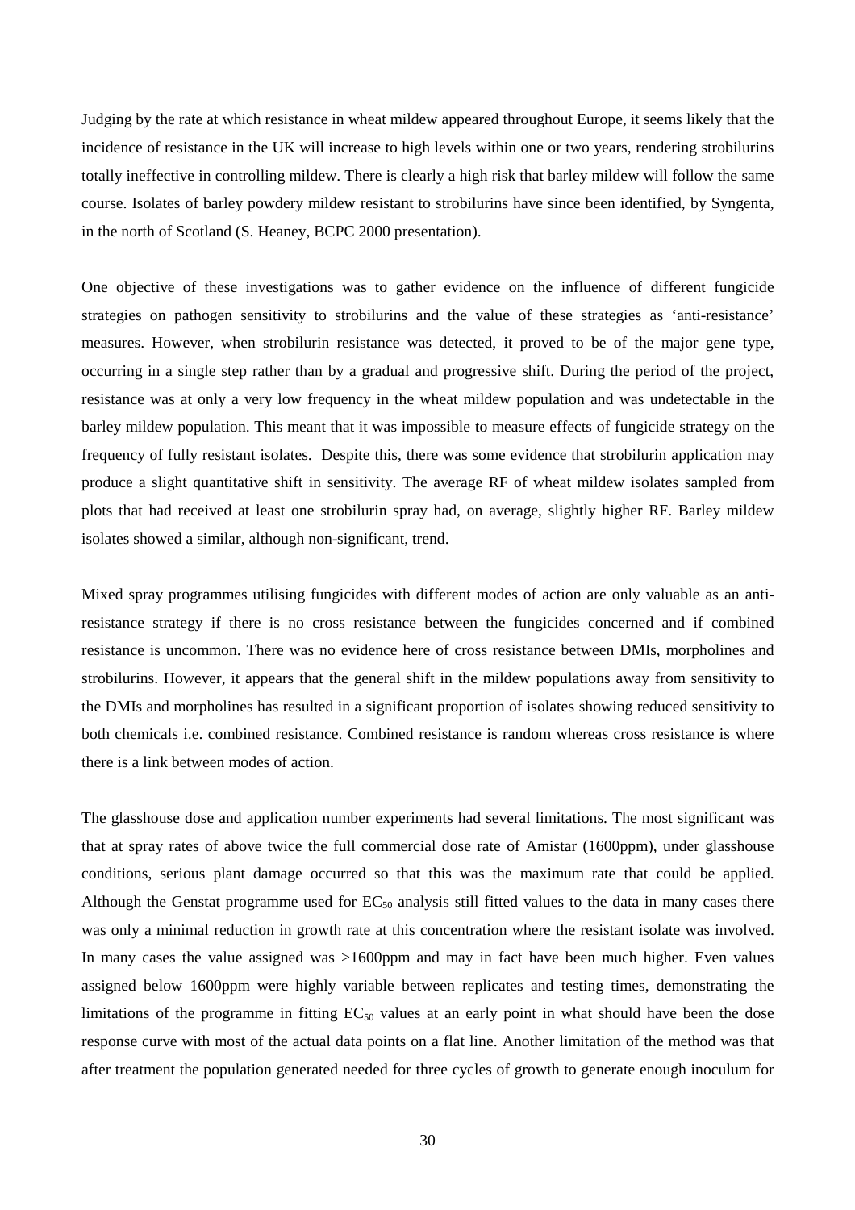Judging by the rate at which resistance in wheat mildew appeared throughout Europe, it seems likely that the incidence of resistance in the UK will increase to high levels within one or two years, rendering strobilurins totally ineffective in controlling mildew. There is clearly a high risk that barley mildew will follow the same course. Isolates of barley powdery mildew resistant to strobilurins have since been identified, by Syngenta, in the north of Scotland (S. Heaney, BCPC 2000 presentation).

One objective of these investigations was to gather evidence on the influence of different fungicide strategies on pathogen sensitivity to strobilurins and the value of these strategies as 'anti-resistance' measures. However, when strobilurin resistance was detected, it proved to be of the major gene type, occurring in a single step rather than by a gradual and progressive shift. During the period of the project, resistance was at only a very low frequency in the wheat mildew population and was undetectable in the barley mildew population. This meant that it was impossible to measure effects of fungicide strategy on the frequency of fully resistant isolates. Despite this, there was some evidence that strobilurin application may produce a slight quantitative shift in sensitivity. The average RF of wheat mildew isolates sampled from plots that had received at least one strobilurin spray had, on average, slightly higher RF. Barley mildew isolates showed a similar, although non-significant, trend.

Mixed spray programmes utilising fungicides with different modes of action are only valuable as an anti-resistance strategy if there is no cross resistance between the fungicides concerned and if combined resistance is uncommon. There was no evidence here of cross resistance between DMIs, morpholines and strobilurins. However, it appears that the general shift in the mildew populations away from sensitivity to the DMIs and morpholines has resulted in a significant proportion of isolates showing reduced sensitivity to both chemicals i.e. combined resistance. Combined resistance is random whereas cross resistance is where there is a link between modes of action.

The glasshouse dose and application number experiments had several limitations. The most significant was that at spray rates of above twice the full commercial dose rate of Amistar (1600ppm), under glasshouse conditions, serious plant damage occurred so that this was the maximum rate that could be applied. Although the Genstat programme used for $EC_{50}$ analysis still fitted values to the data in many cases there was only a minimal reduction in growth rate at this concentration where the resistant isolate was involved. In many cases the value assigned was >1600ppm and may in fact have been much higher. Even values assigned below 1600ppm were highly variable between replicates and testing times, demonstrating the limitations of the programme in fitting $EC_{50}$ values at an early point in what should have been the dose response curve with most of the actual data points on a flat line. Another limitation of the method was that after treatment the population generated needed for three cycles of growth to generate enough inoculum for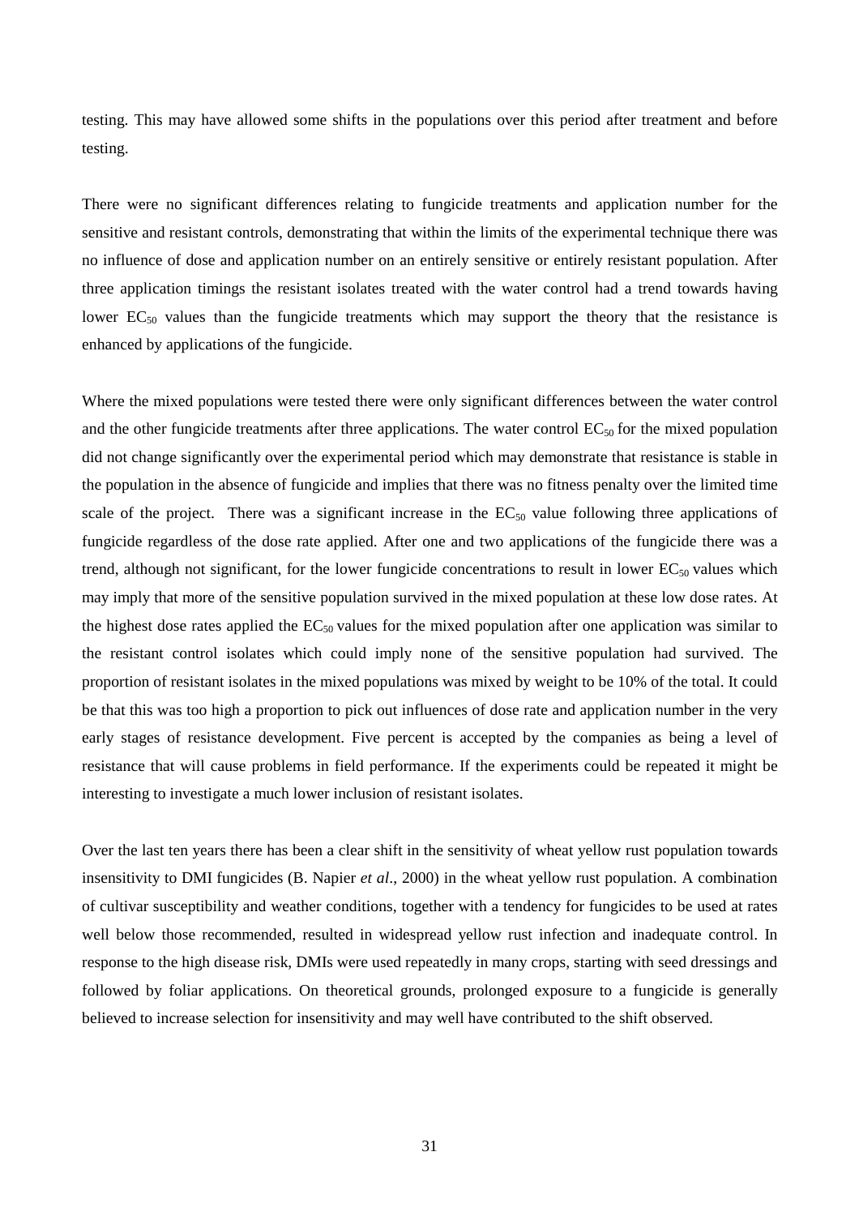testing. This may have allowed some shifts in the populations over this period after treatment and before testing.

There were no significant differences relating to fungicide treatments and application number for the sensitive and resistant controls, demonstrating that within the limits of the experimental technique there was no influence of dose and application number on an entirely sensitive or entirely resistant population. After three application timings the resistant isolates treated with the water control had a trend towards having lower $EC_{50}$ values than the fungicide treatments which may support the theory that the resistance is enhanced by applications of the fungicide.

Where the mixed populations were tested there were only significant differences between the water control and the other fungicide treatments after three applications. The water control $EC_{50}$ for the mixed population did not change significantly over the experimental period which may demonstrate that resistance is stable in the population in the absence of fungicide and implies that there was no fitness penalty over the limited time scale of the project. There was a significant increase in the $EC_{50}$ value following three applications of fungicide regardless of the dose rate applied. After one and two applications of the fungicide there was a trend, although not significant, for the lower fungicide concentrations to result in lower $EC_{50}$ values which may imply that more of the sensitive population survived in the mixed population at these low dose rates. At the highest dose rates applied the $EC_{50}$ values for the mixed population after one application was similar to the resistant control isolates which could imply none of the sensitive population had survived. The proportion of resistant isolates in the mixed populations was mixed by weight to be 10% of the total. It could be that this was too high a proportion to pick out influences of dose rate and application number in the very early stages of resistance development. Five percent is accepted by the companies as being a level of resistance that will cause problems in field performance. If the experiments could be repeated it might be interesting to investigate a much lower inclusion of resistant isolates.

Over the last ten years there has been a clear shift in the sensitivity of wheat yellow rust population towards insensitivity to DMI fungicides (B. Napier *et al*., 2000) in the wheat yellow rust population. A combination of cultivar susceptibility and weather conditions, together with a tendency for fungicides to be used at rates well below those recommended, resulted in widespread yellow rust infection and inadequate control. In response to the high disease risk, DMIs were used repeatedly in many crops, starting with seed dressings and followed by foliar applications. On theoretical grounds, prolonged exposure to a fungicide is generally believed to increase selection for insensitivity and may well have contributed to the shift observed.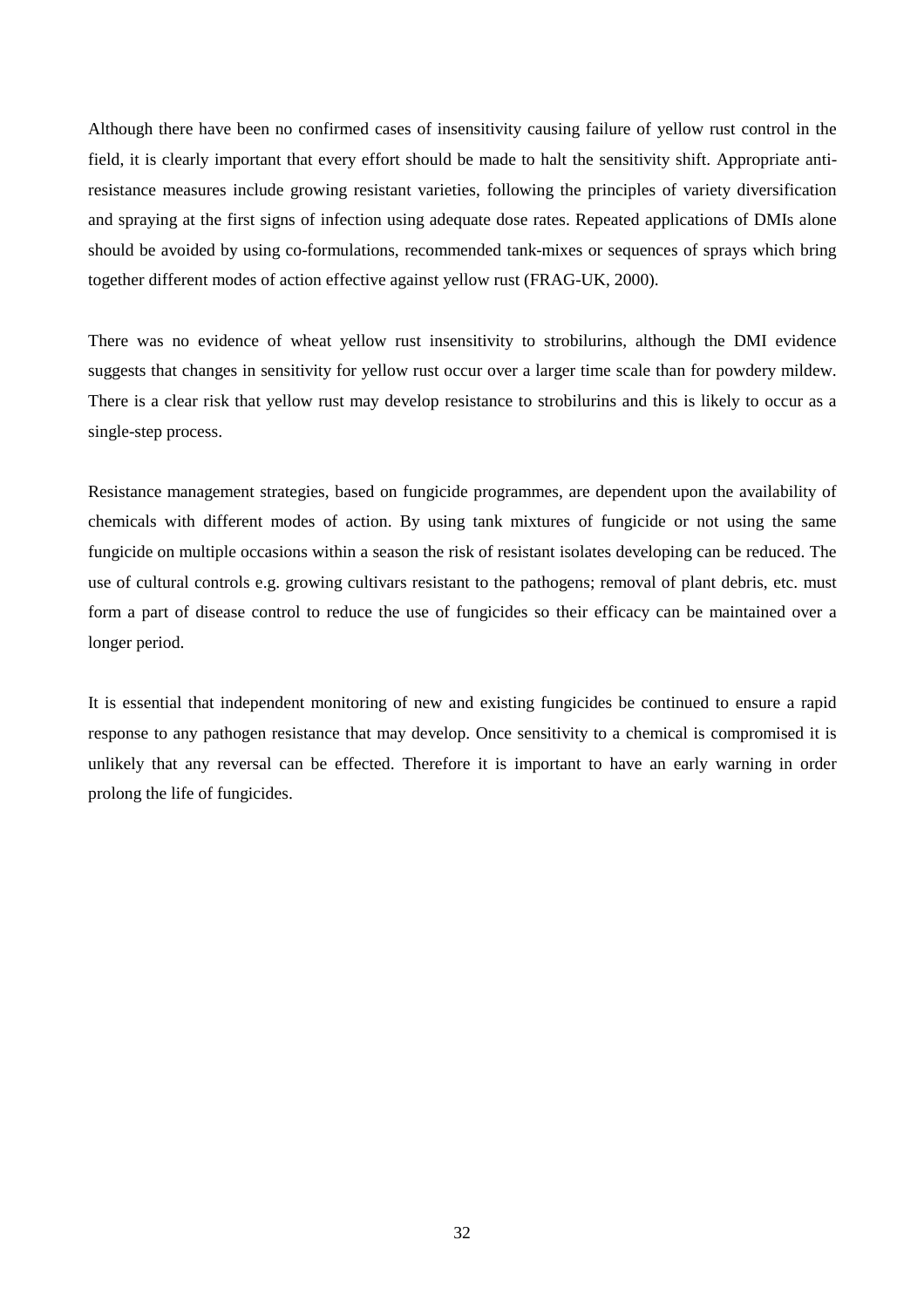Although there have been no confirmed cases of insensitivity causing failure of yellow rust control in the field, it is clearly important that every effort should be made to halt the sensitivity shift. Appropriate anti-resistance measures include growing resistant varieties, following the principles of variety diversification and spraying at the first signs of infection using adequate dose rates. Repeated applications of DMIs alone should be avoided by using co-formulations, recommended tank-mixes or sequences of sprays which bring together different modes of action effective against yellow rust (FRAG-UK, 2000).

There was no evidence of wheat yellow rust insensitivity to strobilurins, although the DMI evidence suggests that changes in sensitivity for yellow rust occur over a larger time scale than for powdery mildew. There is a clear risk that yellow rust may develop resistance to strobilurins and this is likely to occur as a single-step process.

Resistance management strategies, based on fungicide programmes, are dependent upon the availability of chemicals with different modes of action. By using tank mixtures of fungicide or not using the same fungicide on multiple occasions within a season the risk of resistant isolates developing can be reduced. The use of cultural controls e.g. growing cultivars resistant to the pathogens; removal of plant debris, etc. must form a part of disease control to reduce the use of fungicides so their efficacy can be maintained over a longer period.

It is essential that independent monitoring of new and existing fungicides be continued to ensure a rapid response to any pathogen resistance that may develop. Once sensitivity to a chemical is compromised it is unlikely that any reversal can be effected. Therefore it is important to have an early warning in order prolong the life of fungicides.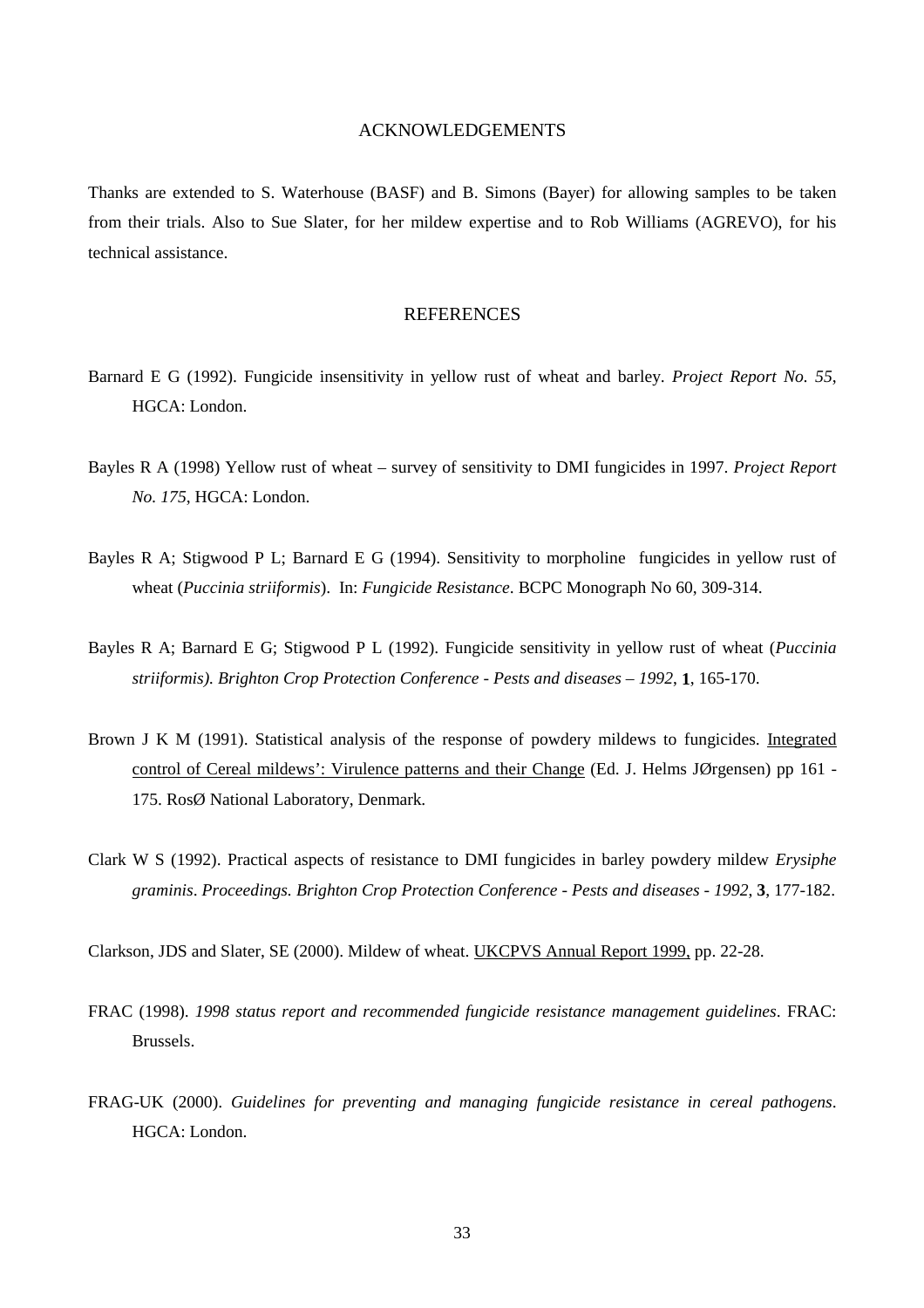## ACKNOWLEDGEMENTS

Thanks are extended to S. Waterhouse (BASF) and B. Simons (Bayer) for allowing samples to be taken from their trials. Also to Sue Slater, for her mildew expertise and to Rob Williams (AGREVO), for his technical assistance.

## REFERENCES

Barnard E G (1992). Fungicide insensitivity in yellow rust of wheat and barley. *Project Report No. 55*, HGCA: London.

Bayles R A (1998) Yellow rust of wheat – survey of sensitivity to DMI fungicides in 1997. *Project Report No. 175*, HGCA: London.

Bayles R A; Stigwood P L; Barnard E G (1994). Sensitivity to morpholine fungicides in yellow rust of wheat (*Puccinia striiformis*). In: *Fungicide Resistance*. BCPC Monograph No 60, 309-314.

Bayles R A; Barnard E G; Stigwood P L (1992). Fungicide sensitivity in yellow rust of wheat (*Puccinia striiformis). Brighton Crop Protection Conference - Pests and diseases – 1992*, **1**, 165-170.

Brown J K M (1991). Statistical analysis of the response of powdery mildews to fungicides. Integrated control of Cereal mildews': Virulence patterns and their Change (Ed. J. Helms JØrgensen) pp 161 - 175. RosØ National Laboratory, Denmark.

Clark W S (1992). Practical aspects of resistance to DMI fungicides in barley powdery mildew *Erysiphe graminis*. *Proceedings. Brighton Crop Protection Conference - Pests and diseases - 1992,* **3**, 177-182.

Clarkson, JDS and Slater, SE (2000). Mildew of wheat. UKCPVS Annual Report 1999, pp. 22-28.

FRAC (1998). *1998 status report and recommended fungicide resistance management guidelines*. FRAC: Brussels.

FRAG-UK (2000). *Guidelines for preventing and managing fungicide resistance in cereal pathogens*. HGCA: London.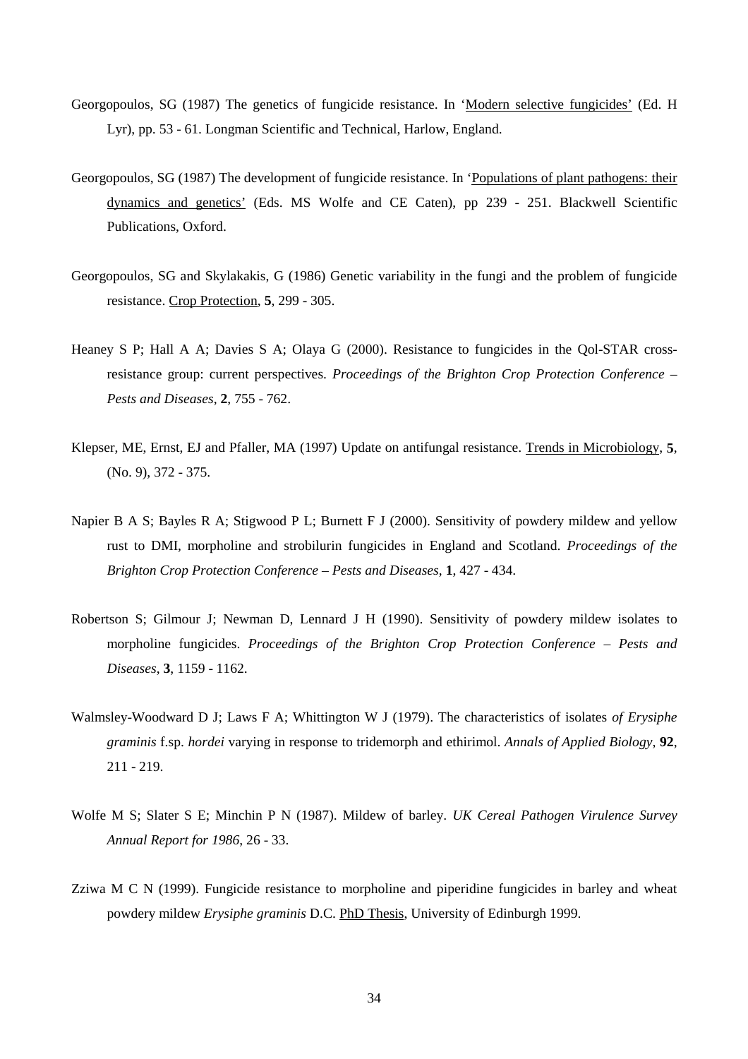Georgopoulos, SG (1987) The genetics of fungicide resistance. In 'Modern selective fungicides' (Ed. H Lyr), pp. 53 - 61. Longman Scientific and Technical, Harlow, England.

Georgopoulos, SG (1987) The development of fungicide resistance. In 'Populations of plant pathogens: their dynamics and genetics' (Eds. MS Wolfe and CE Caten), pp 239 - 251. Blackwell Scientific Publications, Oxford.

Georgopoulos, SG and Skylakakis, G (1986) Genetic variability in the fungi and the problem of fungicide resistance. Crop Protection, **5**, 299 - 305.

Heaney S P; Hall A A; Davies S A; Olaya G (2000). Resistance to fungicides in the QoI-STAR cross-resistance group: current perspectives. *Proceedings of the Brighton Crop Protection Conference – Pests and Diseases*, **2**, 755 - 762.

Klepser, ME, Ernst, EJ and Pfaller, MA (1997) Update on antifungal resistance. Trends in Microbiology, **5**, (No. 9), 372 - 375.

Napier B A S; Bayles R A; Stigwood P L; Burnett F J (2000). Sensitivity of powdery mildew and yellow rust to DMI, morpholine and strobilurin fungicides in England and Scotland. *Proceedings of the Brighton Crop Protection Conference – Pests and Diseases*, **1**, 427 - 434.

Robertson S; Gilmour J; Newman D, Lennard J H (1990). Sensitivity of powdery mildew isolates to morpholine fungicides. *Proceedings of the Brighton Crop Protection Conference – Pests and Diseases*, **3**, 1159 - 1162.

Walmsley-Woodward D J; Laws F A; Whittington W J (1979). The characteristics of isolates *of Erysiphe graminis* f.sp. *hordei* varying in response to tridemorph and ethirimol. *Annals of Applied Biology*, **92**, 211 - 219.

Wolfe M S; Slater S E; Minchin P N (1987). Mildew of barley. *UK Cereal Pathogen Virulence Survey Annual Report for 1986*, 26 - 33.

Zziwa M C N (1999). Fungicide resistance to morpholine and piperidine fungicides in barley and wheat powdery mildew *Erysiphe graminis* D.C. PhD Thesis, University of Edinburgh 1999.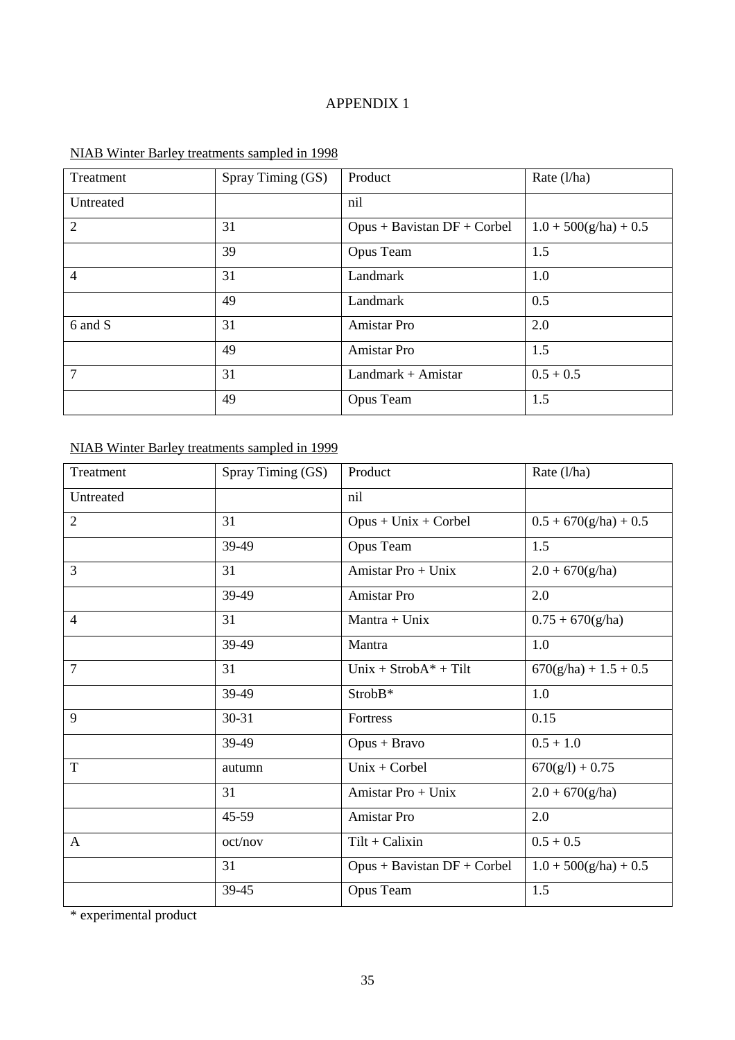# APPENDIX 1

NIAB Winter Barley treatments sampled in 1998

| Treatment | Spray Timing (GS) | Product | Rate (l/ha) |
|---|---|---|---|
| Untreated | | nil | |
| 2 | 31 | Opus + Bavistan DF + Corbel | 1.0 + 500(g/ha) + 0.5 |
| | 39 | Opus Team | 1.5 |
| 4 | 31 | Landmark | 1.0 |
| | 49 | Landmark | 0.5 |
| 6 and S | 31 | Amistar Pro | 2.0 |
| | 49 | Amistar Pro | 1.5 |
| 7 | 31 | Landmark + Amistar | 0.5 + 0.5 |
| | 49 | Opus Team | 1.5 |

NIAB Winter Barley treatments sampled in 1999

| Treatment | Spray Timing (GS) | Product | Rate (l/ha) |
|---|---|---|---|
| Untreated | | nil | |
| 2 | 31 | Opus + Unix + Corbel | 0.5 + 670(g/ha) + 0.5 |
| | 39-49 | Opus Team | 1.5 |
| 3 | 31 | Amistar Pro + Unix | 2.0 + 670(g/ha) |
| | 39-49 | Amistar Pro | 2.0 |
| 4 | 31 | Mantra + Unix | 0.75 + 670(g/ha) |
| | 39-49 | Mantra | 1.0 |
| 7 | 31 | Unix + StrobA* + Tilt | 670(g/ha) + 1.5 + 0.5 |
| | 39-49 | StrobB* | 1.0 |
| 9 | 30-31 | Fortress | 0.15 |
| | 39-49 | Opus + Bravo | 0.5 + 1.0 |
| T | autumn | Unix + Corbel | 670(g/l) + 0.75 |
| | 31 | Amistar Pro + Unix | 2.0 + 670(g/ha) |
| | 45-59 | Amistar Pro | 2.0 |
| A | oct/nov | Tilt + Calixin | 0.5 + 0.5 |
| | 31 | Opus + Bavistan DF + Corbel | 1.0 + 500(g/ha) + 0.5 |
| | 39-45 | Opus Team | 1.5 |

* experimental product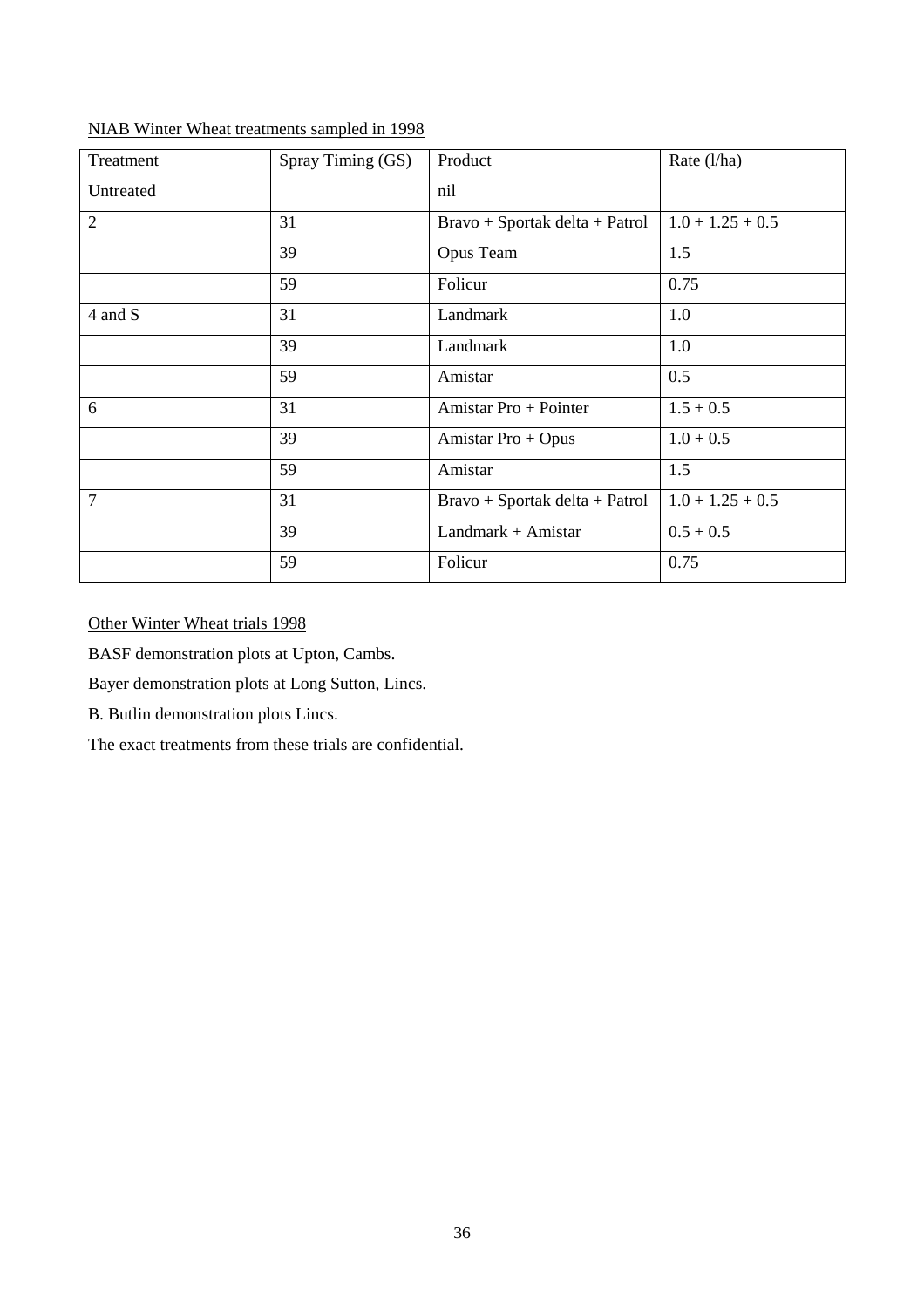NIAB Winter Wheat treatments sampled in 1998

| Treatment | Spray Timing (GS) | Product | Rate (l/ha) |
| --- | --- | --- | --- |
| Untreated | | nil | |
| 2 | 31 | Bravo + Sportak delta + Patrol | 1.0 + 1.25 + 0.5 |
| | 39 | Opus Team | 1.5 |
| | 59 | Folicur | 0.75 |
| 4 and S | 31 | Landmark | 1.0 |
| | 39 | Landmark | 1.0 |
| | 59 | Amistar | 0.5 |
| 6 | 31 | Amistar Pro + Pointer | 1.5 + 0.5 |
| | 39 | Amistar Pro + Opus | 1.0 + 0.5 |
| | 59 | Amistar | 1.5 |
| 7 | 31 | Bravo + Sportak delta + Patrol | 1.0 + 1.25 + 0.5 |
| | 39 | Landmark + Amistar | 0.5 + 0.5 |
| | 59 | Folicur | 0.75 |

Other Winter Wheat trials 1998

BASF demonstration plots at Upton, Cambs.

Bayer demonstration plots at Long Sutton, Lincs.

B. Butlin demonstration plots Lincs.

The exact treatments from these trials are confidential.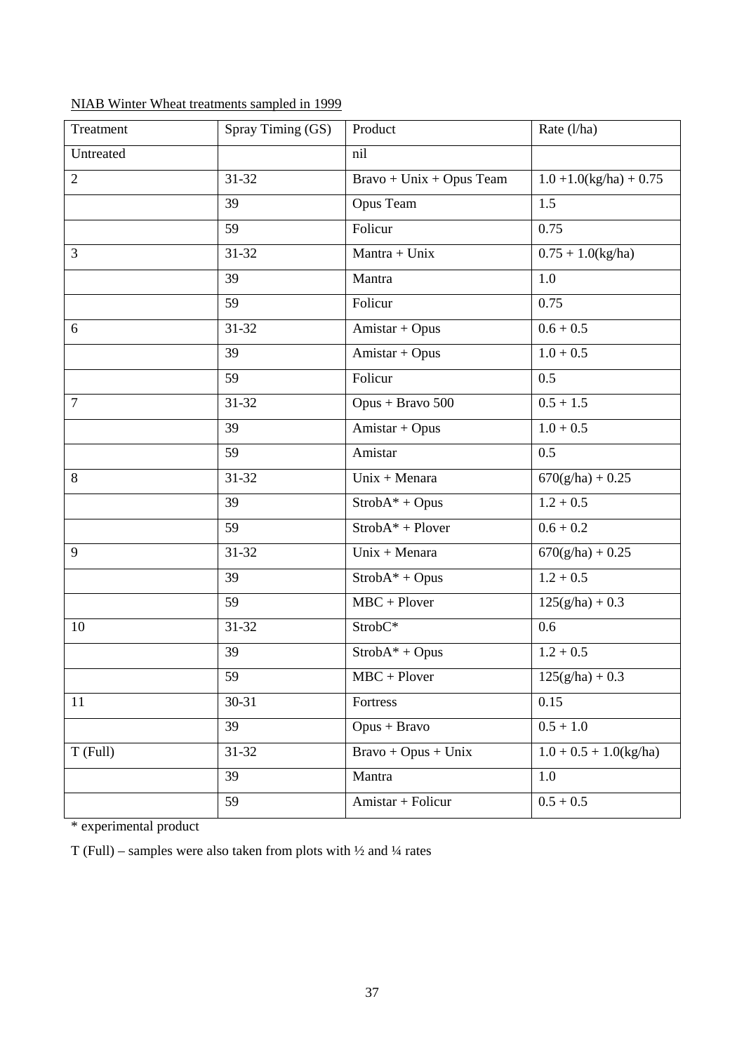NIAB Winter Wheat treatments sampled in 1999

| Treatment | Spray Timing (GS) | Product | Rate (l/ha) |
|---|---|---|---|
| Untreated | | nil | |
| 2 | 31-32 | Bravo + Unix + Opus Team | 1.0 +1.0(kg/ha) + 0.75 |
| | 39 | Opus Team | 1.5 |
| | 59 | Folicur | 0.75 |
| 3 | 31-32 | Mantra + Unix | 0.75 + 1.0(kg/ha) |
| | 39 | Mantra | 1.0 |
| | 59 | Folicur | 0.75 |
| 6 | 31-32 | Amistar + Opus | 0.6 + 0.5 |
| | 39 | Amistar + Opus | 1.0 + 0.5 |
| | 59 | Folicur | 0.5 |
| 7 | 31-32 | Opus + Bravo 500 | 0.5 + 1.5 |
| | 39 | Amistar + Opus | 1.0 + 0.5 |
| | 59 | Amistar | 0.5 |
| 8 | 31-32 | Unix + Menara | 670(g/ha) + 0.25 |
| | 39 | StrobA* + Opus | 1.2 + 0.5 |
| | 59 | StrobA* + Plover | 0.6 + 0.2 |
| 9 | 31-32 | Unix + Menara | 670(g/ha) + 0.25 |
| | 39 | StrobA* + Opus | 1.2 + 0.5 |
| | 59 | MBC + Plover | 125(g/ha) + 0.3 |
| 10 | 31-32 | StrobC* | 0.6 |
| | 39 | StrobA* + Opus | 1.2 + 0.5 |
| | 59 | MBC + Plover | 125(g/ha) + 0.3 |
| 11 | 30-31 | Fortress | 0.15 |
| | 39 | Opus + Bravo | 0.5 + 1.0 |
| T (Full) | 31-32 | Bravo + Opus + Unix | 1.0 + 0.5 + 1.0(kg/ha) |
| | 39 | Mantra | 1.0 |
| | 59 | Amistar + Folicur | 0.5 + 0.5 |

* experimental product

T (Full) – samples were also taken from plots with ½ and ¼ rates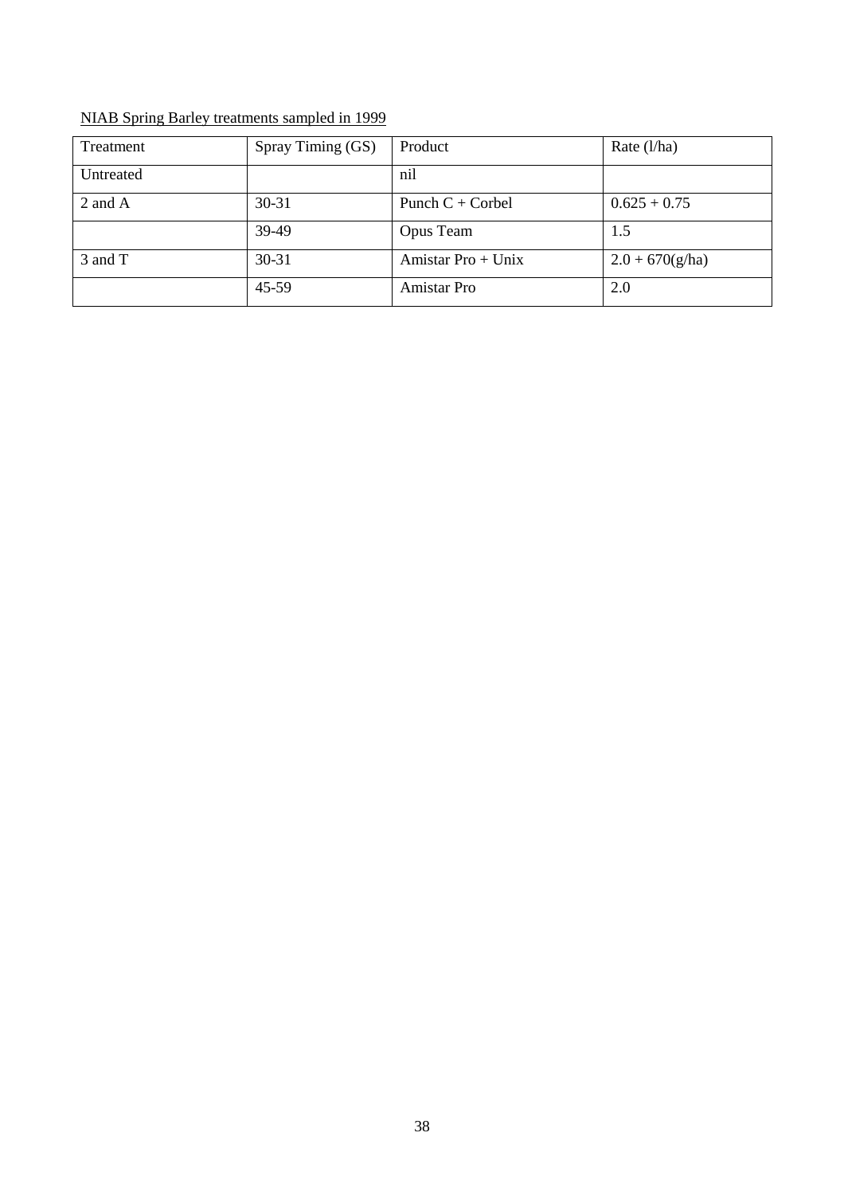<u>NIAB Spring Barley treatments sampled in 1999</u>

| Treatment | Spray Timing (GS) | Product | Rate (l/ha) |
|---|---|---|---|
| Untreated | | nil | |
| 2 and A | 30-31 | Punch C + Corbel | 0.625 + 0.75 |
| | 39-49 | Opus Team | 1.5 |
| 3 and T | 30-31 | Amistar Pro + Unix | 2.0 + 670(g/ha) |
| | 45-59 | Amistar Pro | 2.0 |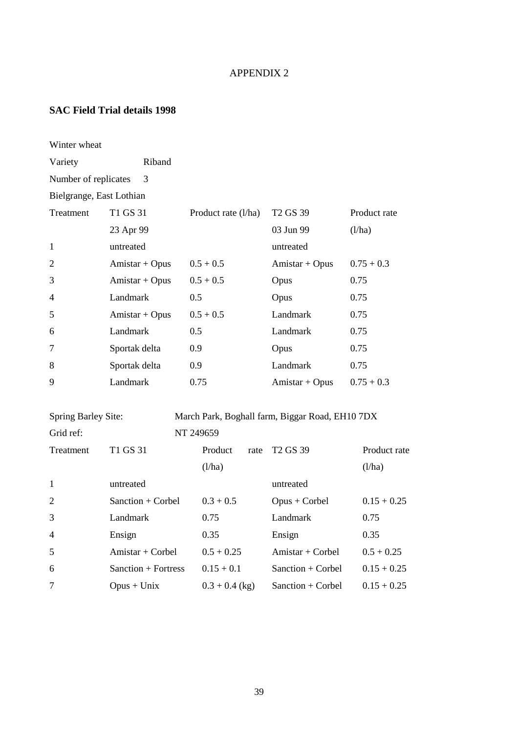APPENDIX 2

## SAC Field Trial details 1998

Winter wheat

Variety Riband

Number of replicates 3

Bielgrange, East Lothian

| Treatment | T1 GS 31 | Product rate (l/ha) | T2 GS 39 | Product rate |
|---|---|---|---|---|
| | 23 Apr 99 | | 03 Jun 99 | (l/ha) |
| 1 | untreated | | untreated | |
| 2 | Amistar + Opus | 0.5 + 0.5 | Amistar + Opus | 0.75 + 0.3 |
| 3 | Amistar + Opus | 0.5 + 0.5 | Opus | 0.75 |
| 4 | Landmark | 0.5 | Opus | 0.75 |
| 5 | Amistar + Opus | 0.5 + 0.5 | Landmark | 0.75 |
| 6 | Landmark | 0.5 | Landmark | 0.75 |
| 7 | Sportak delta | 0.9 | Opus | 0.75 |
| 8 | Sportak delta | 0.9 | Landmark | 0.75 |
| 9 | Landmark | 0.75 | Amistar + Opus | 0.75 + 0.3 |

Spring Barley Site: March Park, Boghall farm, Biggar Road, EH10 7DX

Grid ref: NT 249659

| Treatment | T1 GS 31 | Product rate (l/ha) | T2 GS 39 | Product rate (l/ha) |
|---|---|---|---|---|
| 1 | untreated | | untreated | |
| 2 | Sanction + Corbel | 0.3 + 0.5 | Opus + Corbel | 0.15 + 0.25 |
| 3 | Landmark | 0.75 | Landmark | 0.75 |
| 4 | Ensign | 0.35 | Ensign | 0.35 |
| 5 | Amistar + Corbel | 0.5 + 0.25 | Amistar + Corbel | 0.5 + 0.25 |
| 6 | Sanction + Fortress | 0.15 + 0.1 | Sanction + Corbel | 0.15 + 0.25 |
| 7 | Opus + Unix | 0.3 + 0.4 (kg) | Sanction + Corbel | 0.15 + 0.25 |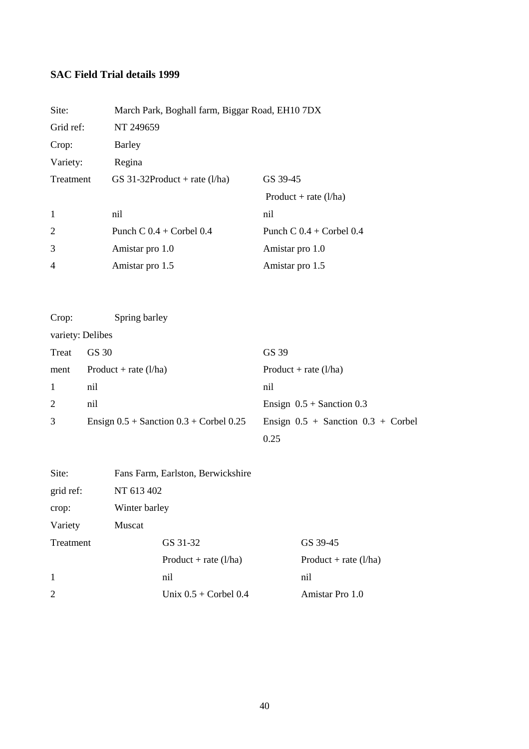**SAC Field Trial details 1999**

Site: March Park, Boghall farm, Biggar Road, EH10 7DX

Grid ref: NT 249659

Crop: Barley

Variety: Regina

| Treatment | GS 31-32 Product + rate (l/ha) | GS 39-45 Product + rate (l/ha) |
|---|---|---|
| 1 | nil | nil |
| 2 | Punch C 0.4 + Corbel 0.4 | Punch C 0.4 + Corbel 0.4 |
| 3 | Amistar pro 1.0 | Amistar pro 1.0 |
| 4 | Amistar pro 1.5 | Amistar pro 1.5 |

Crop: Spring barley

variety: Delibes

| Treatment | GS 30 Product + rate (l/ha) | GS 39 Product + rate (l/ha) |
|---|---|---|
| 1 | nil | nil |
| 2 | nil | Ensign 0.5 + Sanction 0.3 |
| 3 | Ensign 0.5 + Sanction 0.3 + Corbel 0.25 | Ensign 0.5 + Sanction 0.3 + Corbel 0.25 |

Site: Fans Farm, Earlston, Berwickshire

grid ref: NT 613 402

crop: Winter barley

Variety Muscat

| Treatment | GS 31-32 Product + rate (l/ha) | GS 39-45 Product + rate (l/ha) |
|---|---|---|
| 1 | nil | nil |
| 2 | Unix 0.5 + Corbel 0.4 | Amistar Pro 1.0 |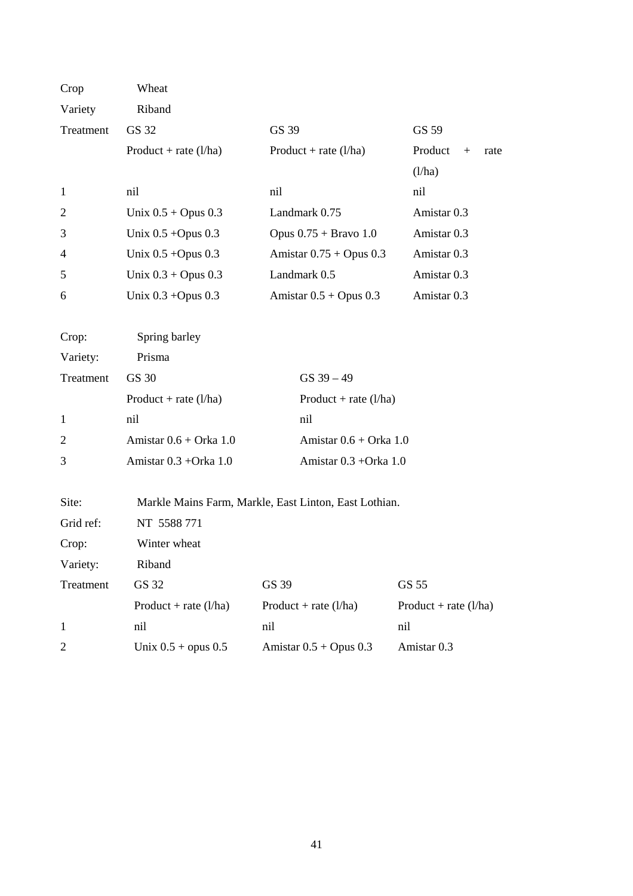Crop Wheat

Variety Riband

| Treatment | GS 32 | GS 39 | GS 59 |
|---|---|---|---|
| | Product + rate (l/ha) | Product + rate (l/ha) | Product + rate (l/ha) |
| 1 | nil | nil | nil |
| 2 | Unix 0.5 + Opus 0.3 | Landmark 0.75 | Amistar 0.3 |
| 3 | Unix 0.5 +Opus 0.3 | Opus 0.75 + Bravo 1.0 | Amistar 0.3 |
| 4 | Unix 0.5 +Opus 0.3 | Amistar 0.75 + Opus 0.3 | Amistar 0.3 |
| 5 | Unix 0.3 + Opus 0.3 | Landmark 0.5 | Amistar 0.3 |
| 6 | Unix 0.3 +Opus 0.3 | Amistar 0.5 + Opus 0.3 | Amistar 0.3 |

Crop: Spring barley

Variety: Prisma

| Treatment | GS 30 | GS 39 – 49 |
|---|---|---|
| | Product + rate (l/ha) | Product + rate (l/ha) |
| 1 | nil | nil |
| 2 | Amistar 0.6 + Orka 1.0 | Amistar 0.6 + Orka 1.0 |
| 3 | Amistar 0.3 +Orka 1.0 | Amistar 0.3 +Orka 1.0 |

Site: Markle Mains Farm, Markle, East Linton, East Lothian.

Grid ref: NT 5588 771

Crop: Winter wheat

Variety: Riband

| Treatment | GS 32 | GS 39 | GS 55 |
|---|---|---|---|
| | Product + rate (l/ha) | Product + rate (l/ha) | Product + rate (l/ha) |
| 1 | nil | nil | nil |
| 2 | Unix 0.5 + opus 0.5 | Amistar 0.5 + Opus 0.3 | Amistar 0.3 |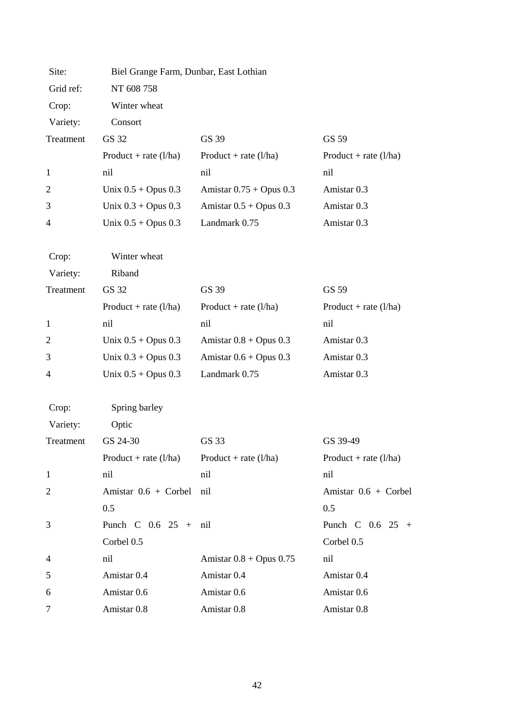Site: Biel Grange Farm, Dunbar, East Lothian

Grid ref: NT 608 758

Crop: Winter wheat

Variety: Consort

| Treatment | GS 32 | GS 39 | GS 59 |
|---|---|---|---|
| | Product + rate (l/ha) | Product + rate (l/ha) | Product + rate (l/ha) |
| 1 | nil | nil | nil |
| 2 | Unix 0.5 + Opus 0.3 | Amistar 0.75 + Opus 0.3 | Amistar 0.3 |
| 3 | Unix 0.3 + Opus 0.3 | Amistar 0.5 + Opus 0.3 | Amistar 0.3 |
| 4 | Unix 0.5 + Opus 0.3 | Landmark 0.75 | Amistar 0.3 |

Crop: Winter wheat

Variety: Riband

| Treatment | GS 32 | GS 39 | GS 59 |
|---|---|---|---|
| | Product + rate (l/ha) | Product + rate (l/ha) | Product + rate (l/ha) |
| 1 | nil | nil | nil |
| 2 | Unix 0.5 + Opus 0.3 | Amistar 0.8 + Opus 0.3 | Amistar 0.3 |
| 3 | Unix 0.3 + Opus 0.3 | Amistar 0.6 + Opus 0.3 | Amistar 0.3 |
| 4 | Unix 0.5 + Opus 0.3 | Landmark 0.75 | Amistar 0.3 |

Crop: Spring barley

Variety: Optic

| Treatment | GS 24-30 | GS 33 | GS 39-49 |
|---|---|---|---|
| | Product + rate (l/ha) | Product + rate (l/ha) | Product + rate (l/ha) |
| 1 | nil | nil | nil |
| 2 | Amistar 0.6 + Corbel 0.5 | nil | Amistar 0.6 + Corbel 0.5 |
| 3 | Punch C 0.6 25 + Corbel 0.5 | nil | Punch C 0.6 25 + Corbel 0.5 |
| 4 | nil | Amistar 0.8 + Opus 0.75 | nil |
| 5 | Amistar 0.4 | Amistar 0.4 | Amistar 0.4 |
| 6 | Amistar 0.6 | Amistar 0.6 | Amistar 0.6 |
| 7 | Amistar 0.8 | Amistar 0.8 | Amistar 0.8 |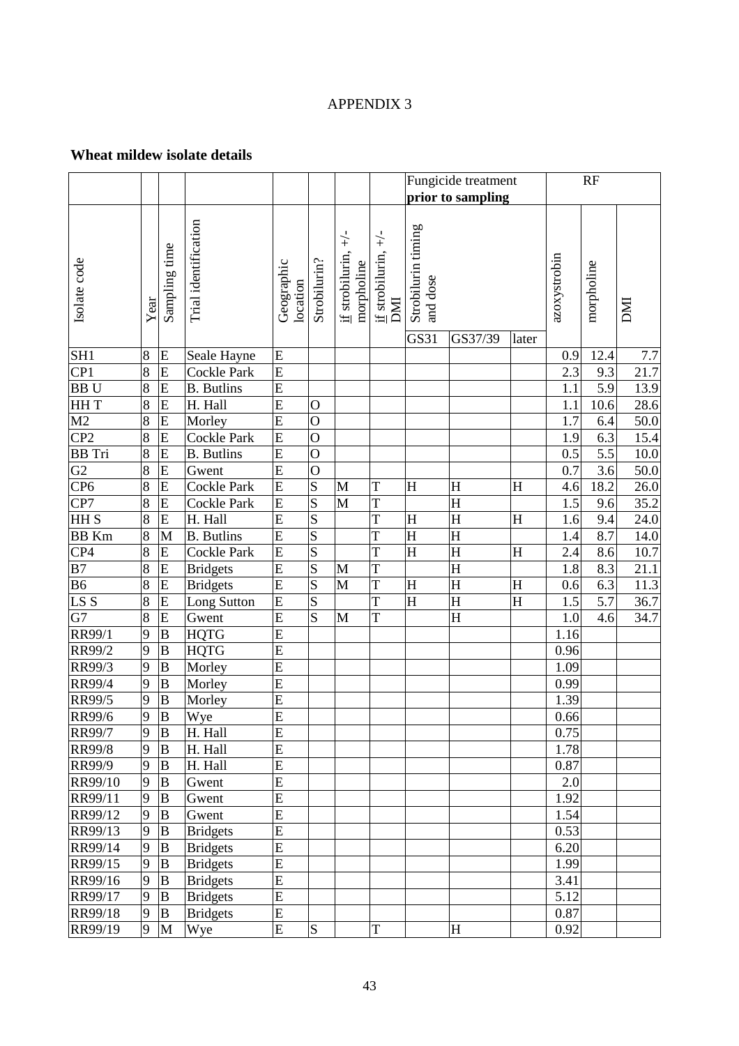# APPENDIX 3

## Wheat mildew isolate details

| Isolate code | Year | Sampling time | Trial identification | Geographic location | Strobilurin? | if strobilurin, +/- morpholine | if strobilurin, +/- DMI | Fungicide treatment **prior to sampling** Strobilurin timing and dose | | | RF | | |
|---|---|---|---|---|---|---|---|---|---|---|---|---|---|
| | | | | | | | | GS31 | GS37/39 | later | azoxystrobin | morpholine | DMI |
| SH1 | 8 | E | Seale Hayne | E | | | | | | | 0.9 | 12.4 | 7.7 |
| CP1 | 8 | E | Cockle Park | E | | | | | | | 2.3 | 9.3 | 21.7 |
| BB U | 8 | E | B. Butlins | E | | | | | | | 1.1 | 5.9 | 13.9 |
| HH T | 8 | E | H. Hall | E | O | | | | | | 1.1 | 10.6 | 28.6 |
| M2 | 8 | E | Morley | E | O | | | | | | 1.7 | 6.4 | 50.0 |
| CP2 | 8 | E | Cockle Park | E | O | | | | | | 1.9 | 6.3 | 15.4 |
| BB Tri | 8 | E | B. Butlins | E | O | | | | | | 0.5 | 5.5 | 10.0 |
| G2 | 8 | E | Gwent | E | O | | | | | | 0.7 | 3.6 | 50.0 |
| CP6 | 8 | E | Cockle Park | E | S | M | T | H | H | H | 4.6 | 18.2 | 26.0 |
| CP7 | 8 | E | Cockle Park | E | S | M | T | | H | | 1.5 | 9.6 | 35.2 |
| HH S | 8 | E | H. Hall | E | S | | T | H | H | H | 1.6 | 9.4 | 24.0 |
| BB Km | 8 | M | B. Butlins | E | S | | T | H | H | | 1.4 | 8.7 | 14.0 |
| CP4 | 8 | E | Cockle Park | E | S | | T | H | H | H | 2.4 | 8.6 | 10.7 |
| B7 | 8 | E | Bridgets | E | S | M | T | | H | | 1.8 | 8.3 | 21.1 |
| B6 | 8 | E | Bridgets | E | S | M | T | H | H | H | 0.6 | 6.3 | 11.3 |
| LS S | 8 | E | Long Sutton | E | S | | T | H | H | H | 1.5 | 5.7 | 36.7 |
| G7 | 8 | E | Gwent | E | S | M | T | | H | | 1.0 | 4.6 | 34.7 |
| RR99/1 | 9 | B | HQTG | E | | | | | | | 1.16 | | |
| RR99/2 | 9 | B | HQTG | E | | | | | | | 0.96 | | |
| RR99/3 | 9 | B | Morley | E | | | | | | | 1.09 | | |
| RR99/4 | 9 | B | Morley | E | | | | | | | 0.99 | | |
| RR99/5 | 9 | B | Morley | E | | | | | | | 1.39 | | |
| RR99/6 | 9 | B | Wye | E | | | | | | | 0.66 | | |
| RR99/7 | 9 | B | H. Hall | E | | | | | | | 0.75 | | |
| RR99/8 | 9 | B | H. Hall | E | | | | | | | 1.78 | | |
| RR99/9 | 9 | B | H. Hall | E | | | | | | | 0.87 | | |
| RR99/10 | 9 | B | Gwent | E | | | | | | | 2.0 | | |
| RR99/11 | 9 | B | Gwent | E | | | | | | | 1.92 | | |
| RR99/12 | 9 | B | Gwent | E | | | | | | | 1.54 | | |
| RR99/13 | 9 | B | Bridgets | E | | | | | | | 0.53 | | |
| RR99/14 | 9 | B | Bridgets | E | | | | | | | 6.20 | | |
| RR99/15 | 9 | B | Bridgets | E | | | | | | | 1.99 | | |
| RR99/16 | 9 | B | Bridgets | E | | | | | | | 3.41 | | |
| RR99/17 | 9 | B | Bridgets | E | | | | | | | 5.12 | | |
| RR99/18 | 9 | B | Bridgets | E | | | | | | | 0.87 | | |
| RR99/19 | 9 | M | Wye | E | S | | T | | H | | 0.92 | | |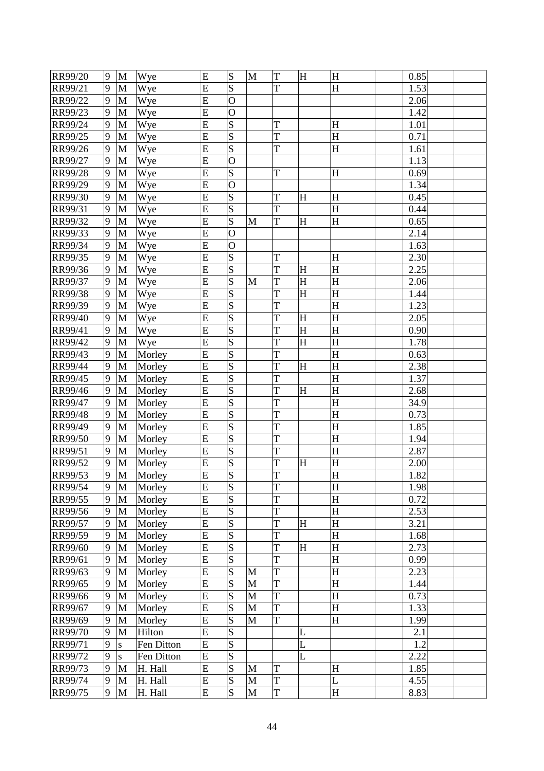| | | | | | | | | | | | | | |
|---|---|---|---|---|---|---|---|---|---|---|---|---|---|
| RR99/20 | 9 | M | Wye | E | S | M | T | H | H | | 0.85 | | |
| RR99/21 | 9 | M | Wye | E | S | | T | | H | | 1.53 | | |
| RR99/22 | 9 | M | Wye | E | O | | | | | | 2.06 | | |
| RR99/23 | 9 | M | Wye | E | O | | | | | | 1.42 | | |
| RR99/24 | 9 | M | Wye | E | S | | T | | H | | 1.01 | | |
| RR99/25 | 9 | M | Wye | E | S | | T | | H | | 0.71 | | |
| RR99/26 | 9 | M | Wye | E | S | | T | | H | | 1.61 | | |
| RR99/27 | 9 | M | Wye | E | O | | | | | | 1.13 | | |
| RR99/28 | 9 | M | Wye | E | S | | T | | H | | 0.69 | | |
| RR99/29 | 9 | M | Wye | E | O | | | | | | 1.34 | | |
| RR99/30 | 9 | M | Wye | E | S | | T | H | H | | 0.45 | | |
| RR99/31 | 9 | M | Wye | E | S | | T | | H | | 0.44 | | |
| RR99/32 | 9 | M | Wye | E | S | M | T | H | H | | 0.65 | | |
| RR99/33 | 9 | M | Wye | E | O | | | | | | 2.14 | | |
| RR99/34 | 9 | M | Wye | E | O | | | | | | 1.63 | | |
| RR99/35 | 9 | M | Wye | E | S | | T | | H | | 2.30 | | |
| RR99/36 | 9 | M | Wye | E | S | | T | H | H | | 2.25 | | |
| RR99/37 | 9 | M | Wye | E | S | M | T | H | H | | 2.06 | | |
| RR99/38 | 9 | M | Wye | E | S | | T | H | H | | 1.44 | | |
| RR99/39 | 9 | M | Wye | E | S | | T | | H | | 1.23 | | |
| RR99/40 | 9 | M | Wye | E | S | | T | H | H | | 2.05 | | |
| RR99/41 | 9 | M | Wye | E | S | | T | H | H | | 0.90 | | |
| RR99/42 | 9 | M | Wye | E | S | | T | H | H | | 1.78 | | |
| RR99/43 | 9 | M | Morley | E | S | | T | | H | | 0.63 | | |
| RR99/44 | 9 | M | Morley | E | S | | T | H | H | | 2.38 | | |
| RR99/45 | 9 | M | Morley | E | S | | T | | H | | 1.37 | | |
| RR99/46 | 9 | M | Morley | E | S | | T | H | H | | 2.68 | | |
| RR99/47 | 9 | M | Morley | E | S | | T | | H | | 34.9 | | |
| RR99/48 | 9 | M | Morley | E | S | | T | | H | | 0.73 | | |
| RR99/49 | 9 | M | Morley | E | S | | T | | H | | 1.85 | | |
| RR99/50 | 9 | M | Morley | E | S | | T | | H | | 1.94 | | |
| RR99/51 | 9 | M | Morley | E | S | | T | | H | | 2.87 | | |
| RR99/52 | 9 | M | Morley | E | S | | T | H | H | | 2.00 | | |
| RR99/53 | 9 | M | Morley | E | S | | T | | H | | 1.82 | | |
| RR99/54 | 9 | M | Morley | E | S | | T | | H | | 1.98 | | |
| RR99/55 | 9 | M | Morley | E | S | | T | | H | | 0.72 | | |
| RR99/56 | 9 | M | Morley | E | S | | T | | H | | 2.53 | | |
| RR99/57 | 9 | M | Morley | E | S | | T | H | H | | 3.21 | | |
| RR99/59 | 9 | M | Morley | E | S | | T | | H | | 1.68 | | |
| RR99/60 | 9 | M | Morley | E | S | | T | H | H | | 2.73 | | |
| RR99/61 | 9 | M | Morley | E | S | | T | | H | | 0.99 | | |
| RR99/63 | 9 | M | Morley | E | S | M | T | | H | | 2.23 | | |
| RR99/65 | 9 | M | Morley | E | S | M | T | | H | | 1.44 | | |
| RR99/66 | 9 | M | Morley | E | S | M | T | | H | | 0.73 | | |
| RR99/67 | 9 | M | Morley | E | S | M | T | | H | | 1.33 | | |
| RR99/69 | 9 | M | Morley | E | S | M | T | | H | | 1.99 | | |
| RR99/70 | 9 | M | Hilton | E | S | | | L | | | 2.1 | | |
| RR99/71 | 9 | s | Fen Ditton | E | S | | | L | | | 1.2 | | |
| RR99/72 | 9 | s | Fen Ditton | E | S | | | L | | | 2.22 | | |
| RR99/73 | 9 | M | H. Hall | E | S | M | T | | H | | 1.85 | | |
| RR99/74 | 9 | M | H. Hall | E | S | M | T | | L | | 4.55 | | |
| RR99/75 | 9 | M | H. Hall | E | S | M | T | | H | | 8.83 | | |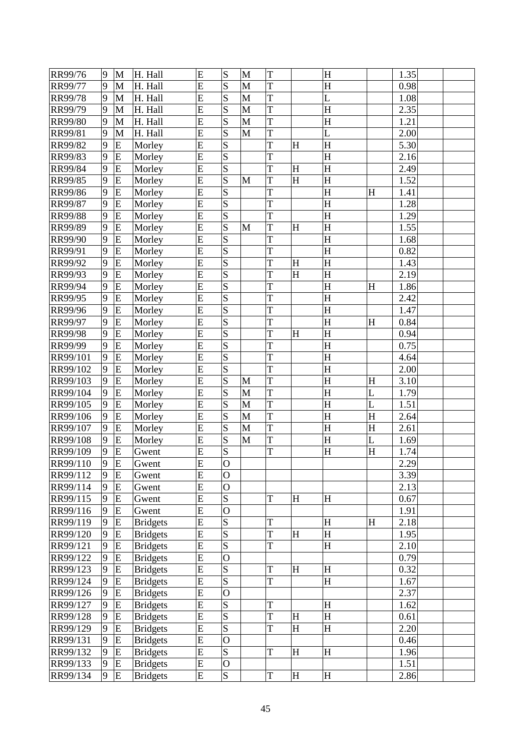| | | | | | | | | | | | | | |
|---|---|---|---|---|---|---|---|---|---|---|---|---|---|
| RR99/76 | 9 | M | H. Hall | E | S | M | T | | H | | 1.35 | | |
| RR99/77 | 9 | M | H. Hall | E | S | M | T | | H | | 0.98 | | |
| RR99/78 | 9 | M | H. Hall | E | S | M | T | | L | | 1.08 | | |
| RR99/79 | 9 | M | H. Hall | E | S | M | T | | H | | 2.35 | | |
| RR99/80 | 9 | M | H. Hall | E | S | M | T | | H | | 1.21 | | |
| RR99/81 | 9 | M | H. Hall | E | S | M | T | | L | | 2.00 | | |
| RR99/82 | 9 | E | Morley | E | S | | T | H | H | | 5.30 | | |
| RR99/83 | 9 | E | Morley | E | S | | T | | H | | 2.16 | | |
| RR99/84 | 9 | E | Morley | E | S | | T | H | H | | 2.49 | | |
| RR99/85 | 9 | E | Morley | E | S | M | T | H | H | | 1.52 | | |
| RR99/86 | 9 | E | Morley | E | S | | T | | H | H | 1.41 | | |
| RR99/87 | 9 | E | Morley | E | S | | T | | H | | 1.28 | | |
| RR99/88 | 9 | E | Morley | E | S | | T | | H | | 1.29 | | |
| RR99/89 | 9 | E | Morley | E | S | M | T | H | H | | 1.55 | | |
| RR99/90 | 9 | E | Morley | E | S | | T | | H | | 1.68 | | |
| RR99/91 | 9 | E | Morley | E | S | | T | | H | | 0.82 | | |
| RR99/92 | 9 | E | Morley | E | S | | T | H | H | | 1.43 | | |
| RR99/93 | 9 | E | Morley | E | S | | T | H | H | | 2.19 | | |
| RR99/94 | 9 | E | Morley | E | S | | T | | H | H | 1.86 | | |
| RR99/95 | 9 | E | Morley | E | S | | T | | H | | 2.42 | | |
| RR99/96 | 9 | E | Morley | E | S | | T | | H | | 1.47 | | |
| RR99/97 | 9 | E | Morley | E | S | | T | | H | H | 0.84 | | |
| RR99/98 | 9 | E | Morley | E | S | | T | H | H | | 0.94 | | |
| RR99/99 | 9 | E | Morley | E | S | | T | | H | | 0.75 | | |
| RR99/101 | 9 | E | Morley | E | S | | T | | H | | 4.64 | | |
| RR99/102 | 9 | E | Morley | E | S | | T | | H | | 2.00 | | |
| RR99/103 | 9 | E | Morley | E | S | M | T | | H | H | 3.10 | | |
| RR99/104 | 9 | E | Morley | E | S | M | T | | H | L | 1.79 | | |
| RR99/105 | 9 | E | Morley | E | S | M | T | | H | L | 1.51 | | |
| RR99/106 | 9 | E | Morley | E | S | M | T | | H | H | 2.64 | | |
| RR99/107 | 9 | E | Morley | E | S | M | T | | H | H | 2.61 | | |
| RR99/108 | 9 | E | Morley | E | S | M | T | | H | L | 1.69 | | |
| RR99/109 | 9 | E | Gwent | E | S | | T | | H | H | 1.74 | | |
| RR99/110 | 9 | E | Gwent | E | O | | | | | | 2.29 | | |
| RR99/112 | 9 | E | Gwent | E | O | | | | | | 3.39 | | |
| RR99/114 | 9 | E | Gwent | E | O | | | | | | 2.13 | | |
| RR99/115 | 9 | E | Gwent | E | S | | T | H | H | | 0.67 | | |
| RR99/116 | 9 | E | Gwent | E | O | | | | | | 1.91 | | |
| RR99/119 | 9 | E | Bridgets | E | S | | T | | H | H | 2.18 | | |
| RR99/120 | 9 | E | Bridgets | E | S | | T | H | H | | 1.95 | | |
| RR99/121 | 9 | E | Bridgets | E | S | | T | | H | | 2.10 | | |
| RR99/122 | 9 | E | Bridgets | E | O | | | | | | 0.79 | | |
| RR99/123 | 9 | E | Bridgets | E | S | | T | H | H | | 0.32 | | |
| RR99/124 | 9 | E | Bridgets | E | S | | T | | H | | 1.67 | | |
| RR99/126 | 9 | E | Bridgets | E | O | | | | | | 2.37 | | |
| RR99/127 | 9 | E | Bridgets | E | S | | T | | H | | 1.62 | | |
| RR99/128 | 9 | E | Bridgets | E | S | | T | H | H | | 0.61 | | |
| RR99/129 | 9 | E | Bridgets | E | S | | T | H | H | | 2.20 | | |
| RR99/131 | 9 | E | Bridgets | E | O | | | | | | 0.46 | | |
| RR99/132 | 9 | E | Bridgets | E | S | | T | H | H | | 1.96 | | |
| RR99/133 | 9 | E | Bridgets | E | O | | | | | | 1.51 | | |
| RR99/134 | 9 | E | Bridgets | E | S | | T | H | H | | 2.86 | | |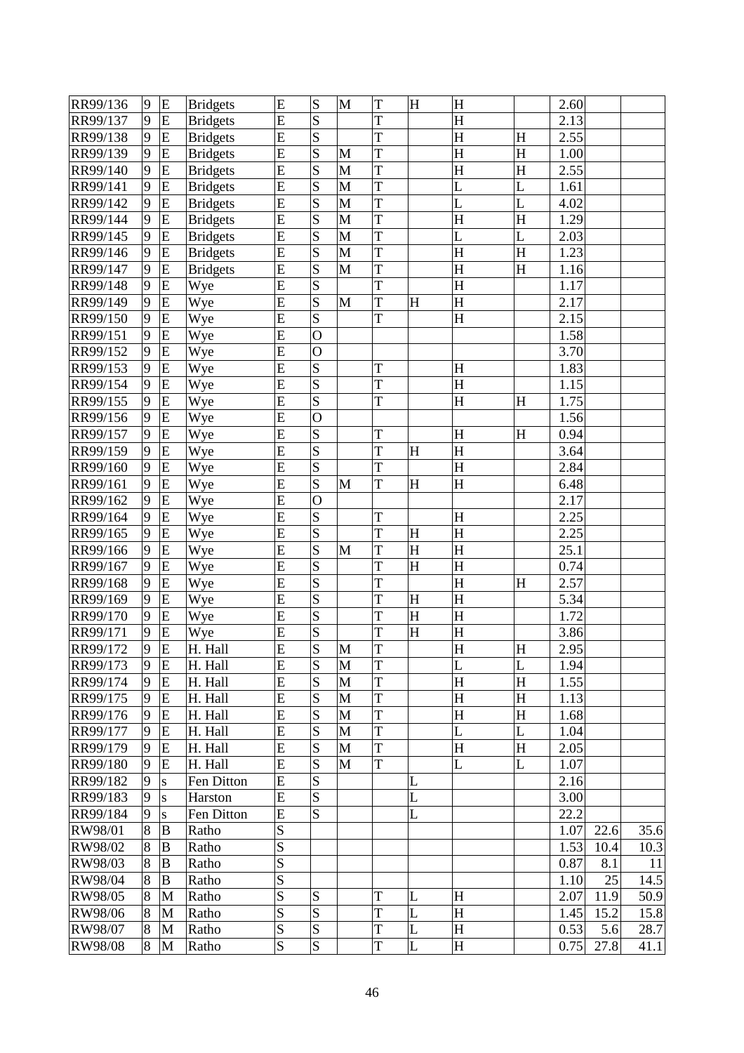| RR99/136 | 9 | E | Bridgets | E | S | M | T | H | H | | 2.60 | | |
|---|---|---|---|---|---|---|---|---|---|---|---|---|---|
| RR99/137 | 9 | E | Bridgets | E | S | | T | | H | | 2.13 | | |
| RR99/138 | 9 | E | Bridgets | E | S | | T | | H | H | 2.55 | | |
| RR99/139 | 9 | E | Bridgets | E | S | M | T | | H | H | 1.00 | | |
| RR99/140 | 9 | E | Bridgets | E | S | M | T | | H | H | 2.55 | | |
| RR99/141 | 9 | E | Bridgets | E | S | M | T | | L | L | 1.61 | | |
| RR99/142 | 9 | E | Bridgets | E | S | M | T | | L | L | 4.02 | | |
| RR99/144 | 9 | E | Bridgets | E | S | M | T | | H | H | 1.29 | | |
| RR99/145 | 9 | E | Bridgets | E | S | M | T | | L | L | 2.03 | | |
| RR99/146 | 9 | E | Bridgets | E | S | M | T | | H | H | 1.23 | | |
| RR99/147 | 9 | E | Bridgets | E | S | M | T | | H | H | 1.16 | | |
| RR99/148 | 9 | E | Wye | E | S | | T | | H | | 1.17 | | |
| RR99/149 | 9 | E | Wye | E | S | M | T | H | H | | 2.17 | | |
| RR99/150 | 9 | E | Wye | E | S | | T | | H | | 2.15 | | |
| RR99/151 | 9 | E | Wye | E | O | | | | | | 1.58 | | |
| RR99/152 | 9 | E | Wye | E | O | | | | | | 3.70 | | |
| RR99/153 | 9 | E | Wye | E | S | | T | | H | | 1.83 | | |
| RR99/154 | 9 | E | Wye | E | S | | T | | H | | 1.15 | | |
| RR99/155 | 9 | E | Wye | E | S | | T | | H | H | 1.75 | | |
| RR99/156 | 9 | E | Wye | E | O | | | | | | 1.56 | | |
| RR99/157 | 9 | E | Wye | E | S | | T | | H | H | 0.94 | | |
| RR99/159 | 9 | E | Wye | E | S | | T | H | H | | 3.64 | | |
| RR99/160 | 9 | E | Wye | E | S | | T | | H | | 2.84 | | |
| RR99/161 | 9 | E | Wye | E | S | M | T | H | H | | 6.48 | | |
| RR99/162 | 9 | E | Wye | E | O | | | | | | 2.17 | | |
| RR99/164 | 9 | E | Wye | E | S | | T | | H | | 2.25 | | |
| RR99/165 | 9 | E | Wye | E | S | | T | H | H | | 2.25 | | |
| RR99/166 | 9 | E | Wye | E | S | M | T | H | H | | 25.1 | | |
| RR99/167 | 9 | E | Wye | E | S | | T | H | H | | 0.74 | | |
| RR99/168 | 9 | E | Wye | E | S | | T | | H | H | 2.57 | | |
| RR99/169 | 9 | E | Wye | E | S | | T | H | H | | 5.34 | | |
| RR99/170 | 9 | E | Wye | E | S | | T | H | H | | 1.72 | | |
| RR99/171 | 9 | E | Wye | E | S | | T | H | H | | 3.86 | | |
| RR99/172 | 9 | E | H. Hall | E | S | M | T | | H | H | 2.95 | | |
| RR99/173 | 9 | E | H. Hall | E | S | M | T | | L | L | 1.94 | | |
| RR99/174 | 9 | E | H. Hall | E | S | M | T | | H | H | 1.55 | | |
| RR99/175 | 9 | E | H. Hall | E | S | M | T | | H | H | 1.13 | | |
| RR99/176 | 9 | E | H. Hall | E | S | M | T | | H | H | 1.68 | | |
| RR99/177 | 9 | E | H. Hall | E | S | M | T | | L | L | 1.04 | | |
| RR99/179 | 9 | E | H. Hall | E | S | M | T | | H | H | 2.05 | | |
| RR99/180 | 9 | E | H. Hall | E | S | M | T | | L | L | 1.07 | | |
| RR99/182 | 9 | s | Fen Ditton | E | S | | | L | | | 2.16 | | |
| RR99/183 | 9 | s | Harston | E | S | | | L | | | 3.00 | | |
| RR99/184 | 9 | s | Fen Ditton | E | S | | | L | | | 22.2 | | |
| RW98/01 | 8 | B | Ratho | S | | | | | | | 1.07 | 22.6 | 35.6 |
| RW98/02 | 8 | B | Ratho | S | | | | | | | 1.53 | 10.4 | 10.3 |
| RW98/03 | 8 | B | Ratho | S | | | | | | | 0.87 | 8.1 | 11 |
| RW98/04 | 8 | B | Ratho | S | | | | | | | 1.10 | 25 | 14.5 |
| RW98/05 | 8 | M | Ratho | S | S | | T | L | H | | 2.07 | 11.9 | 50.9 |
| RW98/06 | 8 | M | Ratho | S | S | | T | L | H | | 1.45 | 15.2 | 15.8 |
| RW98/07 | 8 | M | Ratho | S | S | | T | L | H | | 0.53 | 5.6 | 28.7 |
| RW98/08 | 8 | M | Ratho | S | S | | T | L | H | | 0.75 | 27.8 | 41.1 |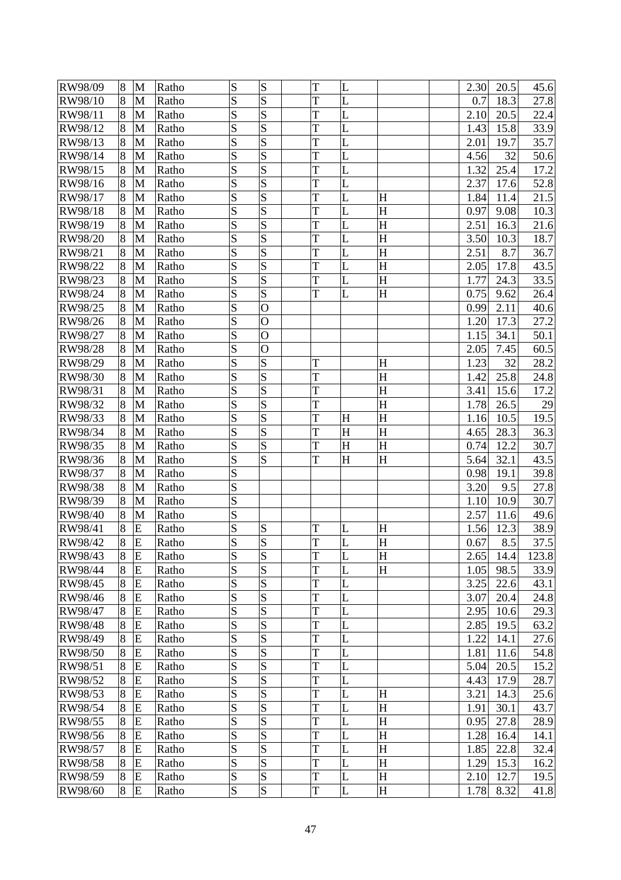| | | | | | | | | | | | | | |
|---|---|---|---|---|---|---|---|---|---|---|---|---|---|
| RW98/09 | 8 | M | Ratho | S | S | | T | L | | | 2.30 | 20.5 | 45.6 |
| RW98/10 | 8 | M | Ratho | S | S | | T | L | | | 0.7 | 18.3 | 27.8 |
| RW98/11 | 8 | M | Ratho | S | S | | T | L | | | 2.10 | 20.5 | 22.4 |
| RW98/12 | 8 | M | Ratho | S | S | | T | L | | | 1.43 | 15.8 | 33.9 |
| RW98/13 | 8 | M | Ratho | S | S | | T | L | | | 2.01 | 19.7 | 35.7 |
| RW98/14 | 8 | M | Ratho | S | S | | T | L | | | 4.56 | 32 | 50.6 |
| RW98/15 | 8 | M | Ratho | S | S | | T | L | | | 1.32 | 25.4 | 17.2 |
| RW98/16 | 8 | M | Ratho | S | S | | T | L | | | 2.37 | 17.6 | 52.8 |
| RW98/17 | 8 | M | Ratho | S | S | | T | L | H | | 1.84 | 11.4 | 21.5 |
| RW98/18 | 8 | M | Ratho | S | S | | T | L | H | | 0.97 | 9.08 | 10.3 |
| RW98/19 | 8 | M | Ratho | S | S | | T | L | H | | 2.51 | 16.3 | 21.6 |
| RW98/20 | 8 | M | Ratho | S | S | | T | L | H | | 3.50 | 10.3 | 18.7 |
| RW98/21 | 8 | M | Ratho | S | S | | T | L | H | | 2.51 | 8.7 | 36.7 |
| RW98/22 | 8 | M | Ratho | S | S | | T | L | H | | 2.05 | 17.8 | 43.5 |
| RW98/23 | 8 | M | Ratho | S | S | | T | L | H | | 1.77 | 24.3 | 33.5 |
| RW98/24 | 8 | M | Ratho | S | S | | T | L | H | | 0.75 | 9.62 | 26.4 |
| RW98/25 | 8 | M | Ratho | S | O | | | | | | 0.99 | 2.11 | 40.6 |
| RW98/26 | 8 | M | Ratho | S | O | | | | | | 1.20 | 17.3 | 27.2 |
| RW98/27 | 8 | M | Ratho | S | O | | | | | | 1.15 | 34.1 | 50.1 |
| RW98/28 | 8 | M | Ratho | S | O | | | | | | 2.05 | 7.45 | 60.5 |
| RW98/29 | 8 | M | Ratho | S | S | | T | | H | | 1.23 | 32 | 28.2 |
| RW98/30 | 8 | M | Ratho | S | S | | T | | H | | 1.42 | 25.8 | 24.8 |
| RW98/31 | 8 | M | Ratho | S | S | | T | | H | | 3.41 | 15.6 | 17.2 |
| RW98/32 | 8 | M | Ratho | S | S | | T | | H | | 1.78 | 26.5 | 29 |
| RW98/33 | 8 | M | Ratho | S | S | | T | H | H | | 1.16 | 10.5 | 19.5 |
| RW98/34 | 8 | M | Ratho | S | S | | T | H | H | | 4.65 | 28.3 | 36.3 |
| RW98/35 | 8 | M | Ratho | S | S | | T | H | H | | 0.74 | 12.2 | 30.7 |
| RW98/36 | 8 | M | Ratho | S | S | | T | H | H | | 5.64 | 32.1 | 43.5 |
| RW98/37 | 8 | M | Ratho | S | | | | | | | 0.98 | 19.1 | 39.8 |
| RW98/38 | 8 | M | Ratho | S | | | | | | | 3.20 | 9.5 | 27.8 |
| RW98/39 | 8 | M | Ratho | S | | | | | | | 1.10 | 10.9 | 30.7 |
| RW98/40 | 8 | M | Ratho | S | | | | | | | 2.57 | 11.6 | 49.6 |
| RW98/41 | 8 | E | Ratho | S | S | | T | L | H | | 1.56 | 12.3 | 38.9 |
| RW98/42 | 8 | E | Ratho | S | S | | T | L | H | | 0.67 | 8.5 | 37.5 |
| RW98/43 | 8 | E | Ratho | S | S | | T | L | H | | 2.65 | 14.4 | 123.8 |
| RW98/44 | 8 | E | Ratho | S | S | | T | L | H | | 1.05 | 98.5 | 33.9 |
| RW98/45 | 8 | E | Ratho | S | S | | T | L | | | 3.25 | 22.6 | 43.1 |
| RW98/46 | 8 | E | Ratho | S | S | | T | L | | | 3.07 | 20.4 | 24.8 |
| RW98/47 | 8 | E | Ratho | S | S | | T | L | | | 2.95 | 10.6 | 29.3 |
| RW98/48 | 8 | E | Ratho | S | S | | T | L | | | 2.85 | 19.5 | 63.2 |
| RW98/49 | 8 | E | Ratho | S | S | | T | L | | | 1.22 | 14.1 | 27.6 |
| RW98/50 | 8 | E | Ratho | S | S | | T | L | | | 1.81 | 11.6 | 54.8 |
| RW98/51 | 8 | E | Ratho | S | S | | T | L | | | 5.04 | 20.5 | 15.2 |
| RW98/52 | 8 | E | Ratho | S | S | | T | L | | | 4.43 | 17.9 | 28.7 |
| RW98/53 | 8 | E | Ratho | S | S | | T | L | H | | 3.21 | 14.3 | 25.6 |
| RW98/54 | 8 | E | Ratho | S | S | | T | L | H | | 1.91 | 30.1 | 43.7 |
| RW98/55 | 8 | E | Ratho | S | S | | T | L | H | | 0.95 | 27.8 | 28.9 |
| RW98/56 | 8 | E | Ratho | S | S | | T | L | H | | 1.28 | 16.4 | 14.1 |
| RW98/57 | 8 | E | Ratho | S | S | | T | L | H | | 1.85 | 22.8 | 32.4 |
| RW98/58 | 8 | E | Ratho | S | S | | T | L | H | | 1.29 | 15.3 | 16.2 |
| RW98/59 | 8 | E | Ratho | S | S | | T | L | H | | 2.10 | 12.7 | 19.5 |
| RW98/60 | 8 | E | Ratho | S | S | | T | L | H | | 1.78 | 8.32 | 41.8 |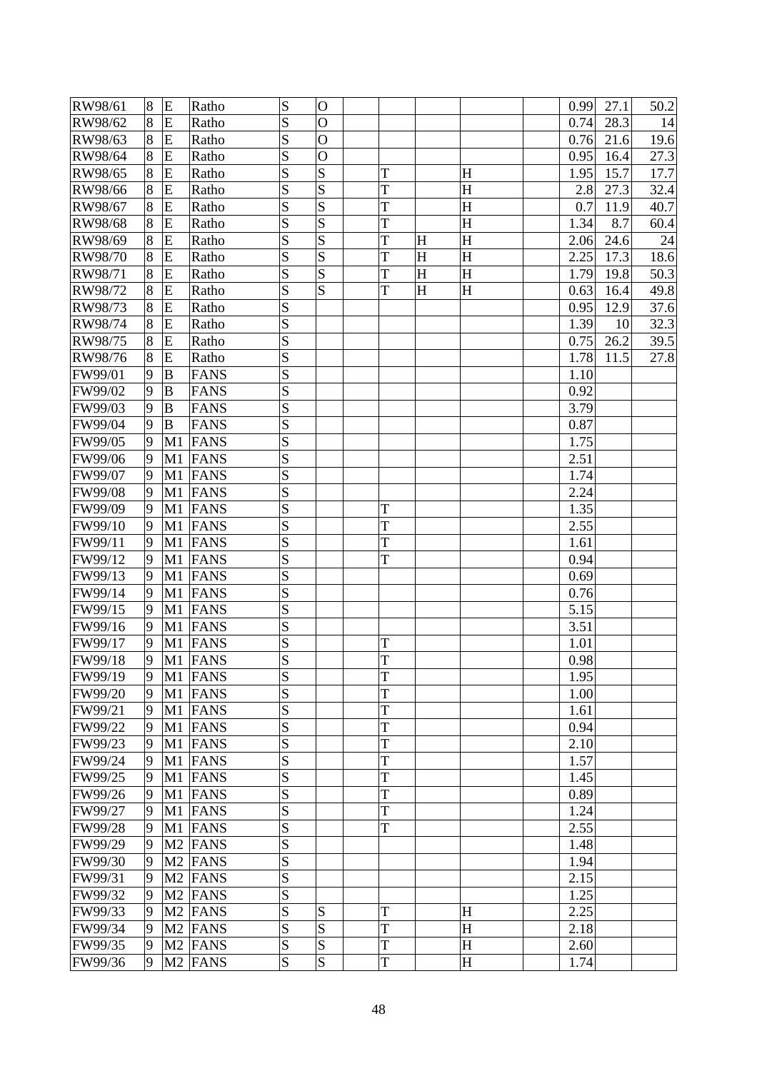| | | | | | | | | | | | | | |
|---|---|---|---|---|---|---|---|---|---|---|---|---|---|
| RW98/61 | 8 | E | Ratho | S | O | | | | | | 0.99 | 27.1 | 50.2 |
| RW98/62 | 8 | E | Ratho | S | O | | | | | | 0.74 | 28.3 | 14 |
| RW98/63 | 8 | E | Ratho | S | O | | | | | | 0.76 | 21.6 | 19.6 |
| RW98/64 | 8 | E | Ratho | S | O | | | | | | 0.95 | 16.4 | 27.3 |
| RW98/65 | 8 | E | Ratho | S | S | | T | | H | | 1.95 | 15.7 | 17.7 |
| RW98/66 | 8 | E | Ratho | S | S | | T | | H | | 2.8 | 27.3 | 32.4 |
| RW98/67 | 8 | E | Ratho | S | S | | T | | H | | 0.7 | 11.9 | 40.7 |
| RW98/68 | 8 | E | Ratho | S | S | | T | | H | | 1.34 | 8.7 | 60.4 |
| RW98/69 | 8 | E | Ratho | S | S | | T | H | H | | 2.06 | 24.6 | 24 |
| RW98/70 | 8 | E | Ratho | S | S | | T | H | H | | 2.25 | 17.3 | 18.6 |
| RW98/71 | 8 | E | Ratho | S | S | | T | H | H | | 1.79 | 19.8 | 50.3 |
| RW98/72 | 8 | E | Ratho | S | S | | T | H | H | | 0.63 | 16.4 | 49.8 |
| RW98/73 | 8 | E | Ratho | S | | | | | | | 0.95 | 12.9 | 37.6 |
| RW98/74 | 8 | E | Ratho | S | | | | | | | 1.39 | 10 | 32.3 |
| RW98/75 | 8 | E | Ratho | S | | | | | | | 0.75 | 26.2 | 39.5 |
| RW98/76 | 8 | E | Ratho | S | | | | | | | 1.78 | 11.5 | 27.8 |
| FW99/01 | 9 | B | FANS | S | | | | | | | 1.10 | | |
| FW99/02 | 9 | B | FANS | S | | | | | | | 0.92 | | |
| FW99/03 | 9 | B | FANS | S | | | | | | | 3.79 | | |
| FW99/04 | 9 | B | FANS | S | | | | | | | 0.87 | | |
| FW99/05 | 9 | M1 | FANS | S | | | | | | | 1.75 | | |
| FW99/06 | 9 | M1 | FANS | S | | | | | | | 2.51 | | |
| FW99/07 | 9 | M1 | FANS | S | | | | | | | 1.74 | | |
| FW99/08 | 9 | M1 | FANS | S | | | | | | | 2.24 | | |
| FW99/09 | 9 | M1 | FANS | S | | | T | | | | 1.35 | | |
| FW99/10 | 9 | M1 | FANS | S | | | T | | | | 2.55 | | |
| FW99/11 | 9 | M1 | FANS | S | | | T | | | | 1.61 | | |
| FW99/12 | 9 | M1 | FANS | S | | | T | | | | 0.94 | | |
| FW99/13 | 9 | M1 | FANS | S | | | | | | | 0.69 | | |
| FW99/14 | 9 | M1 | FANS | S | | | | | | | 0.76 | | |
| FW99/15 | 9 | M1 | FANS | S | | | | | | | 5.15 | | |
| FW99/16 | 9 | M1 | FANS | S | | | | | | | 3.51 | | |
| FW99/17 | 9 | M1 | FANS | S | | | T | | | | 1.01 | | |
| FW99/18 | 9 | M1 | FANS | S | | | T | | | | 0.98 | | |
| FW99/19 | 9 | M1 | FANS | S | | | T | | | | 1.95 | | |
| FW99/20 | 9 | M1 | FANS | S | | | T | | | | 1.00 | | |
| FW99/21 | 9 | M1 | FANS | S | | | T | | | | 1.61 | | |
| FW99/22 | 9 | M1 | FANS | S | | | T | | | | 0.94 | | |
| FW99/23 | 9 | M1 | FANS | S | | | T | | | | 2.10 | | |
| FW99/24 | 9 | M1 | FANS | S | | | T | | | | 1.57 | | |
| FW99/25 | 9 | M1 | FANS | S | | | T | | | | 1.45 | | |
| FW99/26 | 9 | M1 | FANS | S | | | T | | | | 0.89 | | |
| FW99/27 | 9 | M1 | FANS | S | | | T | | | | 1.24 | | |
| FW99/28 | 9 | M1 | FANS | S | | | T | | | | 2.55 | | |
| FW99/29 | 9 | M2 | FANS | S | | | | | | | 1.48 | | |
| FW99/30 | 9 | M2 | FANS | S | | | | | | | 1.94 | | |
| FW99/31 | 9 | M2 | FANS | S | | | | | | | 2.15 | | |
| FW99/32 | 9 | M2 | FANS | S | | | | | | | 1.25 | | |
| FW99/33 | 9 | M2 | FANS | S | S | | T | | H | | 2.25 | | |
| FW99/34 | 9 | M2 | FANS | S | S | | T | | H | | 2.18 | | |
| FW99/35 | 9 | M2 | FANS | S | S | | T | | H | | 2.60 | | |
| FW99/36 | 9 | M2 | FANS | S | S | | T | | H | | 1.74 | | |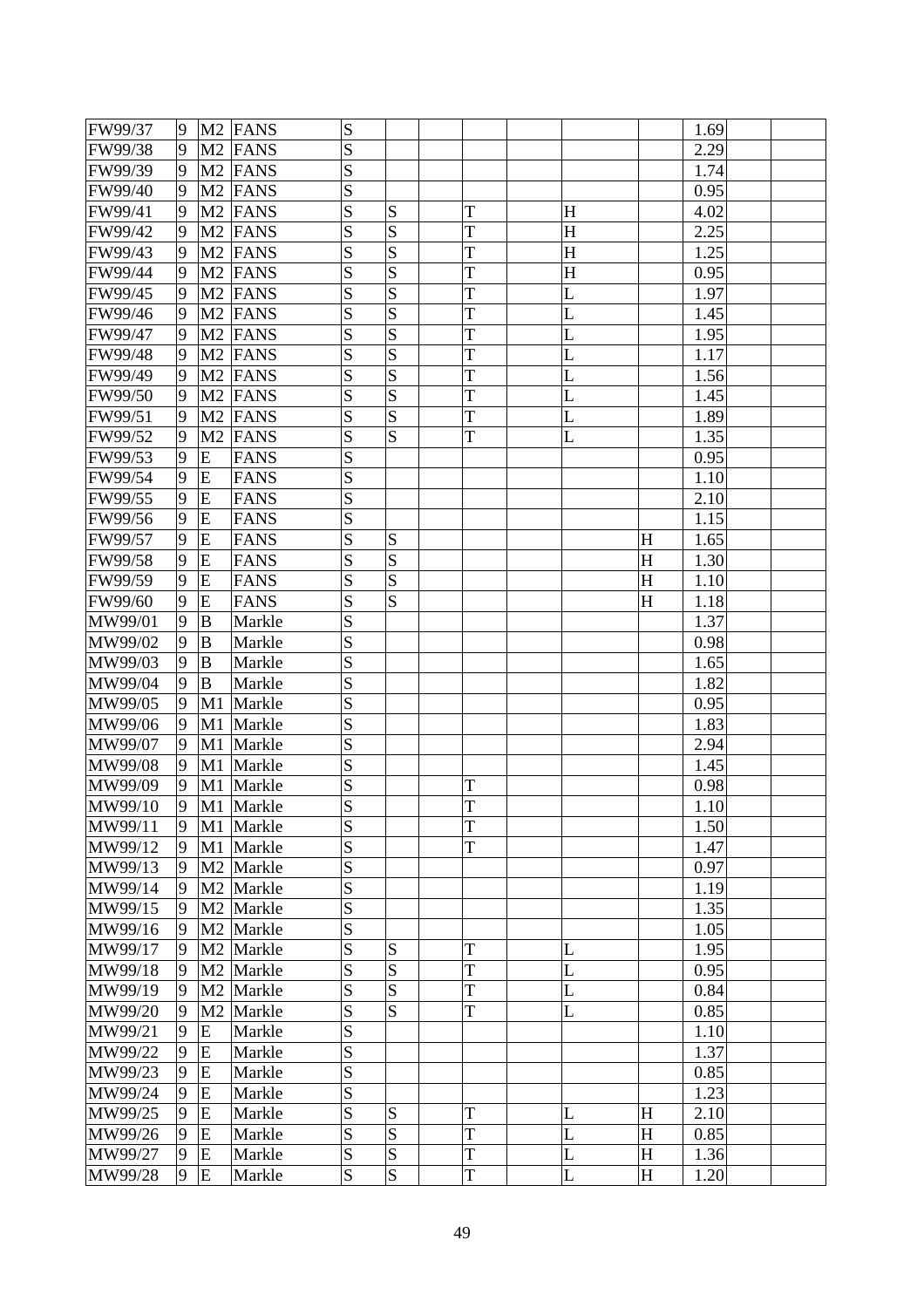| | | | | | | | | | | | | | |
|---|---|---|---|---|---|---|---|---|---|---|---|---|---|
| FW99/37 | 9 | M2 | FANS | S | | | | | | | 1.69 | | |
| FW99/38 | 9 | M2 | FANS | S | | | | | | | 2.29 | | |
| FW99/39 | 9 | M2 | FANS | S | | | | | | | 1.74 | | |
| FW99/40 | 9 | M2 | FANS | S | | | | | | | 0.95 | | |
| FW99/41 | 9 | M2 | FANS | S | S | | T | | H | | 4.02 | | |
| FW99/42 | 9 | M2 | FANS | S | S | | T | | H | | 2.25 | | |
| FW99/43 | 9 | M2 | FANS | S | S | | T | | H | | 1.25 | | |
| FW99/44 | 9 | M2 | FANS | S | S | | T | | H | | 0.95 | | |
| FW99/45 | 9 | M2 | FANS | S | S | | T | | L | | 1.97 | | |
| FW99/46 | 9 | M2 | FANS | S | S | | T | | L | | 1.45 | | |
| FW99/47 | 9 | M2 | FANS | S | S | | T | | L | | 1.95 | | |
| FW99/48 | 9 | M2 | FANS | S | S | | T | | L | | 1.17 | | |
| FW99/49 | 9 | M2 | FANS | S | S | | T | | L | | 1.56 | | |
| FW99/50 | 9 | M2 | FANS | S | S | | T | | L | | 1.45 | | |
| FW99/51 | 9 | M2 | FANS | S | S | | T | | L | | 1.89 | | |
| FW99/52 | 9 | M2 | FANS | S | S | | T | | L | | 1.35 | | |
| FW99/53 | 9 | E | FANS | S | | | | | | | 0.95 | | |
| FW99/54 | 9 | E | FANS | S | | | | | | | 1.10 | | |
| FW99/55 | 9 | E | FANS | S | | | | | | | 2.10 | | |
| FW99/56 | 9 | E | FANS | S | | | | | | | 1.15 | | |
| FW99/57 | 9 | E | FANS | S | S | | | | | H | 1.65 | | |
| FW99/58 | 9 | E | FANS | S | S | | | | | H | 1.30 | | |
| FW99/59 | 9 | E | FANS | S | S | | | | | H | 1.10 | | |
| FW99/60 | 9 | E | FANS | S | S | | | | | H | 1.18 | | |
| MW99/01 | 9 | B | Markle | S | | | | | | | 1.37 | | |
| MW99/02 | 9 | B | Markle | S | | | | | | | 0.98 | | |
| MW99/03 | 9 | B | Markle | S | | | | | | | 1.65 | | |
| MW99/04 | 9 | B | Markle | S | | | | | | | 1.82 | | |
| MW99/05 | 9 | M1 | Markle | S | | | | | | | 0.95 | | |
| MW99/06 | 9 | M1 | Markle | S | | | | | | | 1.83 | | |
| MW99/07 | 9 | M1 | Markle | S | | | | | | | 2.94 | | |
| MW99/08 | 9 | M1 | Markle | S | | | | | | | 1.45 | | |
| MW99/09 | 9 | M1 | Markle | S | | | T | | | | 0.98 | | |
| MW99/10 | 9 | M1 | Markle | S | | | T | | | | 1.10 | | |
| MW99/11 | 9 | M1 | Markle | S | | | T | | | | 1.50 | | |
| MW99/12 | 9 | M1 | Markle | S | | | T | | | | 1.47 | | |
| MW99/13 | 9 | M2 | Markle | S | | | | | | | 0.97 | | |
| MW99/14 | 9 | M2 | Markle | S | | | | | | | 1.19 | | |
| MW99/15 | 9 | M2 | Markle | S | | | | | | | 1.35 | | |
| MW99/16 | 9 | M2 | Markle | S | | | | | | | 1.05 | | |
| MW99/17 | 9 | M2 | Markle | S | S | | T | | L | | 1.95 | | |
| MW99/18 | 9 | M2 | Markle | S | S | | T | | L | | 0.95 | | |
| MW99/19 | 9 | M2 | Markle | S | S | | T | | L | | 0.84 | | |
| MW99/20 | 9 | M2 | Markle | S | S | | T | | L | | 0.85 | | |
| MW99/21 | 9 | E | Markle | S | | | | | | | 1.10 | | |
| MW99/22 | 9 | E | Markle | S | | | | | | | 1.37 | | |
| MW99/23 | 9 | E | Markle | S | | | | | | | 0.85 | | |
| MW99/24 | 9 | E | Markle | S | | | | | | | 1.23 | | |
| MW99/25 | 9 | E | Markle | S | S | | T | | L | H | 2.10 | | |
| MW99/26 | 9 | E | Markle | S | S | | T | | L | H | 0.85 | | |
| MW99/27 | 9 | E | Markle | S | S | | T | | L | H | 1.36 | | |
| MW99/28 | 9 | E | Markle | S | S | | T | | L | H | 1.20 | | |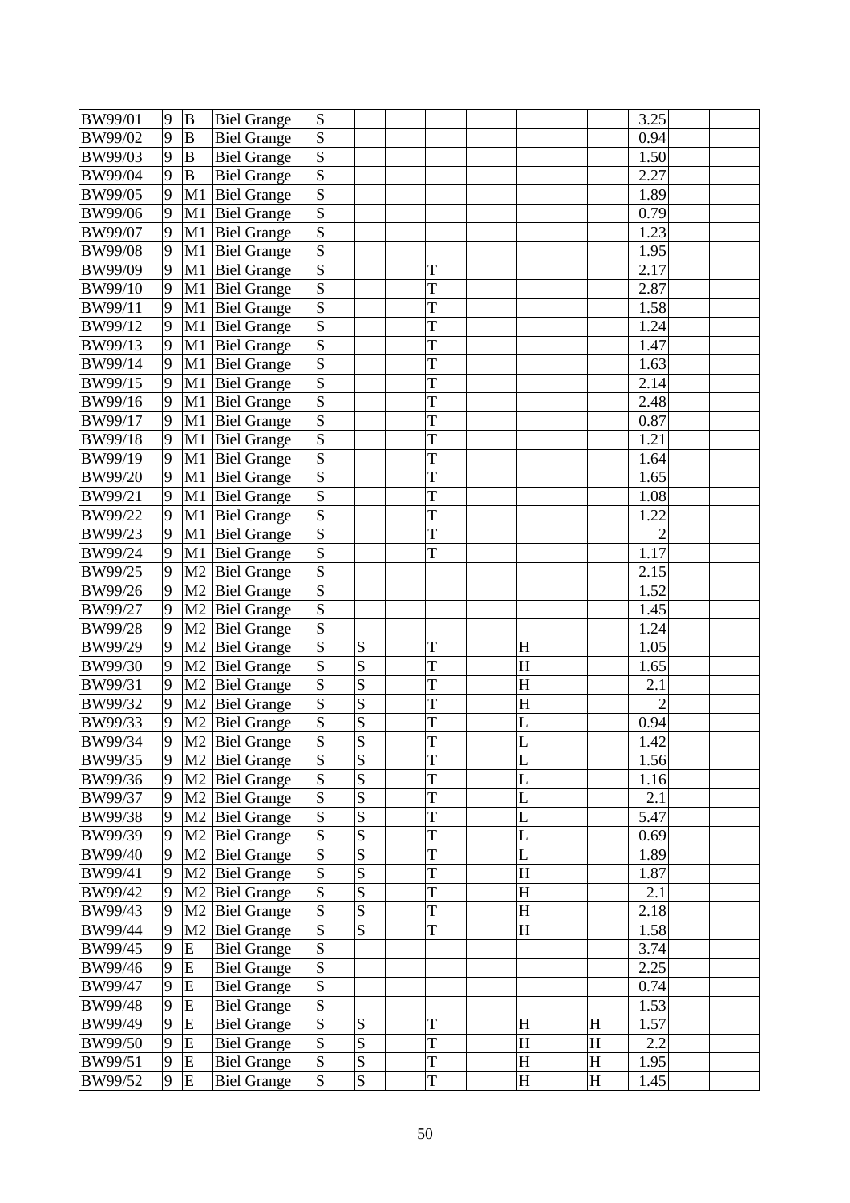| BW99/01 | 9 | B | Biel Grange | S | | | | | | | 3.25 | | |
|---|---|---|---|---|---|---|---|---|---|---|---|---|---|
| BW99/02 | 9 | B | Biel Grange | S | | | | | | | 0.94 | | |
| BW99/03 | 9 | B | Biel Grange | S | | | | | | | 1.50 | | |
| BW99/04 | 9 | B | Biel Grange | S | | | | | | | 2.27 | | |
| BW99/05 | 9 | M1 | Biel Grange | S | | | | | | | 1.89 | | |
| BW99/06 | 9 | M1 | Biel Grange | S | | | | | | | 0.79 | | |
| BW99/07 | 9 | M1 | Biel Grange | S | | | | | | | 1.23 | | |
| BW99/08 | 9 | M1 | Biel Grange | S | | | | | | | 1.95 | | |
| BW99/09 | 9 | M1 | Biel Grange | S | | | T | | | | 2.17 | | |
| BW99/10 | 9 | M1 | Biel Grange | S | | | T | | | | 2.87 | | |
| BW99/11 | 9 | M1 | Biel Grange | S | | | T | | | | 1.58 | | |
| BW99/12 | 9 | M1 | Biel Grange | S | | | T | | | | 1.24 | | |
| BW99/13 | 9 | M1 | Biel Grange | S | | | T | | | | 1.47 | | |
| BW99/14 | 9 | M1 | Biel Grange | S | | | T | | | | 1.63 | | |
| BW99/15 | 9 | M1 | Biel Grange | S | | | T | | | | 2.14 | | |
| BW99/16 | 9 | M1 | Biel Grange | S | | | T | | | | 2.48 | | |
| BW99/17 | 9 | M1 | Biel Grange | S | | | T | | | | 0.87 | | |
| BW99/18 | 9 | M1 | Biel Grange | S | | | T | | | | 1.21 | | |
| BW99/19 | 9 | M1 | Biel Grange | S | | | T | | | | 1.64 | | |
| BW99/20 | 9 | M1 | Biel Grange | S | | | T | | | | 1.65 | | |
| BW99/21 | 9 | M1 | Biel Grange | S | | | T | | | | 1.08 | | |
| BW99/22 | 9 | M1 | Biel Grange | S | | | T | | | | 1.22 | | |
| BW99/23 | 9 | M1 | Biel Grange | S | | | T | | | | 2 | | |
| BW99/24 | 9 | M1 | Biel Grange | S | | | T | | | | 1.17 | | |
| BW99/25 | 9 | M2 | Biel Grange | S | | | | | | | 2.15 | | |
| BW99/26 | 9 | M2 | Biel Grange | S | | | | | | | 1.52 | | |
| BW99/27 | 9 | M2 | Biel Grange | S | | | | | | | 1.45 | | |
| BW99/28 | 9 | M2 | Biel Grange | S | | | | | | | 1.24 | | |
| BW99/29 | 9 | M2 | Biel Grange | S | S | | T | | H | | 1.05 | | |
| BW99/30 | 9 | M2 | Biel Grange | S | S | | T | | H | | 1.65 | | |
| BW99/31 | 9 | M2 | Biel Grange | S | S | | T | | H | | 2.1 | | |
| BW99/32 | 9 | M2 | Biel Grange | S | S | | T | | H | | 2 | | |
| BW99/33 | 9 | M2 | Biel Grange | S | S | | T | | L | | 0.94 | | |
| BW99/34 | 9 | M2 | Biel Grange | S | S | | T | | L | | 1.42 | | |
| BW99/35 | 9 | M2 | Biel Grange | S | S | | T | | L | | 1.56 | | |
| BW99/36 | 9 | M2 | Biel Grange | S | S | | T | | L | | 1.16 | | |
| BW99/37 | 9 | M2 | Biel Grange | S | S | | T | | L | | 2.1 | | |
| BW99/38 | 9 | M2 | Biel Grange | S | S | | T | | L | | 5.47 | | |
| BW99/39 | 9 | M2 | Biel Grange | S | S | | T | | L | | 0.69 | | |
| BW99/40 | 9 | M2 | Biel Grange | S | S | | T | | L | | 1.89 | | |
| BW99/41 | 9 | M2 | Biel Grange | S | S | | T | | H | | 1.87 | | |
| BW99/42 | 9 | M2 | Biel Grange | S | S | | T | | H | | 2.1 | | |
| BW99/43 | 9 | M2 | Biel Grange | S | S | | T | | H | | 2.18 | | |
| BW99/44 | 9 | M2 | Biel Grange | S | S | | T | | H | | 1.58 | | |
| BW99/45 | 9 | E | Biel Grange | S | | | | | | | 3.74 | | |
| BW99/46 | 9 | E | Biel Grange | S | | | | | | | 2.25 | | |
| BW99/47 | 9 | E | Biel Grange | S | | | | | | | 0.74 | | |
| BW99/48 | 9 | E | Biel Grange | S | | | | | | | 1.53 | | |
| BW99/49 | 9 | E | Biel Grange | S | S | | T | | H | H | 1.57 | | |
| BW99/50 | 9 | E | Biel Grange | S | S | | T | | H | H | 2.2 | | |
| BW99/51 | 9 | E | Biel Grange | S | S | | T | | H | H | 1.95 | | |
| BW99/52 | 9 | E | Biel Grange | S | S | | T | | H | H | 1.45 | | |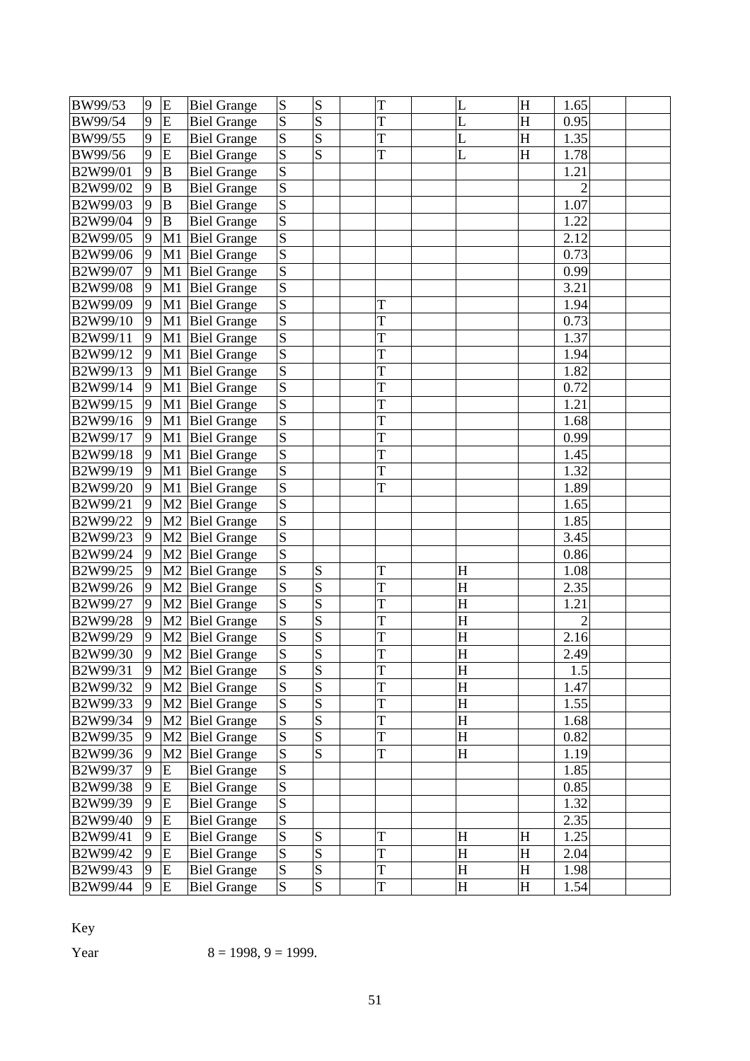| | | | | | | | | | | | | | |
|---|---|---|---|---|---|---|---|---|---|---|---|---|---|
| BW99/53 | 9 | E | Biel Grange | S | S | | T | | L | H | 1.65 | | |
| BW99/54 | 9 | E | Biel Grange | S | S | | T | | L | H | 0.95 | | |
| BW99/55 | 9 | E | Biel Grange | S | S | | T | | L | H | 1.35 | | |
| BW99/56 | 9 | E | Biel Grange | S | S | | T | | L | H | 1.78 | | |
| B2W99/01 | 9 | B | Biel Grange | S | | | | | | | 1.21 | | |
| B2W99/02 | 9 | B | Biel Grange | S | | | | | | | 2 | | |
| B2W99/03 | 9 | B | Biel Grange | S | | | | | | | 1.07 | | |
| B2W99/04 | 9 | B | Biel Grange | S | | | | | | | 1.22 | | |
| B2W99/05 | 9 | M1 | Biel Grange | S | | | | | | | 2.12 | | |
| B2W99/06 | 9 | M1 | Biel Grange | S | | | | | | | 0.73 | | |
| B2W99/07 | 9 | M1 | Biel Grange | S | | | | | | | 0.99 | | |
| B2W99/08 | 9 | M1 | Biel Grange | S | | | | | | | 3.21 | | |
| B2W99/09 | 9 | M1 | Biel Grange | S | | | T | | | | 1.94 | | |
| B2W99/10 | 9 | M1 | Biel Grange | S | | | T | | | | 0.73 | | |
| B2W99/11 | 9 | M1 | Biel Grange | S | | | T | | | | 1.37 | | |
| B2W99/12 | 9 | M1 | Biel Grange | S | | | T | | | | 1.94 | | |
| B2W99/13 | 9 | M1 | Biel Grange | S | | | T | | | | 1.82 | | |
| B2W99/14 | 9 | M1 | Biel Grange | S | | | T | | | | 0.72 | | |
| B2W99/15 | 9 | M1 | Biel Grange | S | | | T | | | | 1.21 | | |
| B2W99/16 | 9 | M1 | Biel Grange | S | | | T | | | | 1.68 | | |
| B2W99/17 | 9 | M1 | Biel Grange | S | | | T | | | | 0.99 | | |
| B2W99/18 | 9 | M1 | Biel Grange | S | | | T | | | | 1.45 | | |
| B2W99/19 | 9 | M1 | Biel Grange | S | | | T | | | | 1.32 | | |
| B2W99/20 | 9 | M1 | Biel Grange | S | | | T | | | | 1.89 | | |
| B2W99/21 | 9 | M2 | Biel Grange | S | | | | | | | 1.65 | | |
| B2W99/22 | 9 | M2 | Biel Grange | S | | | | | | | 1.85 | | |
| B2W99/23 | 9 | M2 | Biel Grange | S | | | | | | | 3.45 | | |
| B2W99/24 | 9 | M2 | Biel Grange | S | | | | | | | 0.86 | | |
| B2W99/25 | 9 | M2 | Biel Grange | S | S | | T | | H | | 1.08 | | |
| B2W99/26 | 9 | M2 | Biel Grange | S | S | | T | | H | | 2.35 | | |
| B2W99/27 | 9 | M2 | Biel Grange | S | S | | T | | H | | 1.21 | | |
| B2W99/28 | 9 | M2 | Biel Grange | S | S | | T | | H | | 2 | | |
| B2W99/29 | 9 | M2 | Biel Grange | S | S | | T | | H | | 2.16 | | |
| B2W99/30 | 9 | M2 | Biel Grange | S | S | | T | | H | | 2.49 | | |
| B2W99/31 | 9 | M2 | Biel Grange | S | S | | T | | H | | 1.5 | | |
| B2W99/32 | 9 | M2 | Biel Grange | S | S | | T | | H | | 1.47 | | |
| B2W99/33 | 9 | M2 | Biel Grange | S | S | | T | | H | | 1.55 | | |
| B2W99/34 | 9 | M2 | Biel Grange | S | S | | T | | H | | 1.68 | | |
| B2W99/35 | 9 | M2 | Biel Grange | S | S | | T | | H | | 0.82 | | |
| B2W99/36 | 9 | M2 | Biel Grange | S | S | | T | | H | | 1.19 | | |
| B2W99/37 | 9 | E | Biel Grange | S | | | | | | | 1.85 | | |
| B2W99/38 | 9 | E | Biel Grange | S | | | | | | | 0.85 | | |
| B2W99/39 | 9 | E | Biel Grange | S | | | | | | | 1.32 | | |
| B2W99/40 | 9 | E | Biel Grange | S | | | | | | | 2.35 | | |
| B2W99/41 | 9 | E | Biel Grange | S | S | | T | | H | H | 1.25 | | |
| B2W99/42 | 9 | E | Biel Grange | S | S | | T | | H | H | 2.04 | | |
| B2W99/43 | 9 | E | Biel Grange | S | S | | T | | H | H | 1.98 | | |
| B2W99/44 | 9 | E | Biel Grange | S | S | | T | | H | H | 1.54 | | |

Key

Year 8 = 1998, 9 = 1999.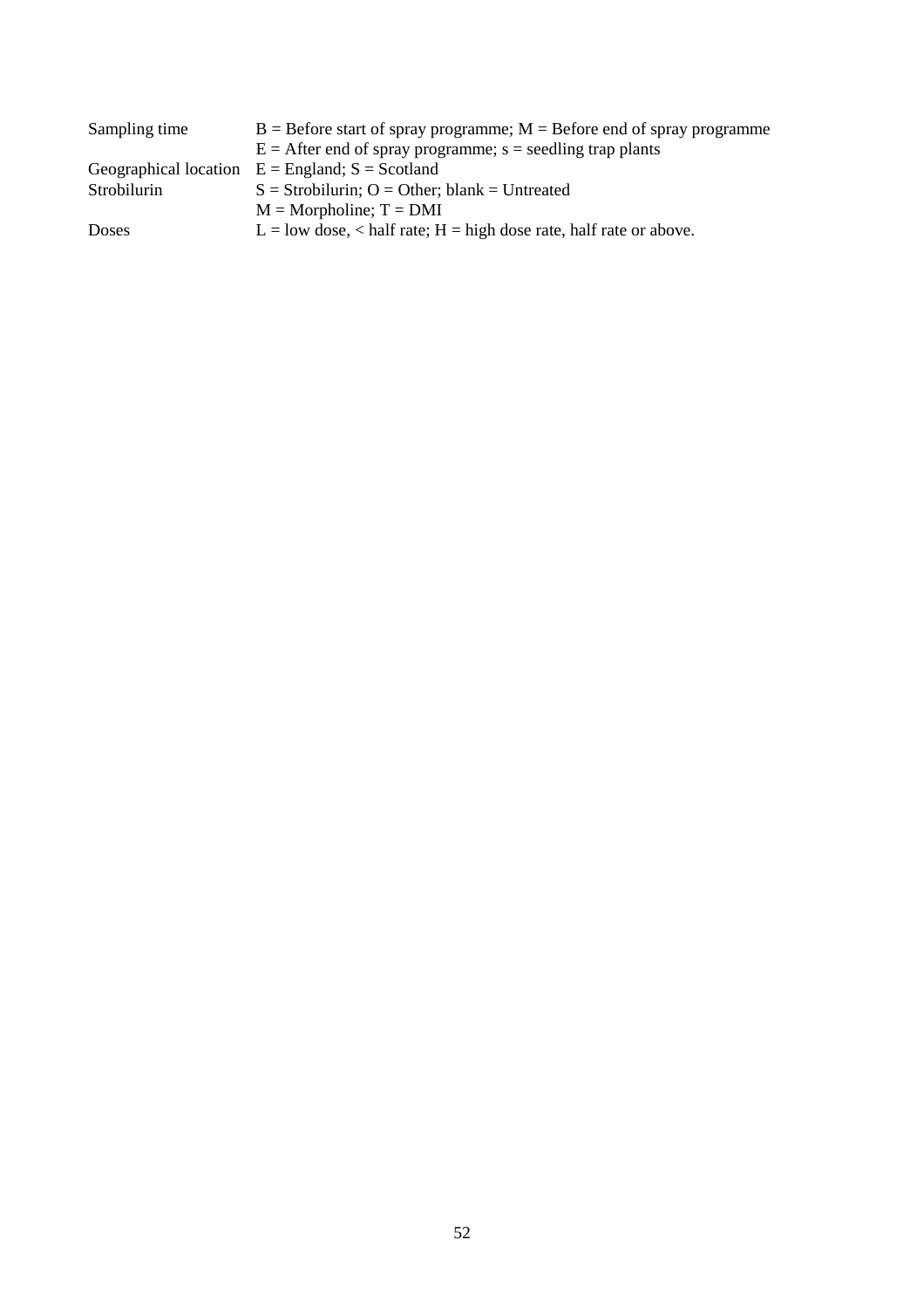| | |
|---|---|
| Sampling time | B = Before start of spray programme; M = Before end of spray programme |
| | E = After end of spray programme; s = seedling trap plants |
| Geographical location | E = England; S = Scotland |
| Strobilurin | S = Strobilurin; O = Other; blank = Untreated |
| | M = Morpholine; T = DMI |
| Doses | L = low dose, < half rate; H = high dose rate, half rate or above. |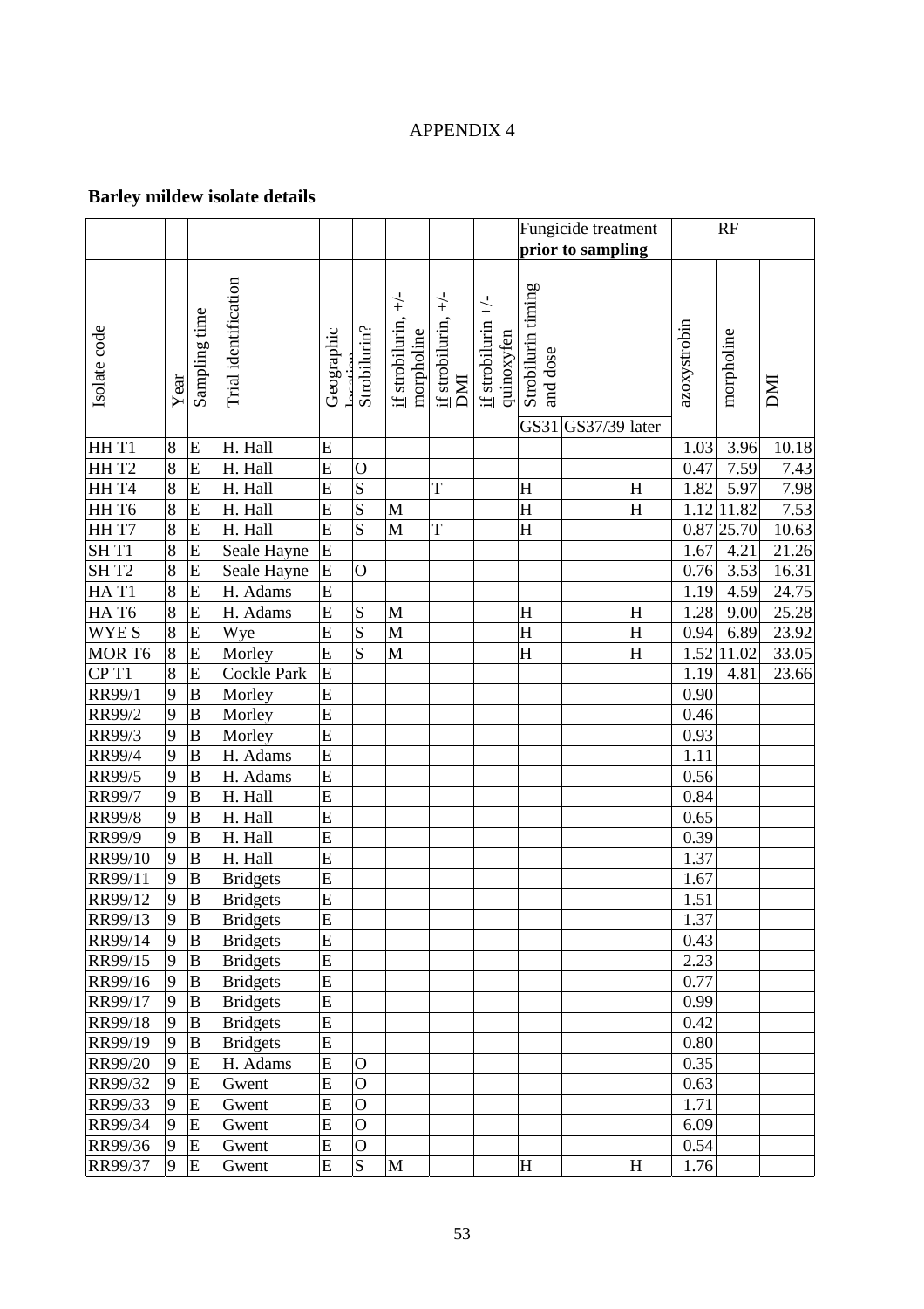# APPENDIX 4

## Barley mildew isolate details

| | | | | | | | | | Fungicide treatment prior to sampling | | | RF | | |
|---|---|---|---|---|---|---|---|---|---|---|---|---|---|---|
| Isolate code | Year | Sampling time | Trial identification | Geographic location | Strobilurin? | if strobilurin, +/- morpholine | if strobilurin, +/- DMI | if strobilurin +/- quinoxyfen | Strobilurin timing and dose | | | azoxystrobin | morpholine | DMI |
| | | | | | | | | | GS31 | GS37/39 | later | | | |
| HH T1 | 8 | E | H. Hall | E | | | | | | | | 1.03 | 3.96 | 10.18 |
| HH T2 | 8 | E | H. Hall | E | O | | | | | | | 0.47 | 7.59 | 7.43 |
| HH T4 | 8 | E | H. Hall | E | S | | T | | H | | H | 1.82 | 5.97 | 7.98 |
| HH T6 | 8 | E | H. Hall | E | S | M | | | H | | H | 1.12 | 11.82 | 7.53 |
| HH T7 | 8 | E | H. Hall | E | S | M | T | | H | | | 0.87 | 25.70 | 10.63 |
| SH T1 | 8 | E | Seale Hayne | E | | | | | | | | 1.67 | 4.21 | 21.26 |
| SH T2 | 8 | E | Seale Hayne | E | O | | | | | | | 0.76 | 3.53 | 16.31 |
| HA T1 | 8 | E | H. Adams | E | | | | | | | | 1.19 | 4.59 | 24.75 |
| HA T6 | 8 | E | H. Adams | E | S | M | | | H | | H | 1.28 | 9.00 | 25.28 |
| WYE S | 8 | E | Wye | E | S | M | | | H | | H | 0.94 | 6.89 | 23.92 |
| MOR T6 | 8 | E | Morley | E | S | M | | | H | | H | 1.52 | 11.02 | 33.05 |
| CP T1 | 8 | E | Cockle Park | E | | | | | | | | 1.19 | 4.81 | 23.66 |
| RR99/1 | 9 | B | Morley | E | | | | | | | | 0.90 | | |
| RR99/2 | 9 | B | Morley | E | | | | | | | | 0.46 | | |
| RR99/3 | 9 | B | Morley | E | | | | | | | | 0.93 | | |
| RR99/4 | 9 | B | H. Adams | E | | | | | | | | 1.11 | | |
| RR99/5 | 9 | B | H. Adams | E | | | | | | | | 0.56 | | |
| RR99/7 | 9 | B | H. Hall | E | | | | | | | | 0.84 | | |
| RR99/8 | 9 | B | H. Hall | E | | | | | | | | 0.65 | | |
| RR99/9 | 9 | B | H. Hall | E | | | | | | | | 0.39 | | |
| RR99/10 | 9 | B | H. Hall | E | | | | | | | | 1.37 | | |
| RR99/11 | 9 | B | Bridgets | E | | | | | | | | 1.67 | | |
| RR99/12 | 9 | B | Bridgets | E | | | | | | | | 1.51 | | |
| RR99/13 | 9 | B | Bridgets | E | | | | | | | | 1.37 | | |
| RR99/14 | 9 | B | Bridgets | E | | | | | | | | 0.43 | | |
| RR99/15 | 9 | B | Bridgets | E | | | | | | | | 2.23 | | |
| RR99/16 | 9 | B | Bridgets | E | | | | | | | | 0.77 | | |
| RR99/17 | 9 | B | Bridgets | E | | | | | | | | 0.99 | | |
| RR99/18 | 9 | B | Bridgets | E | | | | | | | | 0.42 | | |
| RR99/19 | 9 | B | Bridgets | E | | | | | | | | 0.80 | | |
| RR99/20 | 9 | E | H. Adams | E | O | | | | | | | 0.35 | | |
| RR99/32 | 9 | E | Gwent | E | O | | | | | | | 0.63 | | |
| RR99/33 | 9 | E | Gwent | E | O | | | | | | | 1.71 | | |
| RR99/34 | 9 | E | Gwent | E | O | | | | | | | 6.09 | | |
| RR99/36 | 9 | E | Gwent | E | O | | | | | | | 0.54 | | |
| RR99/37 | 9 | E | Gwent | E | S | M | | | H | | H | 1.76 | | |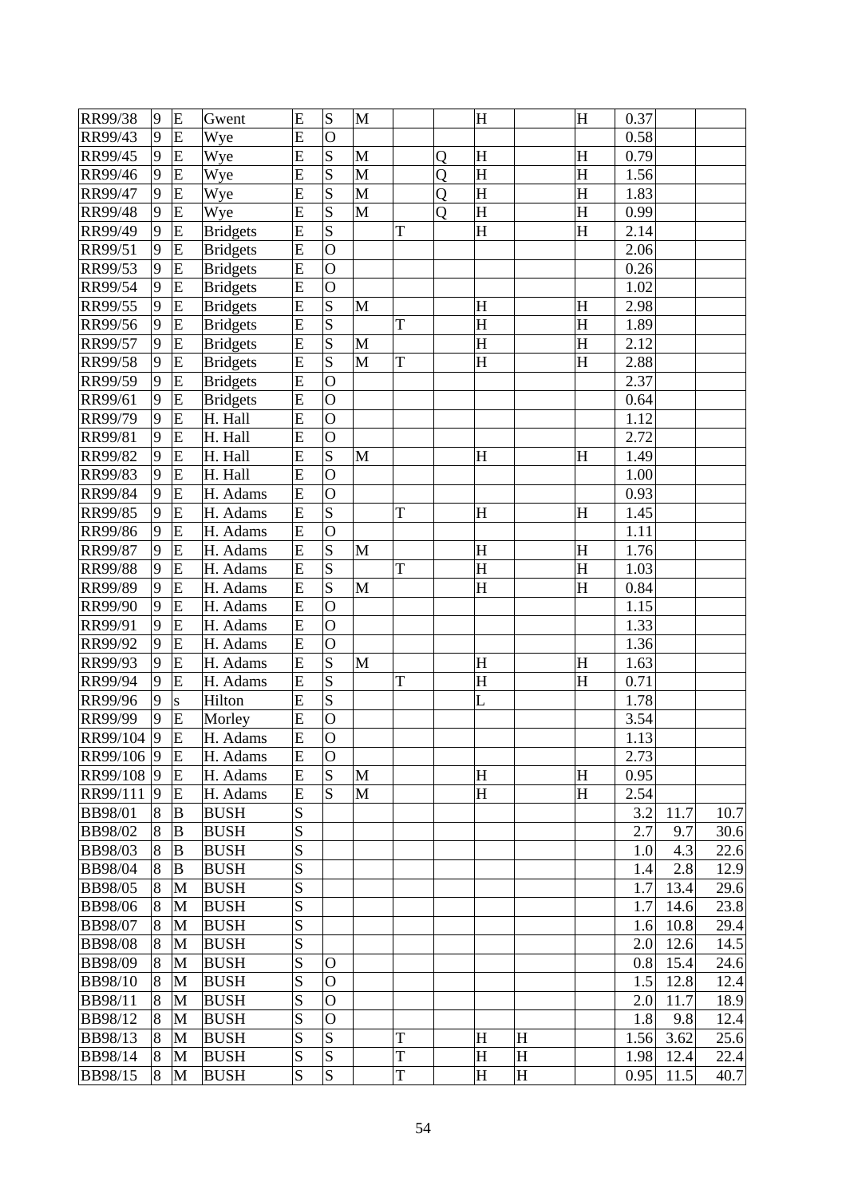| | | | | | | | | | | | | | | |
|---|---|---|---|---|---|---|---|---|---|---|---|---|---|---|
| RR99/38 | 9 | E | Gwent | E | S | M | | | H | | H | 0.37 | | |
| RR99/43 | 9 | E | Wye | E | O | | | | | | | 0.58 | | |
| RR99/45 | 9 | E | Wye | E | S | M | | Q | H | | H | 0.79 | | |
| RR99/46 | 9 | E | Wye | E | S | M | | Q | H | | H | 1.56 | | |
| RR99/47 | 9 | E | Wye | E | S | M | | Q | H | | H | 1.83 | | |
| RR99/48 | 9 | E | Wye | E | S | M | | Q | H | | H | 0.99 | | |
| RR99/49 | 9 | E | Bridgets | E | S | | T | | H | | H | 2.14 | | |
| RR99/51 | 9 | E | Bridgets | E | O | | | | | | | 2.06 | | |
| RR99/53 | 9 | E | Bridgets | E | O | | | | | | | 0.26 | | |
| RR99/54 | 9 | E | Bridgets | E | O | | | | | | | 1.02 | | |
| RR99/55 | 9 | E | Bridgets | E | S | M | | | H | | H | 2.98 | | |
| RR99/56 | 9 | E | Bridgets | E | S | | T | | H | | H | 1.89 | | |
| RR99/57 | 9 | E | Bridgets | E | S | M | | | H | | H | 2.12 | | |
| RR99/58 | 9 | E | Bridgets | E | S | M | T | | H | | H | 2.88 | | |
| RR99/59 | 9 | E | Bridgets | E | O | | | | | | | 2.37 | | |
| RR99/61 | 9 | E | Bridgets | E | O | | | | | | | 0.64 | | |
| RR99/79 | 9 | E | H. Hall | E | O | | | | | | | 1.12 | | |
| RR99/81 | 9 | E | H. Hall | E | O | | | | | | | 2.72 | | |
| RR99/82 | 9 | E | H. Hall | E | S | M | | | H | | H | 1.49 | | |
| RR99/83 | 9 | E | H. Hall | E | O | | | | | | | 1.00 | | |
| RR99/84 | 9 | E | H. Adams | E | O | | | | | | | 0.93 | | |
| RR99/85 | 9 | E | H. Adams | E | S | | T | | H | | H | 1.45 | | |
| RR99/86 | 9 | E | H. Adams | E | O | | | | | | | 1.11 | | |
| RR99/87 | 9 | E | H. Adams | E | S | M | | | H | | H | 1.76 | | |
| RR99/88 | 9 | E | H. Adams | E | S | | T | | H | | H | 1.03 | | |
| RR99/89 | 9 | E | H. Adams | E | S | M | | | H | | H | 0.84 | | |
| RR99/90 | 9 | E | H. Adams | E | O | | | | | | | 1.15 | | |
| RR99/91 | 9 | E | H. Adams | E | O | | | | | | | 1.33 | | |
| RR99/92 | 9 | E | H. Adams | E | O | | | | | | | 1.36 | | |
| RR99/93 | 9 | E | H. Adams | E | S | M | | | H | | H | 1.63 | | |
| RR99/94 | 9 | E | H. Adams | E | S | | T | | H | | H | 0.71 | | |
| RR99/96 | 9 | s | Hilton | E | S | | | | L | | | 1.78 | | |
| RR99/99 | 9 | E | Morley | E | O | | | | | | | 3.54 | | |
| RR99/104 | 9 | E | H. Adams | E | O | | | | | | | 1.13 | | |
| RR99/106 | 9 | E | H. Adams | E | O | | | | | | | 2.73 | | |
| RR99/108 | 9 | E | H. Adams | E | S | M | | | H | | H | 0.95 | | |
| RR99/111 | 9 | E | H. Adams | E | S | M | | | H | | H | 2.54 | | |
| BB98/01 | 8 | B | BUSH | S | | | | | | | | 3.2 | 11.7 | 10.7 |
| BB98/02 | 8 | B | BUSH | S | | | | | | | | 2.7 | 9.7 | 30.6 |
| BB98/03 | 8 | B | BUSH | S | | | | | | | | 1.0 | 4.3 | 22.6 |
| BB98/04 | 8 | B | BUSH | S | | | | | | | | 1.4 | 2.8 | 12.9 |
| BB98/05 | 8 | M | BUSH | S | | | | | | | | 1.7 | 13.4 | 29.6 |
| BB98/06 | 8 | M | BUSH | S | | | | | | | | 1.7 | 14.6 | 23.8 |
| BB98/07 | 8 | M | BUSH | S | | | | | | | | 1.6 | 10.8 | 29.4 |
| BB98/08 | 8 | M | BUSH | S | | | | | | | | 2.0 | 12.6 | 14.5 |
| BB98/09 | 8 | M | BUSH | S | O | | | | | | | 0.8 | 15.4 | 24.6 |
| BB98/10 | 8 | M | BUSH | S | O | | | | | | | 1.5 | 12.8 | 12.4 |
| BB98/11 | 8 | M | BUSH | S | O | | | | | | | 2.0 | 11.7 | 18.9 |
| BB98/12 | 8 | M | BUSH | S | O | | | | | | | 1.8 | 9.8 | 12.4 |
| BB98/13 | 8 | M | BUSH | S | S | | T | | H | H | | 1.56 | 3.62 | 25.6 |
| BB98/14 | 8 | M | BUSH | S | S | | T | | H | H | | 1.98 | 12.4 | 22.4 |
| BB98/15 | 8 | M | BUSH | S | S | | T | | H | H | | 0.95 | 11.5 | 40.7 |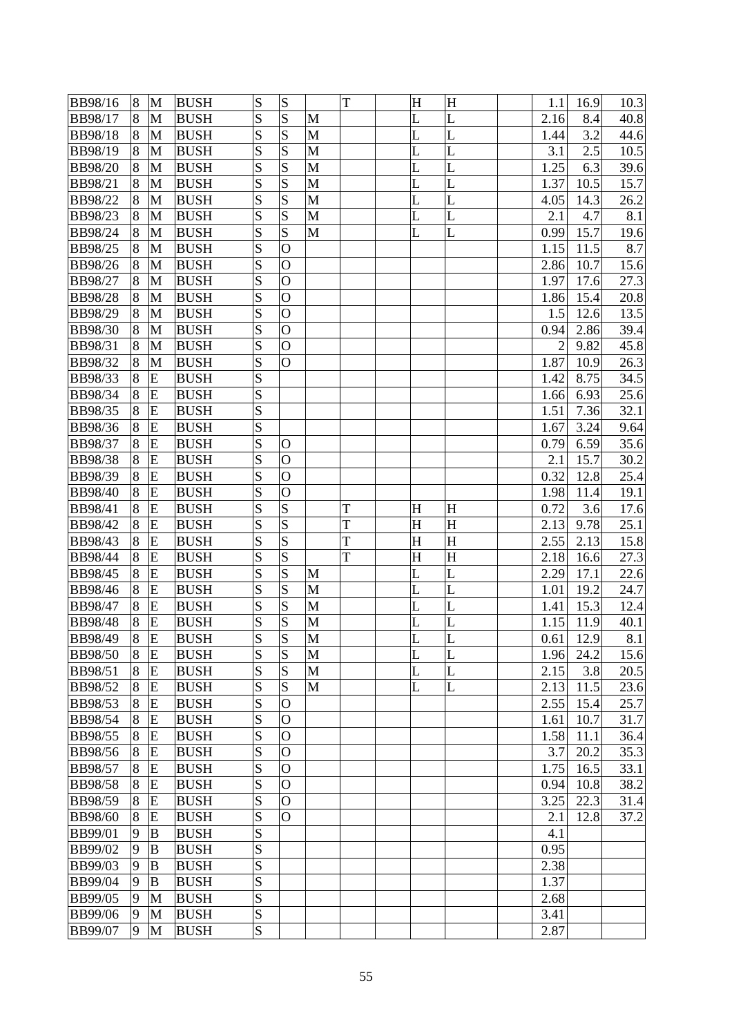| | | | | | | | | | | | | | | |
|---|---|---|---|---|---|---|---|---|---|---|---|---|---|---|
| BB98/16 | 8 | M | BUSH | S | S | | T | | H | H | | 1.1 | 16.9 | 10.3 |
| BB98/17 | 8 | M | BUSH | S | S | M | | | L | L | | 2.16 | 8.4 | 40.8 |
| BB98/18 | 8 | M | BUSH | S | S | M | | | L | L | | 1.44 | 3.2 | 44.6 |
| BB98/19 | 8 | M | BUSH | S | S | M | | | L | L | | 3.1 | 2.5 | 10.5 |
| BB98/20 | 8 | M | BUSH | S | S | M | | | L | L | | 1.25 | 6.3 | 39.6 |
| BB98/21 | 8 | M | BUSH | S | S | M | | | L | L | | 1.37 | 10.5 | 15.7 |
| BB98/22 | 8 | M | BUSH | S | S | M | | | L | L | | 4.05 | 14.3 | 26.2 |
| BB98/23 | 8 | M | BUSH | S | S | M | | | L | L | | 2.1 | 4.7 | 8.1 |
| BB98/24 | 8 | M | BUSH | S | S | M | | | L | L | | 0.99 | 15.7 | 19.6 |
| BB98/25 | 8 | M | BUSH | S | O | | | | | | | 1.15 | 11.5 | 8.7 |
| BB98/26 | 8 | M | BUSH | S | O | | | | | | | 2.86 | 10.7 | 15.6 |
| BB98/27 | 8 | M | BUSH | S | O | | | | | | | 1.97 | 17.6 | 27.3 |
| BB98/28 | 8 | M | BUSH | S | O | | | | | | | 1.86 | 15.4 | 20.8 |
| BB98/29 | 8 | M | BUSH | S | O | | | | | | | 1.5 | 12.6 | 13.5 |
| BB98/30 | 8 | M | BUSH | S | O | | | | | | | 0.94 | 2.86 | 39.4 |
| BB98/31 | 8 | M | BUSH | S | O | | | | | | | 2 | 9.82 | 45.8 |
| BB98/32 | 8 | M | BUSH | S | O | | | | | | | 1.87 | 10.9 | 26.3 |
| BB98/33 | 8 | E | BUSH | S | | | | | | | | 1.42 | 8.75 | 34.5 |
| BB98/34 | 8 | E | BUSH | S | | | | | | | | 1.66 | 6.93 | 25.6 |
| BB98/35 | 8 | E | BUSH | S | | | | | | | | 1.51 | 7.36 | 32.1 |
| BB98/36 | 8 | E | BUSH | S | | | | | | | | 1.67 | 3.24 | 9.64 |
| BB98/37 | 8 | E | BUSH | S | O | | | | | | | 0.79 | 6.59 | 35.6 |
| BB98/38 | 8 | E | BUSH | S | O | | | | | | | 2.1 | 15.7 | 30.2 |
| BB98/39 | 8 | E | BUSH | S | O | | | | | | | 0.32 | 12.8 | 25.4 |
| BB98/40 | 8 | E | BUSH | S | O | | | | | | | 1.98 | 11.4 | 19.1 |
| BB98/41 | 8 | E | BUSH | S | S | | T | | H | H | | 0.72 | 3.6 | 17.6 |
| BB98/42 | 8 | E | BUSH | S | S | | T | | H | H | | 2.13 | 9.78 | 25.1 |
| BB98/43 | 8 | E | BUSH | S | S | | T | | H | H | | 2.55 | 2.13 | 15.8 |
| BB98/44 | 8 | E | BUSH | S | S | | T | | H | H | | 2.18 | 16.6 | 27.3 |
| BB98/45 | 8 | E | BUSH | S | S | M | | | L | L | | 2.29 | 17.1 | 22.6 |
| BB98/46 | 8 | E | BUSH | S | S | M | | | L | L | | 1.01 | 19.2 | 24.7 |
| BB98/47 | 8 | E | BUSH | S | S | M | | | L | L | | 1.41 | 15.3 | 12.4 |
| BB98/48 | 8 | E | BUSH | S | S | M | | | L | L | | 1.15 | 11.9 | 40.1 |
| BB98/49 | 8 | E | BUSH | S | S | M | | | L | L | | 0.61 | 12.9 | 8.1 |
| BB98/50 | 8 | E | BUSH | S | S | M | | | L | L | | 1.96 | 24.2 | 15.6 |
| BB98/51 | 8 | E | BUSH | S | S | M | | | L | L | | 2.15 | 3.8 | 20.5 |
| BB98/52 | 8 | E | BUSH | S | S | M | | | L | L | | 2.13 | 11.5 | 23.6 |
| BB98/53 | 8 | E | BUSH | S | O | | | | | | | 2.55 | 15.4 | 25.7 |
| BB98/54 | 8 | E | BUSH | S | O | | | | | | | 1.61 | 10.7 | 31.7 |
| BB98/55 | 8 | E | BUSH | S | O | | | | | | | 1.58 | 11.1 | 36.4 |
| BB98/56 | 8 | E | BUSH | S | O | | | | | | | 3.7 | 20.2 | 35.3 |
| BB98/57 | 8 | E | BUSH | S | O | | | | | | | 1.75 | 16.5 | 33.1 |
| BB98/58 | 8 | E | BUSH | S | O | | | | | | | 0.94 | 10.8 | 38.2 |
| BB98/59 | 8 | E | BUSH | S | O | | | | | | | 3.25 | 22.3 | 31.4 |
| BB98/60 | 8 | E | BUSH | S | O | | | | | | | 2.1 | 12.8 | 37.2 |
| BB99/01 | 9 | B | BUSH | S | | | | | | | | 4.1 | | |
| BB99/02 | 9 | B | BUSH | S | | | | | | | | 0.95 | | |
| BB99/03 | 9 | B | BUSH | S | | | | | | | | 2.38 | | |
| BB99/04 | 9 | B | BUSH | S | | | | | | | | 1.37 | | |
| BB99/05 | 9 | M | BUSH | S | | | | | | | | 2.68 | | |
| BB99/06 | 9 | M | BUSH | S | | | | | | | | 3.41 | | |
| BB99/07 | 9 | M | BUSH | S | | | | | | | | 2.87 | | |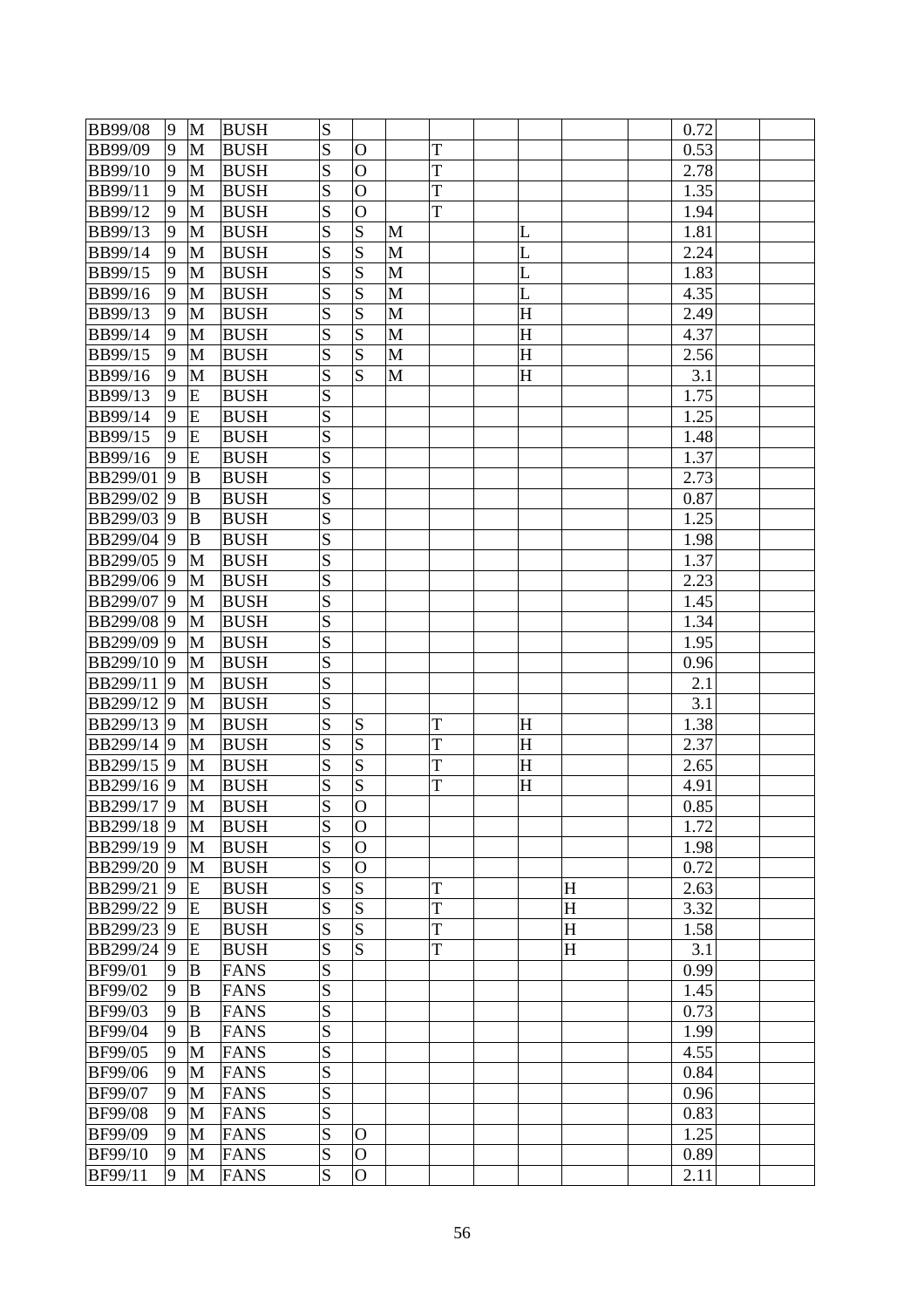| | | | | | | | | | | | | | | |
|---|---|---|---|---|---|---|---|---|---|---|---|---|---|---|
| BB99/08 | 9 | M | BUSH | S | | | | | | | | 0.72 | | |
| BB99/09 | 9 | M | BUSH | S | O | | T | | | | | 0.53 | | |
| BB99/10 | 9 | M | BUSH | S | O | | T | | | | | 2.78 | | |
| BB99/11 | 9 | M | BUSH | S | O | | T | | | | | 1.35 | | |
| BB99/12 | 9 | M | BUSH | S | O | | T | | | | | 1.94 | | |
| BB99/13 | 9 | M | BUSH | S | S | M | | | L | | | 1.81 | | |
| BB99/14 | 9 | M | BUSH | S | S | M | | | L | | | 2.24 | | |
| BB99/15 | 9 | M | BUSH | S | S | M | | | L | | | 1.83 | | |
| BB99/16 | 9 | M | BUSH | S | S | M | | | L | | | 4.35 | | |
| BB99/13 | 9 | M | BUSH | S | S | M | | | H | | | 2.49 | | |
| BB99/14 | 9 | M | BUSH | S | S | M | | | H | | | 4.37 | | |
| BB99/15 | 9 | M | BUSH | S | S | M | | | H | | | 2.56 | | |
| BB99/16 | 9 | M | BUSH | S | S | M | | | H | | | 3.1 | | |
| BB99/13 | 9 | E | BUSH | S | | | | | | | | 1.75 | | |
| BB99/14 | 9 | E | BUSH | S | | | | | | | | 1.25 | | |
| BB99/15 | 9 | E | BUSH | S | | | | | | | | 1.48 | | |
| BB99/16 | 9 | E | BUSH | S | | | | | | | | 1.37 | | |
| BB299/01 | 9 | B | BUSH | S | | | | | | | | 2.73 | | |
| BB299/02 | 9 | B | BUSH | S | | | | | | | | 0.87 | | |
| BB299/03 | 9 | B | BUSH | S | | | | | | | | 1.25 | | |
| BB299/04 | 9 | B | BUSH | S | | | | | | | | 1.98 | | |
| BB299/05 | 9 | M | BUSH | S | | | | | | | | 1.37 | | |
| BB299/06 | 9 | M | BUSH | S | | | | | | | | 2.23 | | |
| BB299/07 | 9 | M | BUSH | S | | | | | | | | 1.45 | | |
| BB299/08 | 9 | M | BUSH | S | | | | | | | | 1.34 | | |
| BB299/09 | 9 | M | BUSH | S | | | | | | | | 1.95 | | |
| BB299/10 | 9 | M | BUSH | S | | | | | | | | 0.96 | | |
| BB299/11 | 9 | M | BUSH | S | | | | | | | | 2.1 | | |
| BB299/12 | 9 | M | BUSH | S | | | | | | | | 3.1 | | |
| BB299/13 | 9 | M | BUSH | S | S | | T | H | | | | 1.38 | | |
| BB299/14 | 9 | M | BUSH | S | S | | T | H | | | | 2.37 | | |
| BB299/15 | 9 | M | BUSH | S | S | | T | H | | | | 2.65 | | |
| BB299/16 | 9 | M | BUSH | S | S | | T | H | | | | 4.91 | | |
| BB299/17 | 9 | M | BUSH | S | O | | | | | | | 0.85 | | |
| BB299/18 | 9 | M | BUSH | S | O | | | | | | | 1.72 | | |
| BB299/19 | 9 | M | BUSH | S | O | | | | | | | 1.98 | | |
| BB299/20 | 9 | M | BUSH | S | O | | | | | | | 0.72 | | |
| BB299/21 | 9 | E | BUSH | S | S | | T | | | H | | 2.63 | | |
| BB299/22 | 9 | E | BUSH | S | S | | T | | | H | | 3.32 | | |
| BB299/23 | 9 | E | BUSH | S | S | | T | | | H | | 1.58 | | |
| BB299/24 | 9 | E | BUSH | S | S | | T | | | H | | 3.1 | | |
| BF99/01 | 9 | B | FANS | S | | | | | | | | 0.99 | | |
| BF99/02 | 9 | B | FANS | S | | | | | | | | 1.45 | | |
| BF99/03 | 9 | B | FANS | S | | | | | | | | 0.73 | | |
| BF99/04 | 9 | B | FANS | S | | | | | | | | 1.99 | | |
| BF99/05 | 9 | M | FANS | S | | | | | | | | 4.55 | | |
| BF99/06 | 9 | M | FANS | S | | | | | | | | 0.84 | | |
| BF99/07 | 9 | M | FANS | S | | | | | | | | 0.96 | | |
| BF99/08 | 9 | M | FANS | S | | | | | | | | 0.83 | | |
| BF99/09 | 9 | M | FANS | S | O | | | | | | | 1.25 | | |
| BF99/10 | 9 | M | FANS | S | O | | | | | | | 0.89 | | |
| BF99/11 | 9 | M | FANS | S | O | | | | | | | 2.11 | | |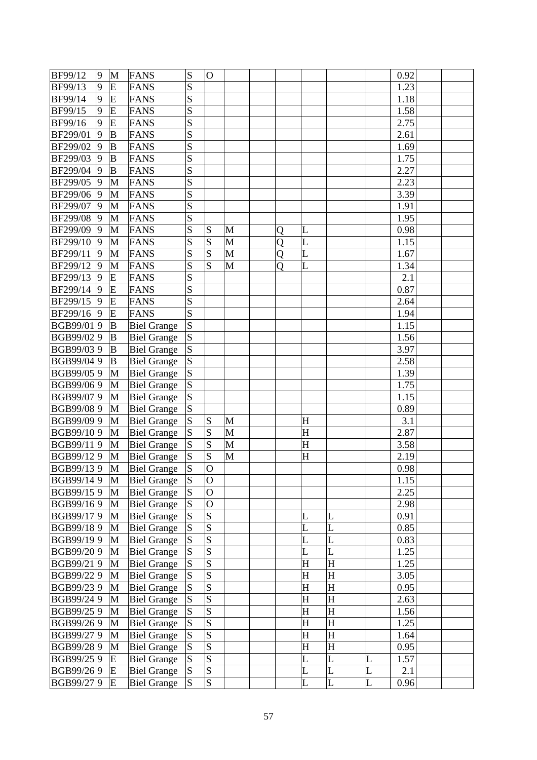| | | | | | | | | | | | | | | |
|---|---|---|---|---|---|---|---|---|---|---|---|---|---|---|
| BF99/12 | 9 | M | FANS | S | O | | | | | | | 0.92 | | |
| BF99/13 | 9 | E | FANS | S | | | | | | | | 1.23 | | |
| BF99/14 | 9 | E | FANS | S | | | | | | | | 1.18 | | |
| BF99/15 | 9 | E | FANS | S | | | | | | | | 1.58 | | |
| BF99/16 | 9 | E | FANS | S | | | | | | | | 2.75 | | |
| BF299/01 | 9 | B | FANS | S | | | | | | | | 2.61 | | |
| BF299/02 | 9 | B | FANS | S | | | | | | | | 1.69 | | |
| BF299/03 | 9 | B | FANS | S | | | | | | | | 1.75 | | |
| BF299/04 | 9 | B | FANS | S | | | | | | | | 2.27 | | |
| BF299/05 | 9 | M | FANS | S | | | | | | | | 2.23 | | |
| BF299/06 | 9 | M | FANS | S | | | | | | | | 3.39 | | |
| BF299/07 | 9 | M | FANS | S | | | | | | | | 1.91 | | |
| BF299/08 | 9 | M | FANS | S | | | | | | | | 1.95 | | |
| BF299/09 | 9 | M | FANS | S | S | M | | Q | L | | | 0.98 | | |
| BF299/10 | 9 | M | FANS | S | S | M | | Q | L | | | 1.15 | | |
| BF299/11 | 9 | M | FANS | S | S | M | | Q | L | | | 1.67 | | |
| BF299/12 | 9 | M | FANS | S | S | M | | Q | L | | | 1.34 | | |
| BF299/13 | 9 | E | FANS | S | | | | | | | | 2.1 | | |
| BF299/14 | 9 | E | FANS | S | | | | | | | | 0.87 | | |
| BF299/15 | 9 | E | FANS | S | | | | | | | | 2.64 | | |
| BF299/16 | 9 | E | FANS | S | | | | | | | | 1.94 | | |
| BGB99/01 | 9 | B | Biel Grange | S | | | | | | | | 1.15 | | |
| BGB99/02 | 9 | B | Biel Grange | S | | | | | | | | 1.56 | | |
| BGB99/03 | 9 | B | Biel Grange | S | | | | | | | | 3.97 | | |
| BGB99/04 | 9 | B | Biel Grange | S | | | | | | | | 2.58 | | |
| BGB99/05 | 9 | M | Biel Grange | S | | | | | | | | 1.39 | | |
| BGB99/06 | 9 | M | Biel Grange | S | | | | | | | | 1.75 | | |
| BGB99/07 | 9 | M | Biel Grange | S | | | | | | | | 1.15 | | |
| BGB99/08 | 9 | M | Biel Grange | S | | | | | | | | 0.89 | | |
| BGB99/09 | 9 | M | Biel Grange | S | S | M | | | H | | | 3.1 | | |
| BGB99/10 | 9 | M | Biel Grange | S | S | M | | | H | | | 2.87 | | |
| BGB99/11 | 9 | M | Biel Grange | S | S | M | | | H | | | 3.58 | | |
| BGB99/12 | 9 | M | Biel Grange | S | S | M | | | H | | | 2.19 | | |
| BGB99/13 | 9 | M | Biel Grange | S | O | | | | | | | 0.98 | | |
| BGB99/14 | 9 | M | Biel Grange | S | O | | | | | | | 1.15 | | |
| BGB99/15 | 9 | M | Biel Grange | S | O | | | | | | | 2.25 | | |
| BGB99/16 | 9 | M | Biel Grange | S | O | | | | | | | 2.98 | | |
| BGB99/17 | 9 | M | Biel Grange | S | S | | | | L | L | | 0.91 | | |
| BGB99/18 | 9 | M | Biel Grange | S | S | | | | L | L | | 0.85 | | |
| BGB99/19 | 9 | M | Biel Grange | S | S | | | | L | L | | 0.83 | | |
| BGB99/20 | 9 | M | Biel Grange | S | S | | | | L | L | | 1.25 | | |
| BGB99/21 | 9 | M | Biel Grange | S | S | | | | H | H | | 1.25 | | |
| BGB99/22 | 9 | M | Biel Grange | S | S | | | | H | H | | 3.05 | | |
| BGB99/23 | 9 | M | Biel Grange | S | S | | | | H | H | | 0.95 | | |
| BGB99/24 | 9 | M | Biel Grange | S | S | | | | H | H | | 2.63 | | |
| BGB99/25 | 9 | M | Biel Grange | S | S | | | | H | H | | 1.56 | | |
| BGB99/26 | 9 | M | Biel Grange | S | S | | | | H | H | | 1.25 | | |
| BGB99/27 | 9 | M | Biel Grange | S | S | | | | H | H | | 1.64 | | |
| BGB99/28 | 9 | M | Biel Grange | S | S | | | | H | H | | 0.95 | | |
| BGB99/25 | 9 | E | Biel Grange | S | S | | | | L | L | L | 1.57 | | |
| BGB99/26 | 9 | E | Biel Grange | S | S | | | | L | L | L | 2.1 | | |
| BGB99/27 | 9 | E | Biel Grange | S | S | | | | L | L | L | 0.96 | | |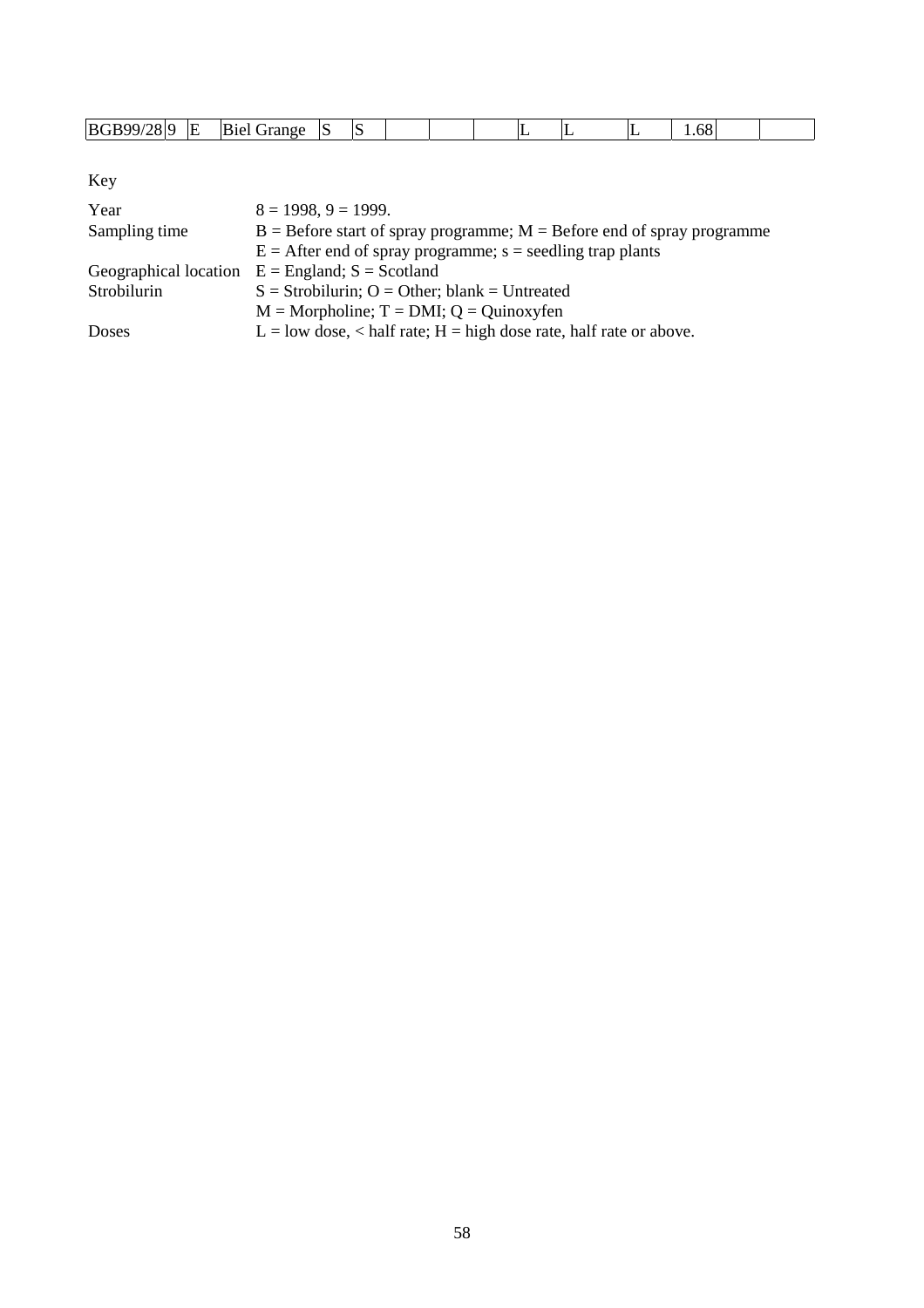| BGB99/28 | 9 | E | Biel Grange | S | S | | | | L | L | L | 1.68 | | |
|---|---|---|---|---|---|---|---|---|---|---|---|---|---|---|

Key

| | |
|---|---|
| Year | 8 = 1998, 9 = 1999. |
| Sampling time | B = Before start of spray programme; M = Before end of spray programme |
| | E = After end of spray programme; s = seedling trap plants |
| Geographical location | E = England; S = Scotland |
| Strobilurin | S = Strobilurin; O = Other; blank = Untreated |
| | M = Morpholine; T = DMI; Q = Quinoxyfen |
| Doses | L = low dose, < half rate; H = high dose rate, half rate or above. |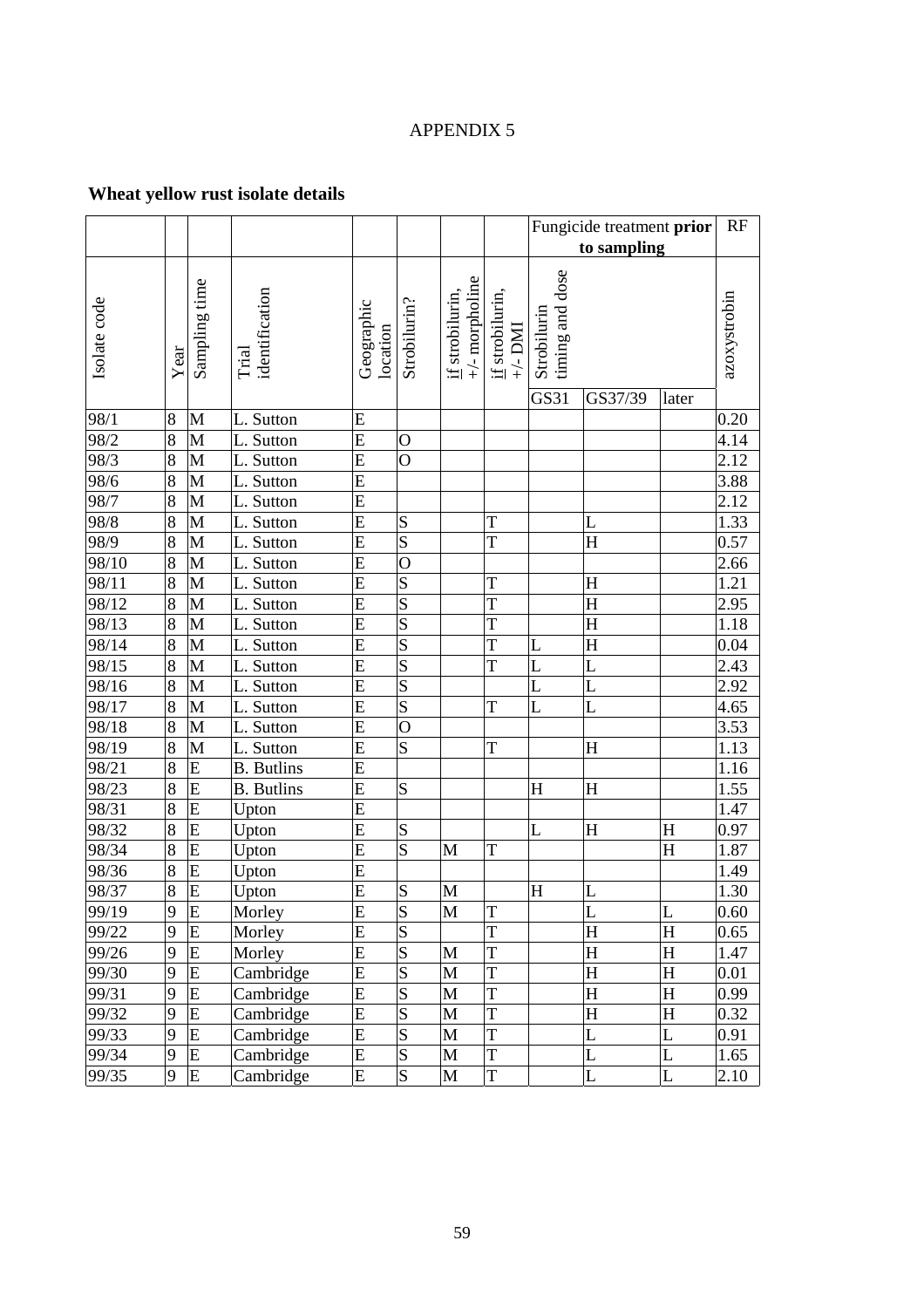APPENDIX 5

## Wheat yellow rust isolate details

| | | | | | | | | Fungicide treatment **prior** to sampling | | | RF |
|---|---|---|---|---|---|---|---|---|---|---|---|
| Isolate code | Year | Sampling time | Trial identification | Geographic location | Strobilurin? | if strobilurin, +/- morpholine | if strobilurin, +/- DMI | Strobilurin timing and dose | | | azoxystrobin |
| | | | | | | | | GS31 | GS37/39 | later | |
| 98/1 | 8 | M | L. Sutton | E | | | | | | | 0.20 |
| 98/2 | 8 | M | L. Sutton | E | O | | | | | | 4.14 |
| 98/3 | 8 | M | L. Sutton | E | O | | | | | | 2.12 |
| 98/6 | 8 | M | L. Sutton | E | | | | | | | 3.88 |
| 98/7 | 8 | M | L. Sutton | E | | | | | | | 2.12 |
| 98/8 | 8 | M | L. Sutton | E | S | | T | | L | | 1.33 |
| 98/9 | 8 | M | L. Sutton | E | S | | T | | H | | 0.57 |
| 98/10 | 8 | M | L. Sutton | E | O | | | | | | 2.66 |
| 98/11 | 8 | M | L. Sutton | E | S | | T | | H | | 1.21 |
| 98/12 | 8 | M | L. Sutton | E | S | | T | | H | | 2.95 |
| 98/13 | 8 | M | L. Sutton | E | S | | T | | H | | 1.18 |
| 98/14 | 8 | M | L. Sutton | E | S | | T | L | H | | 0.04 |
| 98/15 | 8 | M | L. Sutton | E | S | | T | L | L | | 2.43 |
| 98/16 | 8 | M | L. Sutton | E | S | | | L | L | | 2.92 |
| 98/17 | 8 | M | L. Sutton | E | S | | T | L | L | | 4.65 |
| 98/18 | 8 | M | L. Sutton | E | O | | | | | | 3.53 |
| 98/19 | 8 | M | L. Sutton | E | S | | T | | H | | 1.13 |
| 98/21 | 8 | E | B. Butlins | E | | | | | | | 1.16 |
| 98/23 | 8 | E | B. Butlins | E | S | | | H | H | | 1.55 |
| 98/31 | 8 | E | Upton | E | | | | | | | 1.47 |
| 98/32 | 8 | E | Upton | E | S | | | L | H | H | 0.97 |
| 98/34 | 8 | E | Upton | E | S | M | T | | | H | 1.87 |
| 98/36 | 8 | E | Upton | E | | | | | | | 1.49 |
| 98/37 | 8 | E | Upton | E | S | M | | H | L | | 1.30 |
| 99/19 | 9 | E | Morley | E | S | M | T | | L | L | 0.60 |
| 99/22 | 9 | E | Morley | E | S | | T | | H | H | 0.65 |
| 99/26 | 9 | E | Morley | E | S | M | T | | H | H | 1.47 |
| 99/30 | 9 | E | Cambridge | E | S | M | T | | H | H | 0.01 |
| 99/31 | 9 | E | Cambridge | E | S | M | T | | H | H | 0.99 |
| 99/32 | 9 | E | Cambridge | E | S | M | T | | H | H | 0.32 |
| 99/33 | 9 | E | Cambridge | E | S | M | T | | L | L | 0.91 |
| 99/34 | 9 | E | Cambridge | E | S | M | T | | L | L | 1.65 |
| 99/35 | 9 | E | Cambridge | E | S | M | T | | L | L | 2.10 |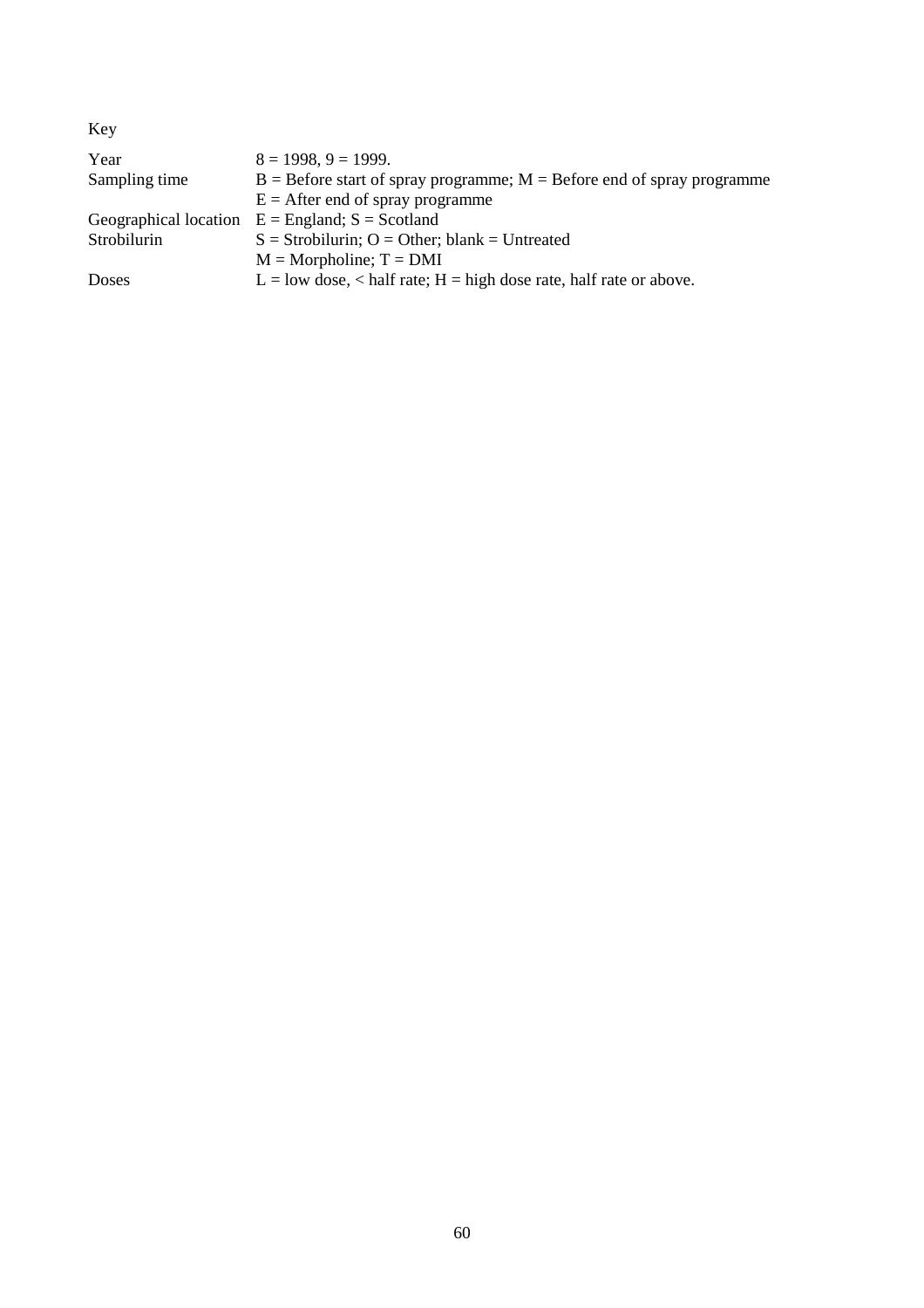Key

| | |
|---|---|
| Year | 8 = 1998, 9 = 1999. |
| Sampling time | B = Before start of spray programme; M = Before end of spray programme |
| | E = After end of spray programme |
| Geographical location | E = England; S = Scotland |
| Strobilurin | S = Strobilurin; O = Other; blank = Untreated |
| | M = Morpholine; T = DMI |
| Doses | L = low dose, < half rate; H = high dose rate, half rate or above. |